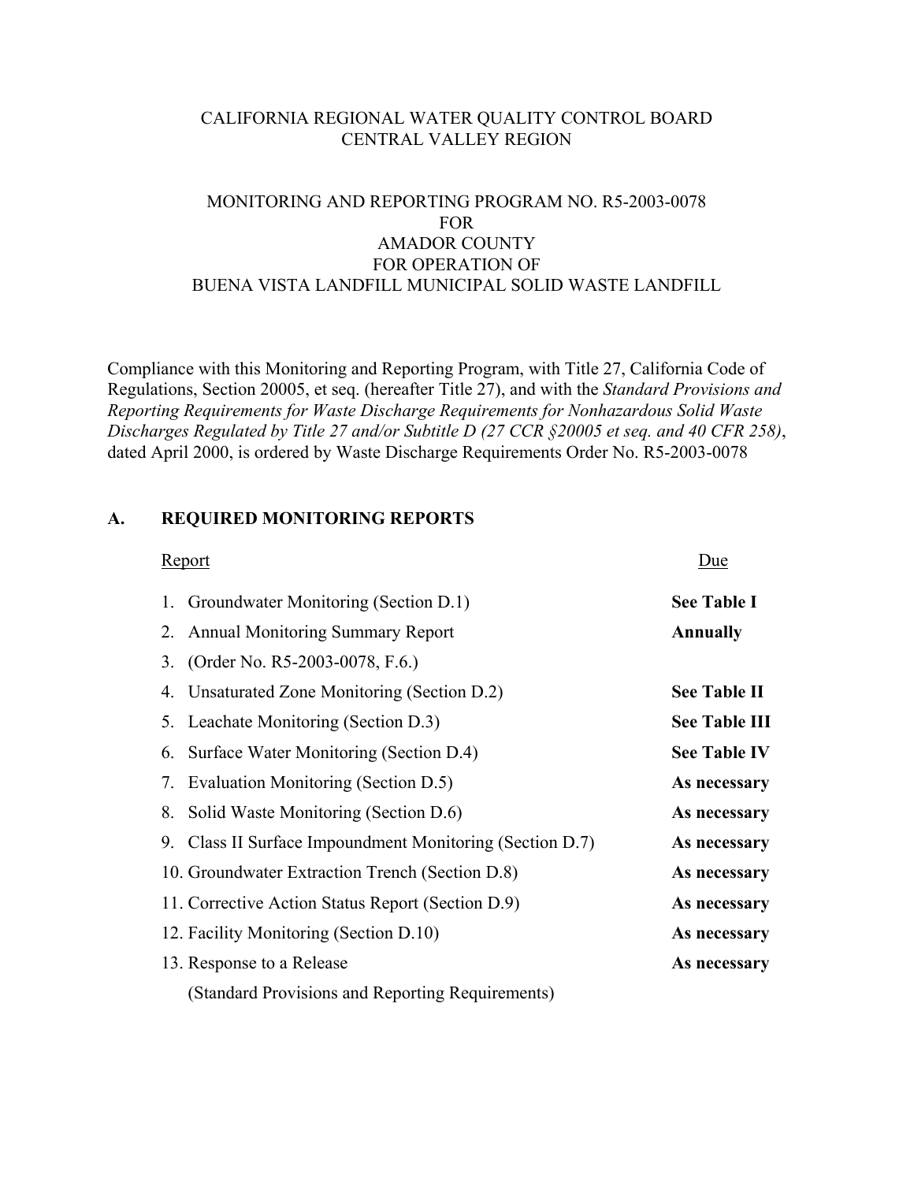CALIFORNIA REGIONAL WATER QUALITY CONTROL BOARD
CENTRAL VALLEY REGION

MONITORING AND REPORTING PROGRAM NO. R5-2003-0078
FOR
AMADOR COUNTY
FOR OPERATION OF
BUENA VISTA LANDFILL MUNICIPAL SOLID WASTE LANDFILL

Compliance with this Monitoring and Reporting Program, with Title 27, California Code of Regulations, Section 20005, et seq. (hereafter Title 27), and with the *Standard Provisions and Reporting Requirements for Waste Discharge Requirements for Nonhazardous Solid Waste Discharges Regulated by Title 27 and/or Subtitle D (27 CCR §20005 et seq. and 40 CFR 258)*, dated April 2000, is ordered by Waste Discharge Requirements Order No. R5-2003-0078

## A. REQUIRED MONITORING REPORTS

| Report | Due |
|---|---|
| 1. Groundwater Monitoring (Section D.1) | **See Table I** |
| 2. Annual Monitoring Summary Report | **Annually** |
| 3. (Order No. R5-2003-0078, F.6.) | |
| 4. Unsaturated Zone Monitoring (Section D.2) | **See Table II** |
| 5. Leachate Monitoring (Section D.3) | **See Table III** |
| 6. Surface Water Monitoring (Section D.4) | **See Table IV** |
| 7. Evaluation Monitoring (Section D.5) | **As necessary** |
| 8. Solid Waste Monitoring (Section D.6) | **As necessary** |
| 9. Class II Surface Impoundment Monitoring (Section D.7) | **As necessary** |
| 10. Groundwater Extraction Trench (Section D.8) | **As necessary** |
| 11. Corrective Action Status Report (Section D.9) | **As necessary** |
| 12. Facility Monitoring (Section D.10) | **As necessary** |
| 13. Response to a Release (Standard Provisions and Reporting Requirements) | **As necessary** |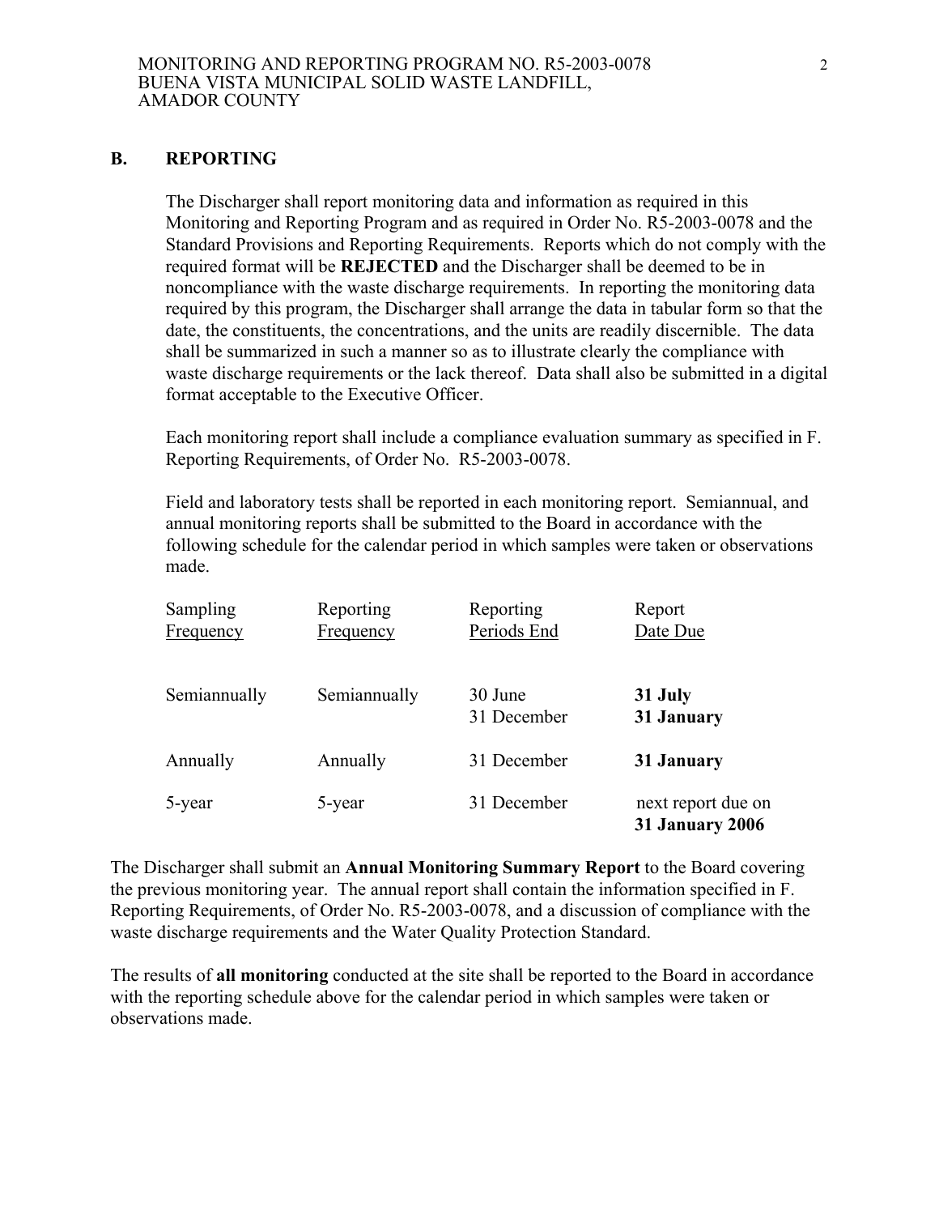## B. REPORTING

The Discharger shall report monitoring data and information as required in this Monitoring and Reporting Program and as required in Order No. R5-2003-0078 and the Standard Provisions and Reporting Requirements. Reports which do not comply with the required format will be **REJECTED** and the Discharger shall be deemed to be in noncompliance with the waste discharge requirements. In reporting the monitoring data required by this program, the Discharger shall arrange the data in tabular form so that the date, the constituents, the concentrations, and the units are readily discernible. The data shall be summarized in such a manner so as to illustrate clearly the compliance with waste discharge requirements or the lack thereof. Data shall also be submitted in a digital format acceptable to the Executive Officer.

Each monitoring report shall include a compliance evaluation summary as specified in F. Reporting Requirements, of Order No. R5-2003-0078.

Field and laboratory tests shall be reported in each monitoring report. Semiannual, and annual monitoring reports shall be submitted to the Board in accordance with the following schedule for the calendar period in which samples were taken or observations made.

| Sampling Frequency | Reporting Frequency | Reporting Periods End | Report Date Due |
|---|---|---|---|
| Semiannually | Semiannually | 30 June<br>31 December | **31 July**<br>**31 January** |
| Annually | Annually | 31 December | **31 January** |
| 5-year | 5-year | 31 December | next report due on **31 January 2006** |

The Discharger shall submit an **Annual Monitoring Summary Report** to the Board covering the previous monitoring year. The annual report shall contain the information specified in F. Reporting Requirements, of Order No. R5-2003-0078, and a discussion of compliance with the waste discharge requirements and the Water Quality Protection Standard.

The results of **all monitoring** conducted at the site shall be reported to the Board in accordance with the reporting schedule above for the calendar period in which samples were taken or observations made.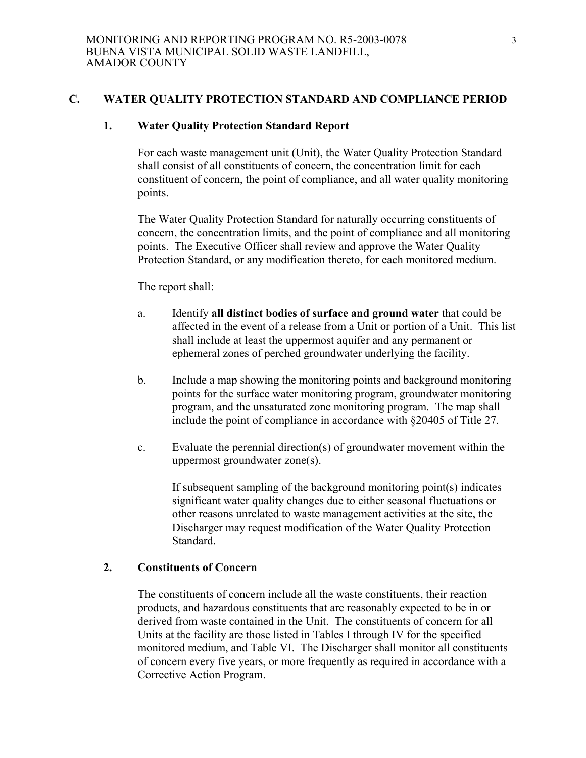## C. WATER QUALITY PROTECTION STANDARD AND COMPLIANCE PERIOD

### 1. Water Quality Protection Standard Report

For each waste management unit (Unit), the Water Quality Protection Standard shall consist of all constituents of concern, the concentration limit for each constituent of concern, the point of compliance, and all water quality monitoring points.

The Water Quality Protection Standard for naturally occurring constituents of concern, the concentration limits, and the point of compliance and all monitoring points. The Executive Officer shall review and approve the Water Quality Protection Standard, or any modification thereto, for each monitored medium.

The report shall:

a. Identify **all distinct bodies of surface and ground water** that could be affected in the event of a release from a Unit or portion of a Unit. This list shall include at least the uppermost aquifer and any permanent or ephemeral zones of perched groundwater underlying the facility.

b. Include a map showing the monitoring points and background monitoring points for the surface water monitoring program, groundwater monitoring program, and the unsaturated zone monitoring program. The map shall include the point of compliance in accordance with §20405 of Title 27.

c. Evaluate the perennial direction(s) of groundwater movement within the uppermost groundwater zone(s).

   If subsequent sampling of the background monitoring point(s) indicates significant water quality changes due to either seasonal fluctuations or other reasons unrelated to waste management activities at the site, the Discharger may request modification of the Water Quality Protection Standard.

### 2. Constituents of Concern

The constituents of concern include all the waste constituents, their reaction products, and hazardous constituents that are reasonably expected to be in or derived from waste contained in the Unit. The constituents of concern for all Units at the facility are those listed in Tables I through IV for the specified monitored medium, and Table VI. The Discharger shall monitor all constituents of concern every five years, or more frequently as required in accordance with a Corrective Action Program.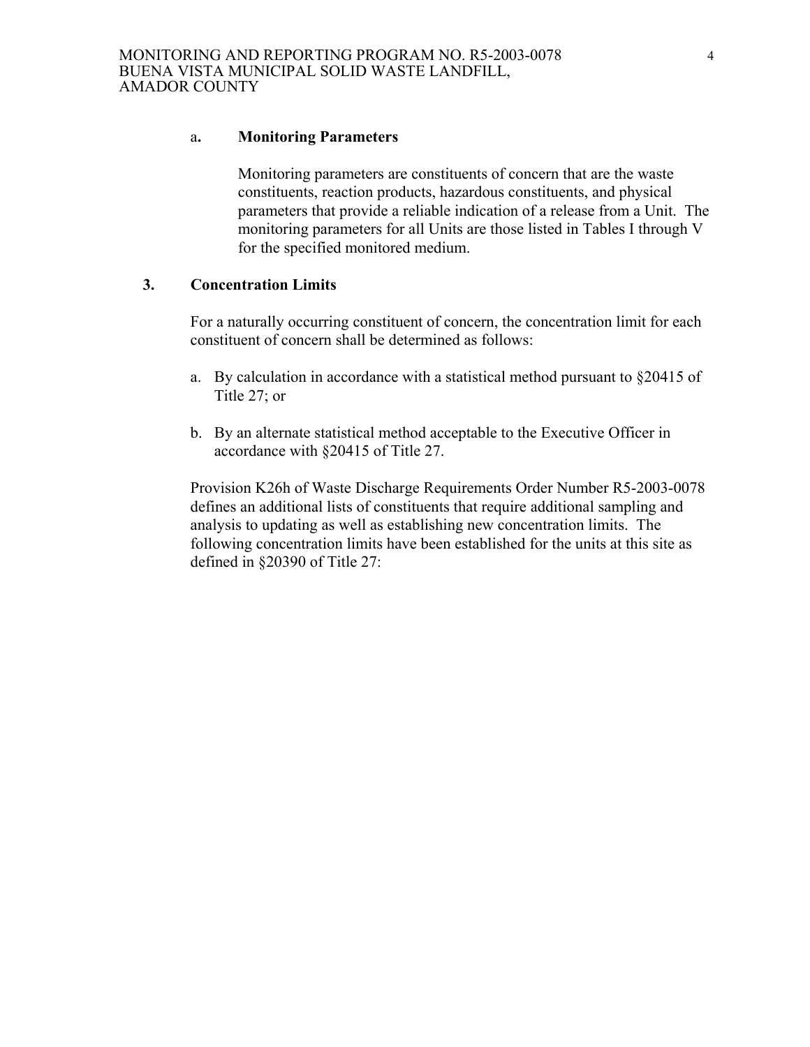a**. Monitoring Parameters**

Monitoring parameters are constituents of concern that are the waste constituents, reaction products, hazardous constituents, and physical parameters that provide a reliable indication of a release from a Unit. The monitoring parameters for all Units are those listed in Tables I through V for the specified monitored medium.

**3. Concentration Limits**

For a naturally occurring constituent of concern, the concentration limit for each constituent of concern shall be determined as follows:

a. By calculation in accordance with a statistical method pursuant to §20415 of Title 27; or

b. By an alternate statistical method acceptable to the Executive Officer in accordance with §20415 of Title 27.

Provision K26h of Waste Discharge Requirements Order Number R5-2003-0078 defines an additional lists of constituents that require additional sampling and analysis to updating as well as establishing new concentration limits. The following concentration limits have been established for the units at this site as defined in §20390 of Title 27: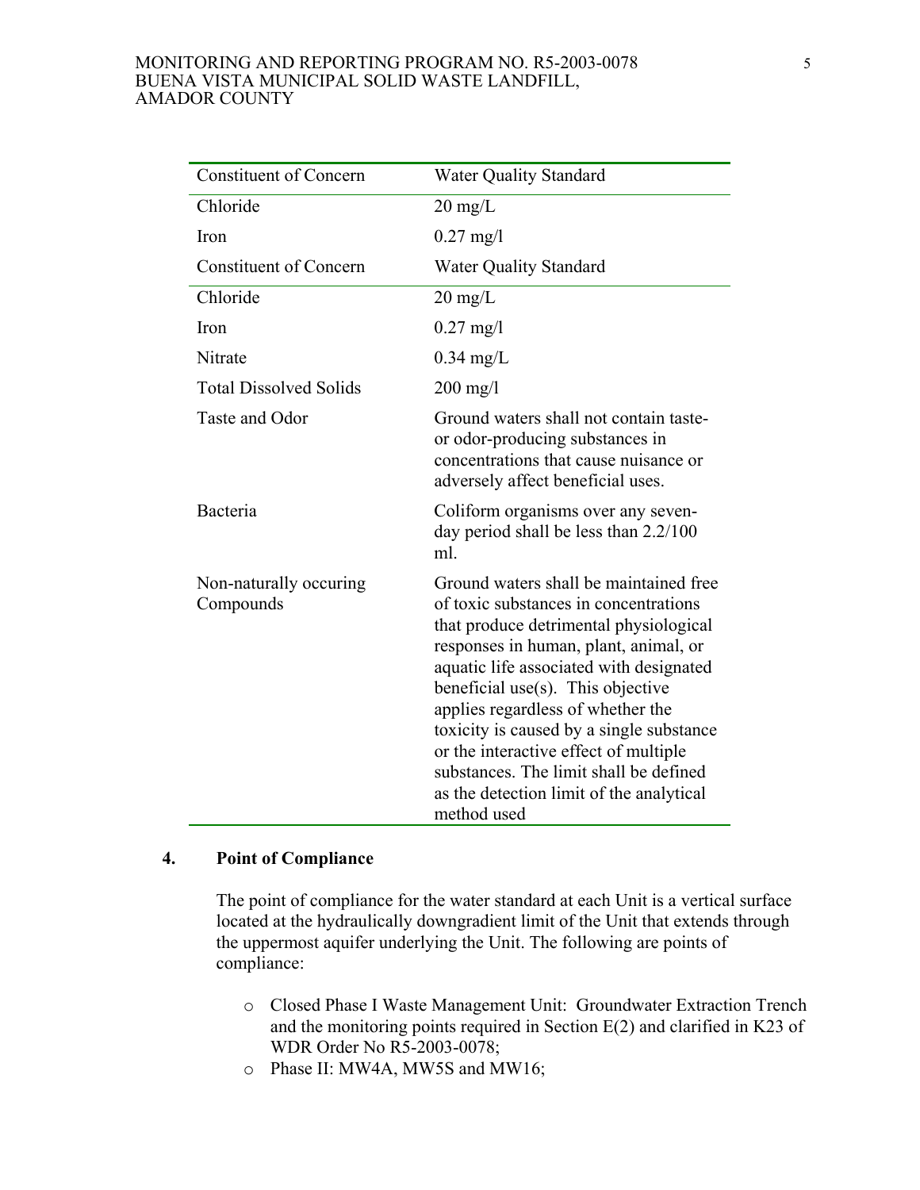| Constituent of Concern | Water Quality Standard |
| --- | --- |
| Chloride | 20 mg/L |
| Iron | 0.27 mg/l |
| Constituent of Concern | Water Quality Standard |
| Chloride | 20 mg/L |
| Iron | 0.27 mg/l |
| Nitrate | 0.34 mg/L |
| Total Dissolved Solids | 200 mg/l |
| Taste and Odor | Ground waters shall not contain taste- or odor-producing substances in concentrations that cause nuisance or adversely affect beneficial uses. |
| Bacteria | Coliform organisms over any seven-day period shall be less than 2.2/100 ml. |
| Non-naturally occuring Compounds | Ground waters shall be maintained free of toxic substances in concentrations that produce detrimental physiological responses in human, plant, animal, or aquatic life associated with designated beneficial use(s). This objective applies regardless of whether the toxicity is caused by a single substance or the interactive effect of multiple substances. The limit shall be defined as the detection limit of the analytical method used |

## 4. Point of Compliance

The point of compliance for the water standard at each Unit is a vertical surface located at the hydraulically downgradient limit of the Unit that extends through the uppermost aquifer underlying the Unit. The following are points of compliance:

- Closed Phase I Waste Management Unit: Groundwater Extraction Trench and the monitoring points required in Section E(2) and clarified in K23 of WDR Order No R5-2003-0078;
- Phase II: MW4A, MW5S and MW16;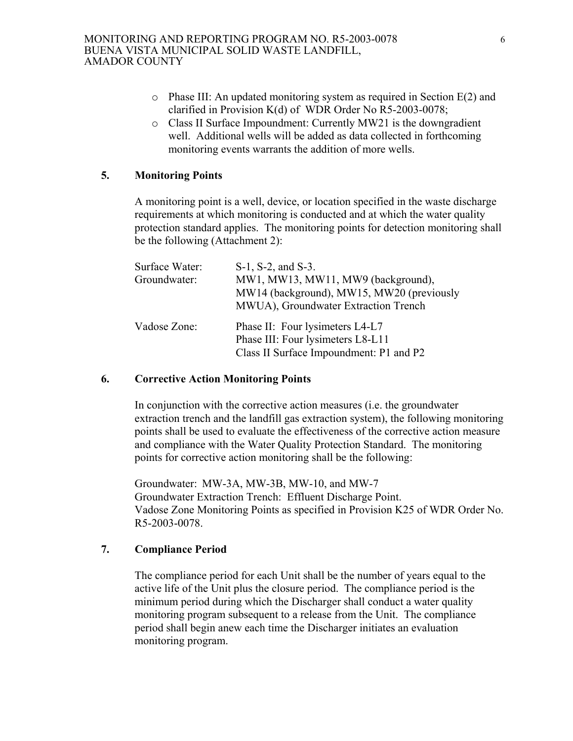- Phase III: An updated monitoring system as required in Section E(2) and clarified in Provision K(d) of WDR Order No R5-2003-0078;
- Class II Surface Impoundment: Currently MW21 is the downgradient well. Additional wells will be added as data collected in forthcoming monitoring events warrants the addition of more wells.

## 5. Monitoring Points

A monitoring point is a well, device, or location specified in the waste discharge requirements at which monitoring is conducted and at which the water quality protection standard applies. The monitoring points for detection monitoring shall be the following (Attachment 2):

| | |
|---|---|
| Surface Water: | S-1, S-2, and S-3. |
| Groundwater: | MW1, MW13, MW11, MW9 (background), MW14 (background), MW15, MW20 (previously MWUA), Groundwater Extraction Trench |
| Vadose Zone: | Phase II: Four lysimeters L4-L7<br>Phase III: Four lysimeters L8-L11<br>Class II Surface Impoundment: P1 and P2 |

## 6. Corrective Action Monitoring Points

In conjunction with the corrective action measures (i.e. the groundwater extraction trench and the landfill gas extraction system), the following monitoring points shall be used to evaluate the effectiveness of the corrective action measure and compliance with the Water Quality Protection Standard. The monitoring points for corrective action monitoring shall be the following:

Groundwater: MW-3A, MW-3B, MW-10, and MW-7
Groundwater Extraction Trench: Effluent Discharge Point.
Vadose Zone Monitoring Points as specified in Provision K25 of WDR Order No. R5-2003-0078.

## 7. Compliance Period

The compliance period for each Unit shall be the number of years equal to the active life of the Unit plus the closure period. The compliance period is the minimum period during which the Discharger shall conduct a water quality monitoring program subsequent to a release from the Unit. The compliance period shall begin anew each time the Discharger initiates an evaluation monitoring program.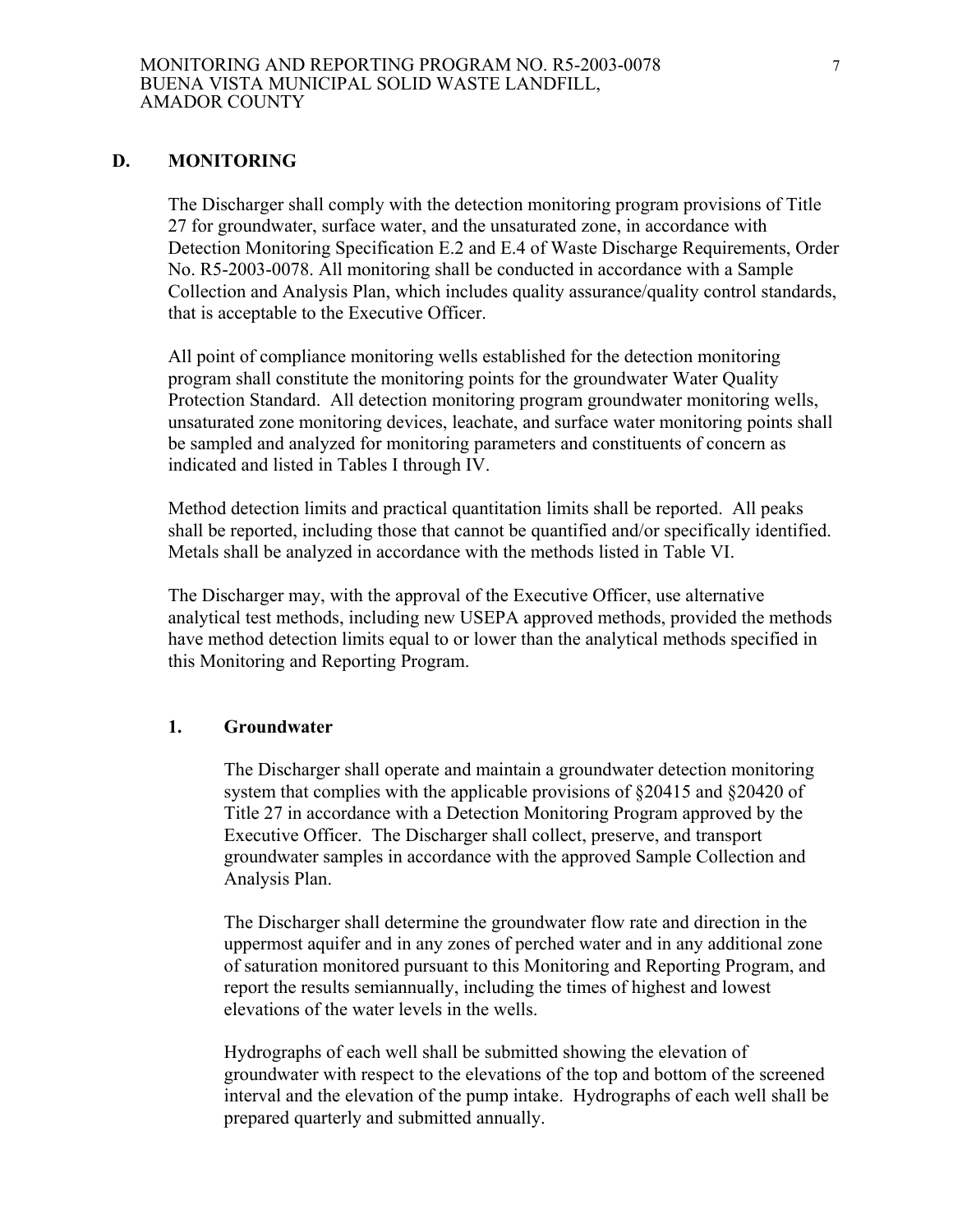## D. MONITORING

The Discharger shall comply with the detection monitoring program provisions of Title 27 for groundwater, surface water, and the unsaturated zone, in accordance with Detection Monitoring Specification E.2 and E.4 of Waste Discharge Requirements, Order No. R5-2003-0078. All monitoring shall be conducted in accordance with a Sample Collection and Analysis Plan, which includes quality assurance/quality control standards, that is acceptable to the Executive Officer.

All point of compliance monitoring wells established for the detection monitoring program shall constitute the monitoring points for the groundwater Water Quality Protection Standard. All detection monitoring program groundwater monitoring wells, unsaturated zone monitoring devices, leachate, and surface water monitoring points shall be sampled and analyzed for monitoring parameters and constituents of concern as indicated and listed in Tables I through IV.

Method detection limits and practical quantitation limits shall be reported. All peaks shall be reported, including those that cannot be quantified and/or specifically identified. Metals shall be analyzed in accordance with the methods listed in Table VI.

The Discharger may, with the approval of the Executive Officer, use alternative analytical test methods, including new USEPA approved methods, provided the methods have method detection limits equal to or lower than the analytical methods specified in this Monitoring and Reporting Program.

### 1. Groundwater

The Discharger shall operate and maintain a groundwater detection monitoring system that complies with the applicable provisions of §20415 and §20420 of Title 27 in accordance with a Detection Monitoring Program approved by the Executive Officer. The Discharger shall collect, preserve, and transport groundwater samples in accordance with the approved Sample Collection and Analysis Plan.

The Discharger shall determine the groundwater flow rate and direction in the uppermost aquifer and in any zones of perched water and in any additional zone of saturation monitored pursuant to this Monitoring and Reporting Program, and report the results semiannually, including the times of highest and lowest elevations of the water levels in the wells.

Hydrographs of each well shall be submitted showing the elevation of groundwater with respect to the elevations of the top and bottom of the screened interval and the elevation of the pump intake. Hydrographs of each well shall be prepared quarterly and submitted annually.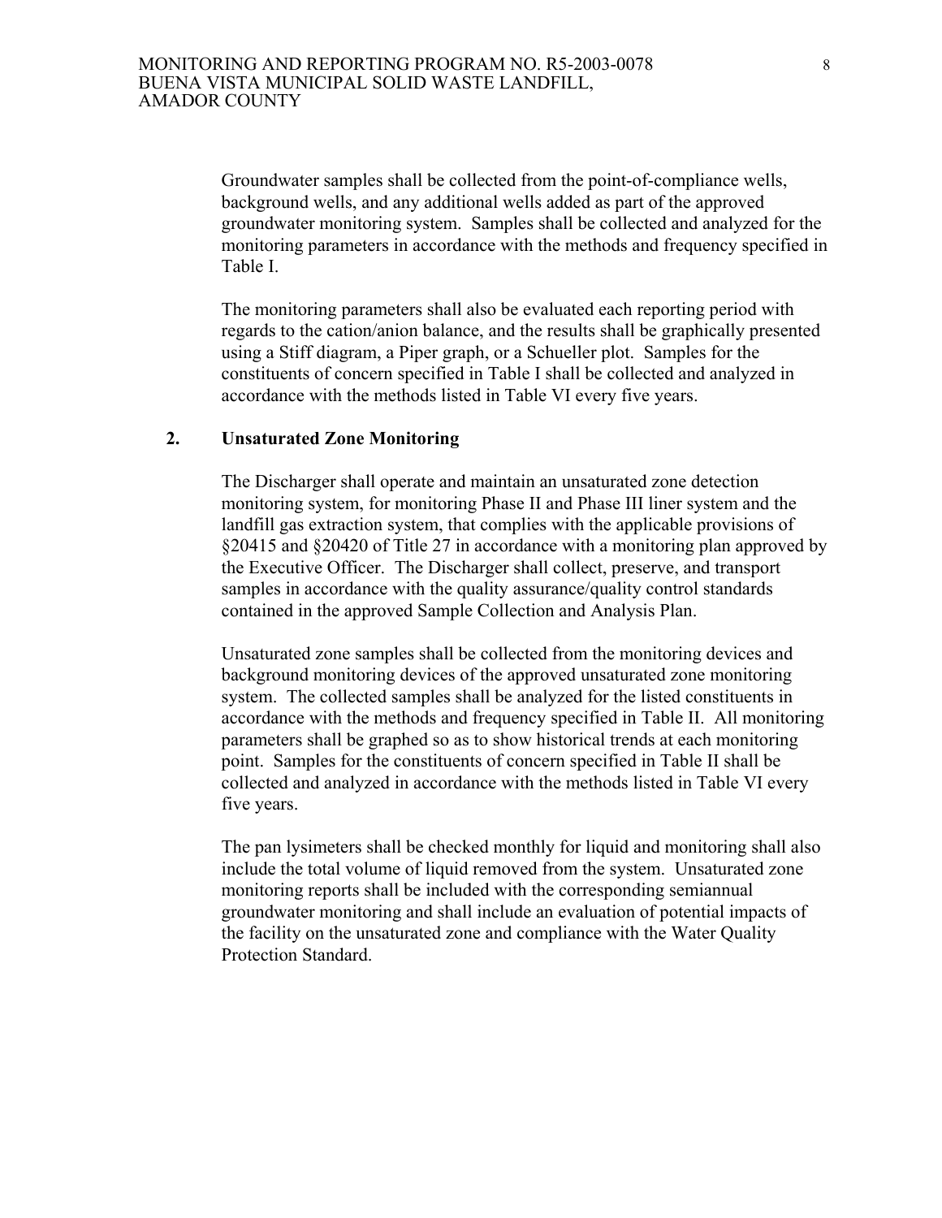Groundwater samples shall be collected from the point-of-compliance wells, background wells, and any additional wells added as part of the approved groundwater monitoring system. Samples shall be collected and analyzed for the monitoring parameters in accordance with the methods and frequency specified in Table I.

The monitoring parameters shall also be evaluated each reporting period with regards to the cation/anion balance, and the results shall be graphically presented using a Stiff diagram, a Piper graph, or a Schueller plot. Samples for the constituents of concern specified in Table I shall be collected and analyzed in accordance with the methods listed in Table VI every five years.

**2. Unsaturated Zone Monitoring**

The Discharger shall operate and maintain an unsaturated zone detection monitoring system, for monitoring Phase II and Phase III liner system and the landfill gas extraction system, that complies with the applicable provisions of §20415 and §20420 of Title 27 in accordance with a monitoring plan approved by the Executive Officer. The Discharger shall collect, preserve, and transport samples in accordance with the quality assurance/quality control standards contained in the approved Sample Collection and Analysis Plan.

Unsaturated zone samples shall be collected from the monitoring devices and background monitoring devices of the approved unsaturated zone monitoring system. The collected samples shall be analyzed for the listed constituents in accordance with the methods and frequency specified in Table II. All monitoring parameters shall be graphed so as to show historical trends at each monitoring point. Samples for the constituents of concern specified in Table II shall be collected and analyzed in accordance with the methods listed in Table VI every five years.

The pan lysimeters shall be checked monthly for liquid and monitoring shall also include the total volume of liquid removed from the system. Unsaturated zone monitoring reports shall be included with the corresponding semiannual groundwater monitoring and shall include an evaluation of potential impacts of the facility on the unsaturated zone and compliance with the Water Quality Protection Standard.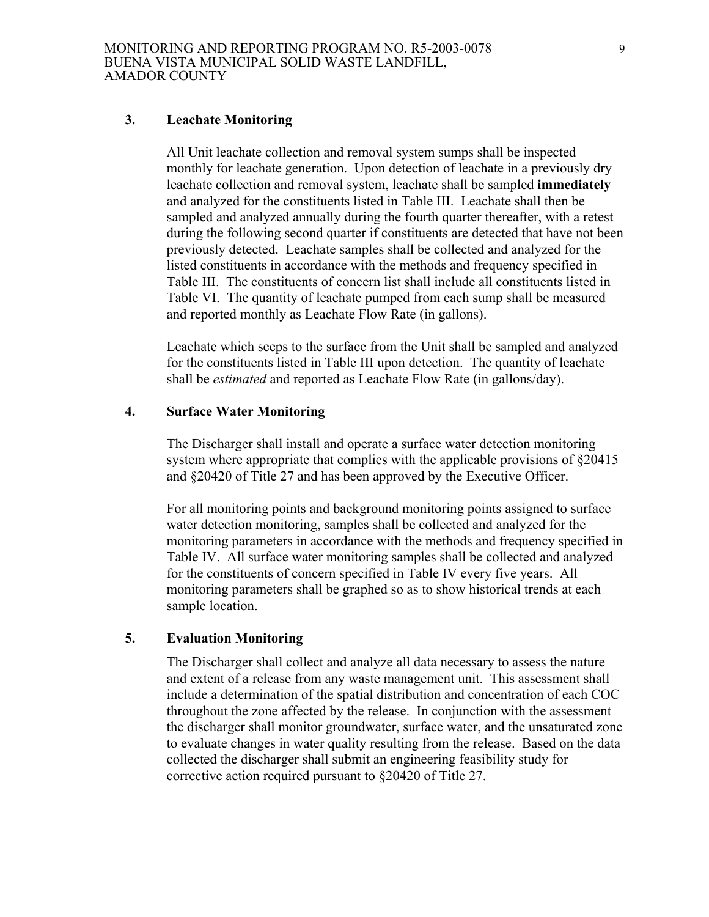### 3. Leachate Monitoring

All Unit leachate collection and removal system sumps shall be inspected monthly for leachate generation. Upon detection of leachate in a previously dry leachate collection and removal system, leachate shall be sampled **immediately** and analyzed for the constituents listed in Table III. Leachate shall then be sampled and analyzed annually during the fourth quarter thereafter, with a retest during the following second quarter if constituents are detected that have not been previously detected. Leachate samples shall be collected and analyzed for the listed constituents in accordance with the methods and frequency specified in Table III. The constituents of concern list shall include all constituents listed in Table VI. The quantity of leachate pumped from each sump shall be measured and reported monthly as Leachate Flow Rate (in gallons).

Leachate which seeps to the surface from the Unit shall be sampled and analyzed for the constituents listed in Table III upon detection. The quantity of leachate shall be *estimated* and reported as Leachate Flow Rate (in gallons/day).

### 4. Surface Water Monitoring

The Discharger shall install and operate a surface water detection monitoring system where appropriate that complies with the applicable provisions of §20415 and §20420 of Title 27 and has been approved by the Executive Officer.

For all monitoring points and background monitoring points assigned to surface water detection monitoring, samples shall be collected and analyzed for the monitoring parameters in accordance with the methods and frequency specified in Table IV. All surface water monitoring samples shall be collected and analyzed for the constituents of concern specified in Table IV every five years. All monitoring parameters shall be graphed so as to show historical trends at each sample location.

### 5. Evaluation Monitoring

The Discharger shall collect and analyze all data necessary to assess the nature and extent of a release from any waste management unit. This assessment shall include a determination of the spatial distribution and concentration of each COC throughout the zone affected by the release. In conjunction with the assessment the discharger shall monitor groundwater, surface water, and the unsaturated zone to evaluate changes in water quality resulting from the release. Based on the data collected the discharger shall submit an engineering feasibility study for corrective action required pursuant to §20420 of Title 27.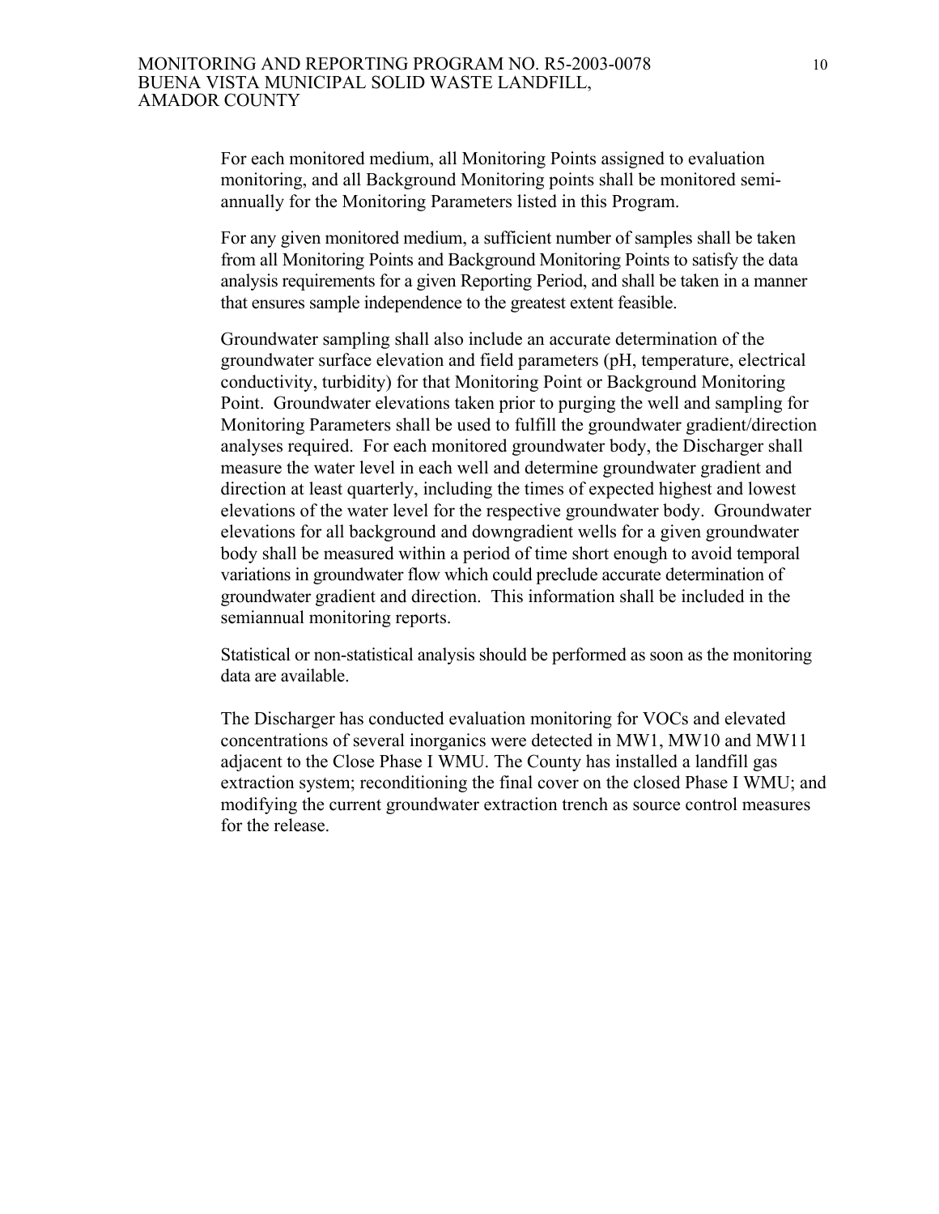For each monitored medium, all Monitoring Points assigned to evaluation monitoring, and all Background Monitoring points shall be monitored semi-annually for the Monitoring Parameters listed in this Program.

For any given monitored medium, a sufficient number of samples shall be taken from all Monitoring Points and Background Monitoring Points to satisfy the data analysis requirements for a given Reporting Period, and shall be taken in a manner that ensures sample independence to the greatest extent feasible.

Groundwater sampling shall also include an accurate determination of the groundwater surface elevation and field parameters (pH, temperature, electrical conductivity, turbidity) for that Monitoring Point or Background Monitoring Point. Groundwater elevations taken prior to purging the well and sampling for Monitoring Parameters shall be used to fulfill the groundwater gradient/direction analyses required. For each monitored groundwater body, the Discharger shall measure the water level in each well and determine groundwater gradient and direction at least quarterly, including the times of expected highest and lowest elevations of the water level for the respective groundwater body. Groundwater elevations for all background and downgradient wells for a given groundwater body shall be measured within a period of time short enough to avoid temporal variations in groundwater flow which could preclude accurate determination of groundwater gradient and direction. This information shall be included in the semiannual monitoring reports.

Statistical or non-statistical analysis should be performed as soon as the monitoring data are available.

The Discharger has conducted evaluation monitoring for VOCs and elevated concentrations of several inorganics were detected in MW1, MW10 and MW11 adjacent to the Close Phase I WMU. The County has installed a landfill gas extraction system; reconditioning the final cover on the closed Phase I WMU; and modifying the current groundwater extraction trench as source control measures for the release.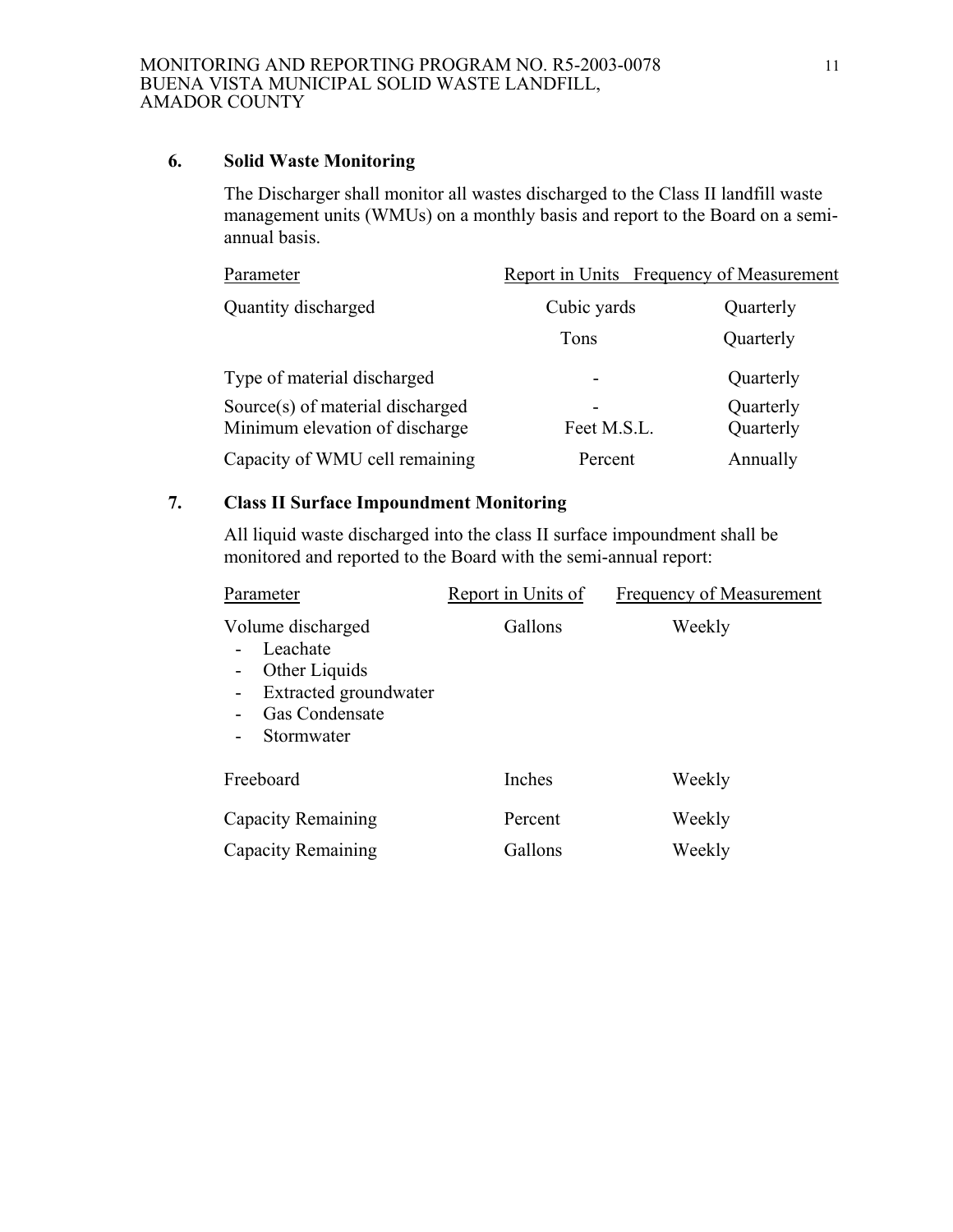### 6. Solid Waste Monitoring

The Discharger shall monitor all wastes discharged to the Class II landfill waste management units (WMUs) on a monthly basis and report to the Board on a semi-annual basis.

| Parameter | Report in Units | Frequency of Measurement |
|---|---|---|
| Quantity discharged | Cubic yards | Quarterly |
| | Tons | Quarterly |
| Type of material discharged | - | Quarterly |
| Source(s) of material discharged | - | Quarterly |
| Minimum elevation of discharge | Feet M.S.L. | Quarterly |
| Capacity of WMU cell remaining | Percent | Annually |

### 7. Class II Surface Impoundment Monitoring

All liquid waste discharged into the class II surface impoundment shall be monitored and reported to the Board with the semi-annual report:

| Parameter | Report in Units of | Frequency of Measurement |
|---|---|---|
| Volume discharged<br>- Leachate<br>- Other Liquids<br>- Extracted groundwater<br>- Gas Condensate<br>- Stormwater | Gallons | Weekly |
| Freeboard | Inches | Weekly |
| Capacity Remaining | Percent | Weekly |
| Capacity Remaining | Gallons | Weekly |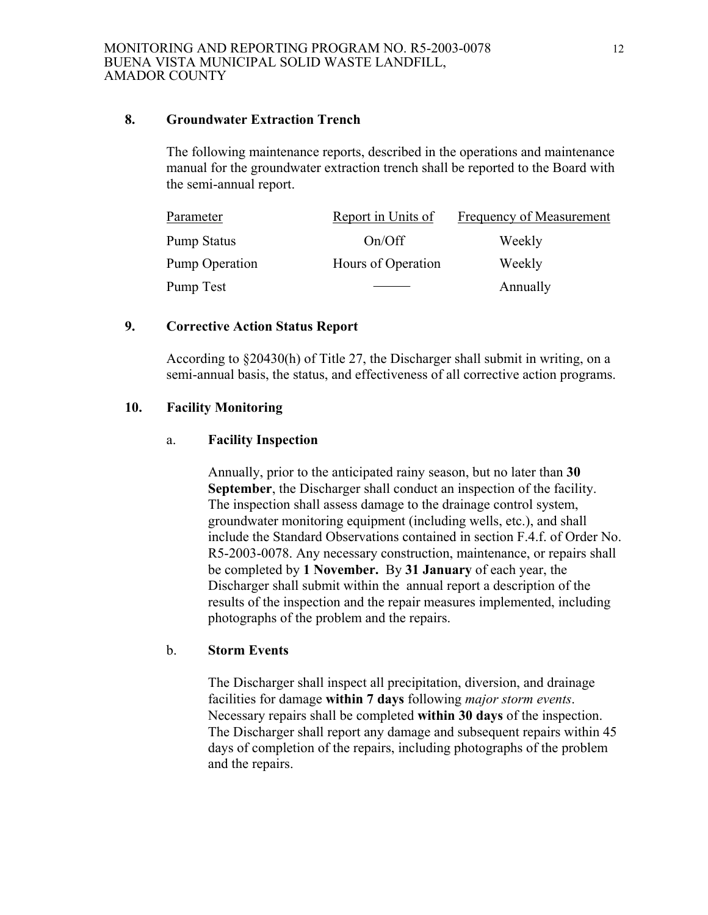### 8. Groundwater Extraction Trench

The following maintenance reports, described in the operations and maintenance manual for the groundwater extraction trench shall be reported to the Board with the semi-annual report.

| Parameter | Report in Units of | Frequency of Measurement |
|---|---|---|
| Pump Status | On/Off | Weekly |
| Pump Operation | Hours of Operation | Weekly |
| Pump Test | ——— | Annually |

### 9. Corrective Action Status Report

According to §20430(h) of Title 27, the Discharger shall submit in writing, on a semi-annual basis, the status, and effectiveness of all corrective action programs.

### 10. Facility Monitoring

#### a. Facility Inspection

Annually, prior to the anticipated rainy season, but no later than **30 September**, the Discharger shall conduct an inspection of the facility. The inspection shall assess damage to the drainage control system, groundwater monitoring equipment (including wells, etc.), and shall include the Standard Observations contained in section F.4.f. of Order No. R5-2003-0078. Any necessary construction, maintenance, or repairs shall be completed by **1 November.** By **31 January** of each year, the Discharger shall submit within the annual report a description of the results of the inspection and the repair measures implemented, including photographs of the problem and the repairs.

#### b. Storm Events

The Discharger shall inspect all precipitation, diversion, and drainage facilities for damage **within 7 days** following *major storm events*. Necessary repairs shall be completed **within 30 days** of the inspection. The Discharger shall report any damage and subsequent repairs within 45 days of completion of the repairs, including photographs of the problem and the repairs.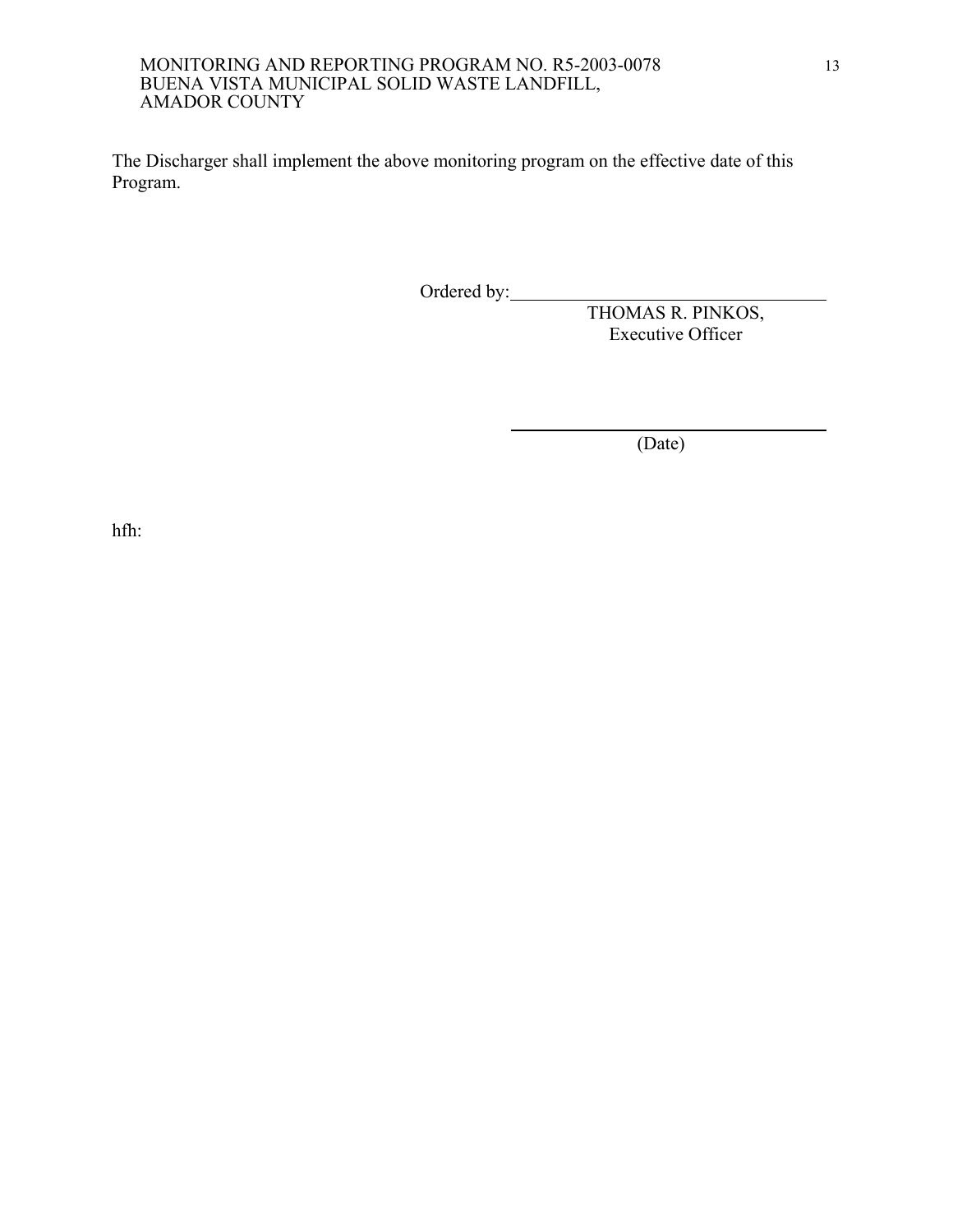The Discharger shall implement the above monitoring program on the effective date of this Program.

Ordered by: \_\_\_\_\_\_\_\_\_\_\_\_\_\_\_\_\_\_\_\_\_\_\_\_\_\_\_\_\_\_\_\_\_\_

THOMAS R. PINKOS,
Executive Officer

\_\_\_\_\_\_\_\_\_\_\_\_\_\_\_\_\_\_\_\_\_\_\_\_\_\_\_\_\_\_\_\_\_\_

(Date)

hfh: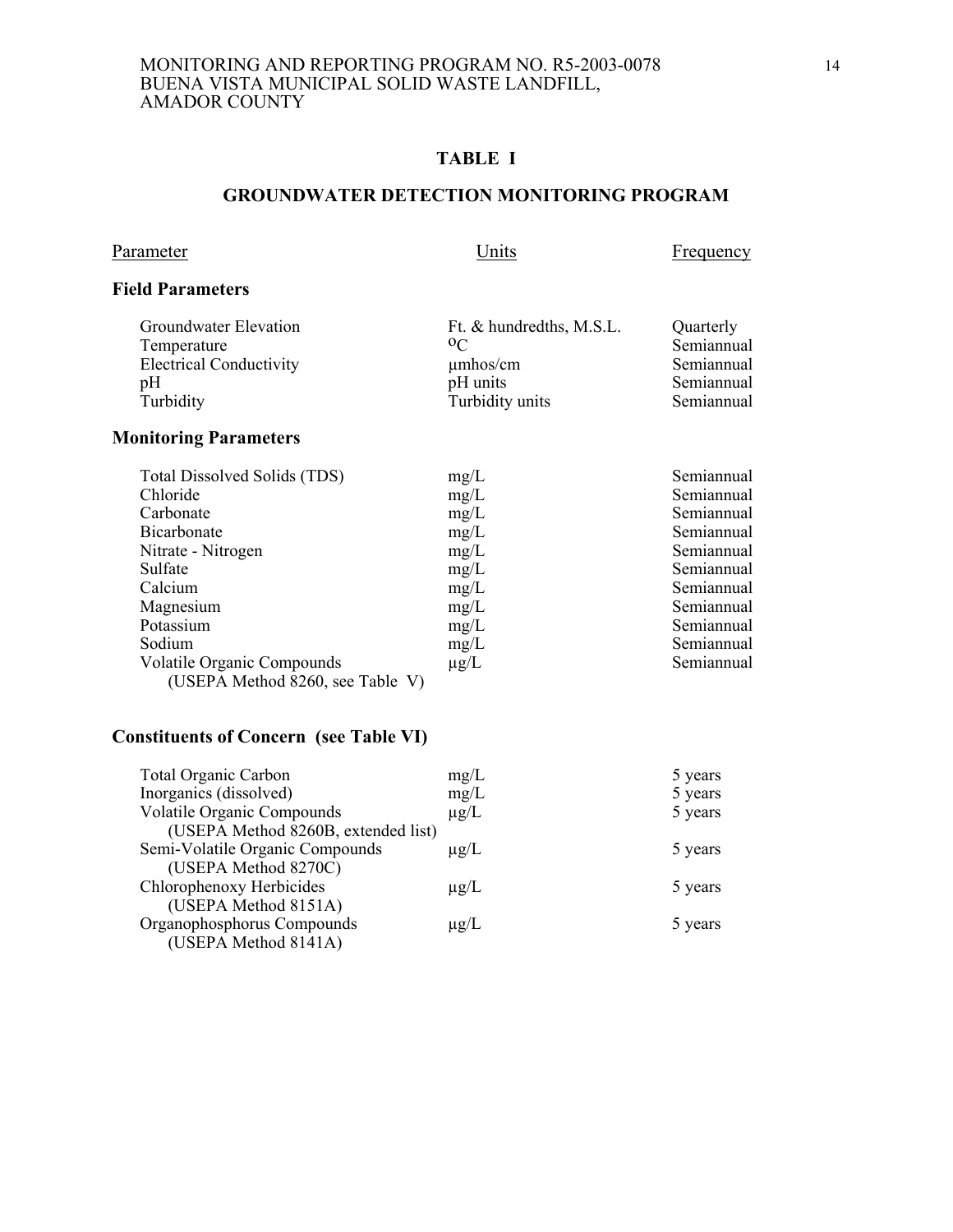## TABLE I

## GROUNDWATER DETECTION MONITORING PROGRAM

| Parameter | Units | Frequency |
|---|---|---|
| **Field Parameters** | | |
| Groundwater Elevation | Ft. & hundredths, M.S.L. | Quarterly |
| Temperature | $^{o}C$ | Semiannual |
| Electrical Conductivity | µmhos/cm | Semiannual |
| pH | pH units | Semiannual |
| Turbidity | Turbidity units | Semiannual |
| **Monitoring Parameters** | | |
| Total Dissolved Solids (TDS) | mg/L | Semiannual |
| Chloride | mg/L | Semiannual |
| Carbonate | mg/L | Semiannual |
| Bicarbonate | mg/L | Semiannual |
| Nitrate - Nitrogen | mg/L | Semiannual |
| Sulfate | mg/L | Semiannual |
| Calcium | mg/L | Semiannual |
| Magnesium | mg/L | Semiannual |
| Potassium | mg/L | Semiannual |
| Sodium | mg/L | Semiannual |
| Volatile Organic Compounds (USEPA Method 8260, see Table V) | µg/L | Semiannual |
| **Constituents of Concern (see Table VI)** | | |
| Total Organic Carbon | mg/L | 5 years |
| Inorganics (dissolved) | mg/L | 5 years |
| Volatile Organic Compounds (USEPA Method 8260B, extended list) | µg/L | 5 years |
| Semi-Volatile Organic Compounds (USEPA Method 8270C) | µg/L | 5 years |
| Chlorophenoxy Herbicides (USEPA Method 8151A) | µg/L | 5 years |
| Organophosphorus Compounds (USEPA Method 8141A) | µg/L | 5 years |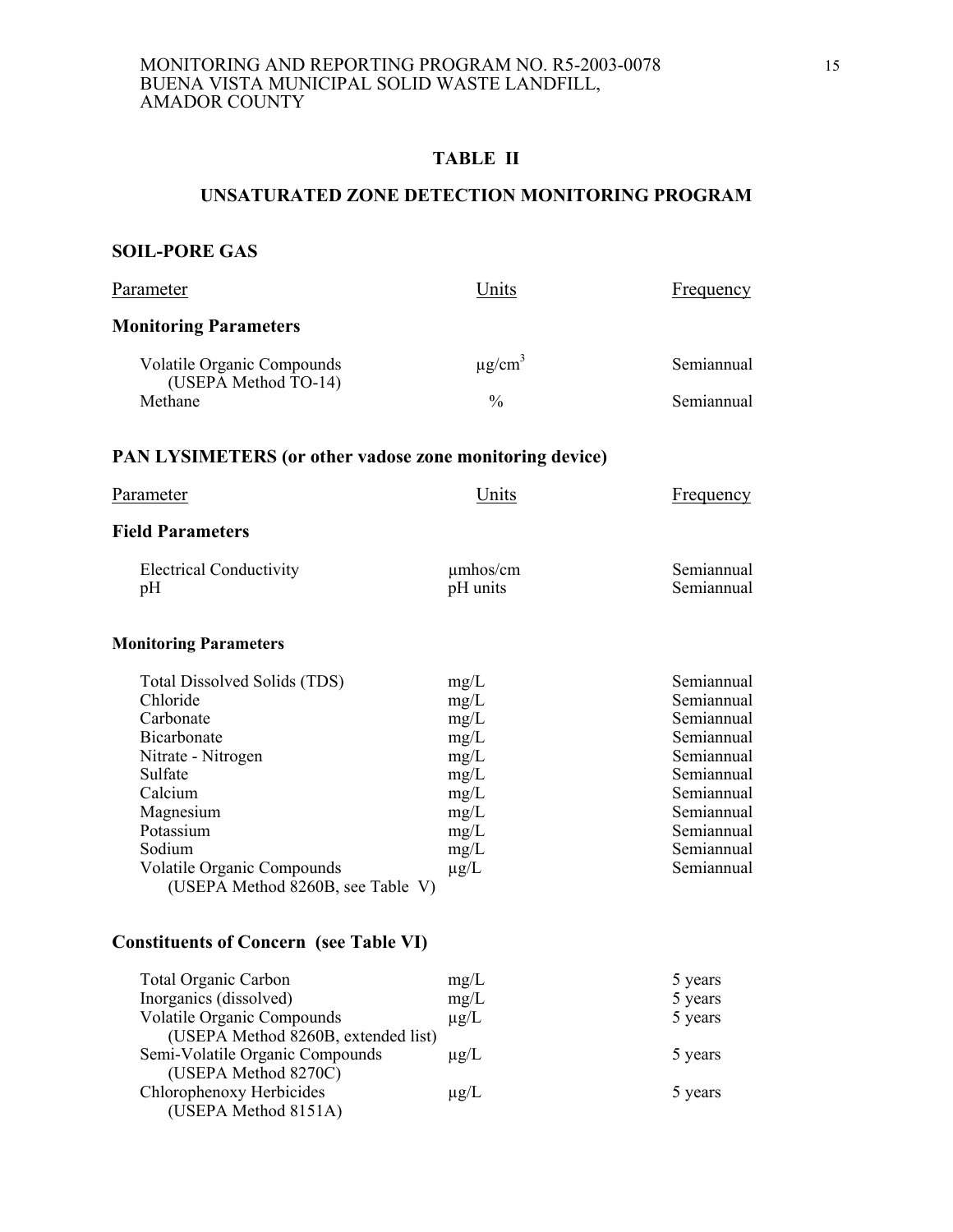MONITORING AND REPORTING PROGRAM NO. R5-2003-0078
BUENA VISTA MUNICIPAL SOLID WASTE LANDFILL,
AMADOR COUNTY

## TABLE II

## UNSATURATED ZONE DETECTION MONITORING PROGRAM

### SOIL-PORE GAS

| Parameter | Units | Frequency |
|---|---|---|
| **Monitoring Parameters** | | |
| Volatile Organic Compounds (USEPA Method TO-14) | μg/cm$^3$ | Semiannual |
| Methane | % | Semiannual |

### PAN LYSIMETERS (or other vadose zone monitoring device)

| Parameter | Units | Frequency |
|---|---|---|
| **Field Parameters** | | |
| Electrical Conductivity | μmhos/cm | Semiannual |
| pH | pH units | Semiannual |
| **Monitoring Parameters** | | |
| Total Dissolved Solids (TDS) | mg/L | Semiannual |
| Chloride | mg/L | Semiannual |
| Carbonate | mg/L | Semiannual |
| Bicarbonate | mg/L | Semiannual |
| Nitrate - Nitrogen | mg/L | Semiannual |
| Sulfate | mg/L | Semiannual |
| Calcium | mg/L | Semiannual |
| Magnesium | mg/L | Semiannual |
| Potassium | mg/L | Semiannual |
| Sodium | mg/L | Semiannual |
| Volatile Organic Compounds (USEPA Method 8260B, see Table V) | μg/L | Semiannual |

### Constituents of Concern (see Table VI)

| Parameter | Units | Frequency |
|---|---|---|
| Total Organic Carbon | mg/L | 5 years |
| Inorganics (dissolved) | mg/L | 5 years |
| Volatile Organic Compounds (USEPA Method 8260B, extended list) | μg/L | 5 years |
| Semi-Volatile Organic Compounds (USEPA Method 8270C) | μg/L | 5 years |
| Chlorophenoxy Herbicides (USEPA Method 8151A) | μg/L | 5 years |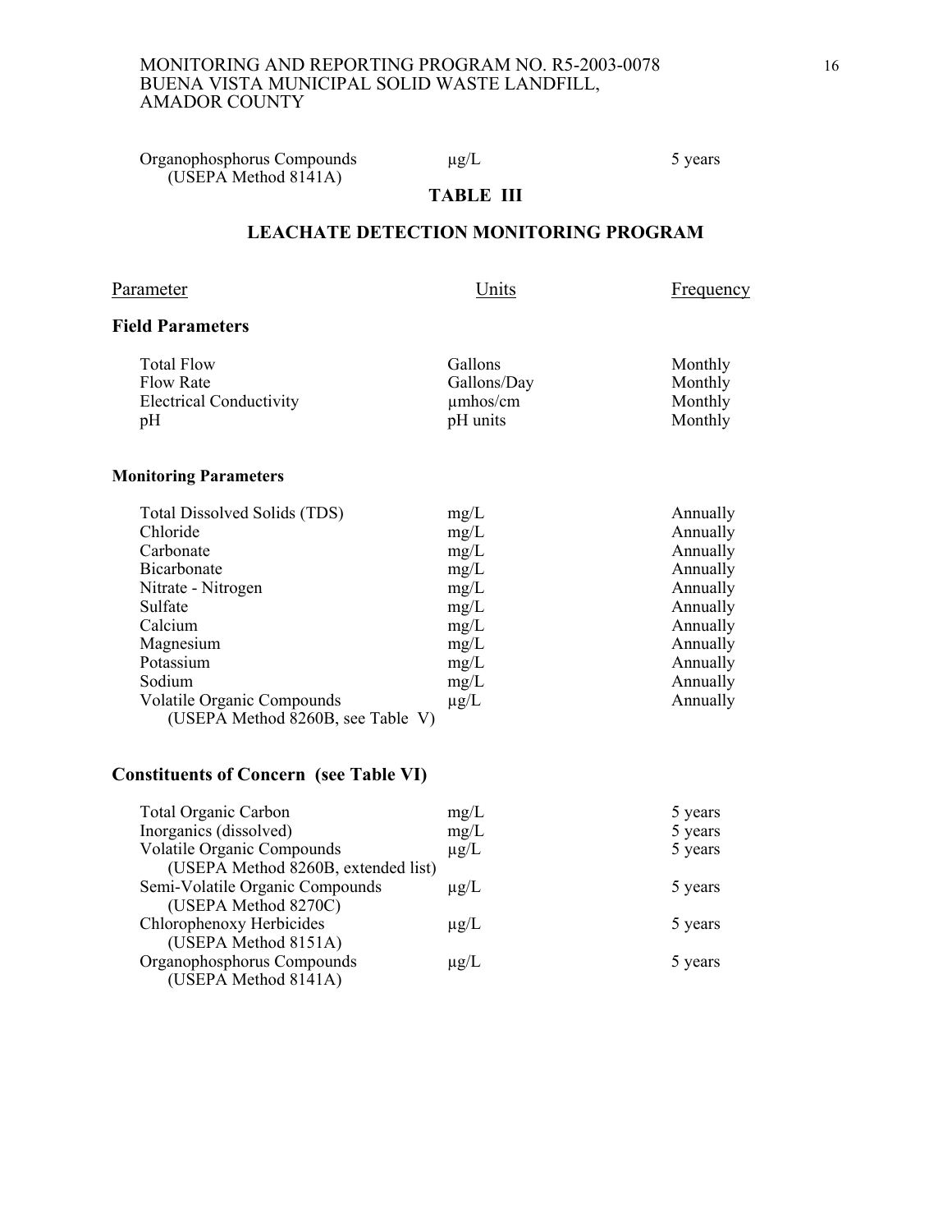| | | |
|---|---|---|
| Organophosphorus Compounds (USEPA Method 8141A) | µg/L | 5 years |

**TABLE III**

**LEACHATE DETECTION MONITORING PROGRAM**

| Parameter | Units | Frequency |
|---|---|---|
| **Field Parameters** | | |
| Total Flow | Gallons | Monthly |
| Flow Rate | Gallons/Day | Monthly |
| Electrical Conductivity | µmhos/cm | Monthly |
| pH | pH units | Monthly |
| **Monitoring Parameters** | | |
| Total Dissolved Solids (TDS) | mg/L | Annually |
| Chloride | mg/L | Annually |
| Carbonate | mg/L | Annually |
| Bicarbonate | mg/L | Annually |
| Nitrate - Nitrogen | mg/L | Annually |
| Sulfate | mg/L | Annually |
| Calcium | mg/L | Annually |
| Magnesium | mg/L | Annually |
| Potassium | mg/L | Annually |
| Sodium | mg/L | Annually |
| Volatile Organic Compounds (USEPA Method 8260B, see Table V) | µg/L | Annually |
| **Constituents of Concern (see Table VI)** | | |
| Total Organic Carbon | mg/L | 5 years |
| Inorganics (dissolved) | mg/L | 5 years |
| Volatile Organic Compounds (USEPA Method 8260B, extended list) | µg/L | 5 years |
| Semi-Volatile Organic Compounds (USEPA Method 8270C) | µg/L | 5 years |
| Chlorophenoxy Herbicides (USEPA Method 8151A) | µg/L | 5 years |
| Organophosphorus Compounds (USEPA Method 8141A) | µg/L | 5 years |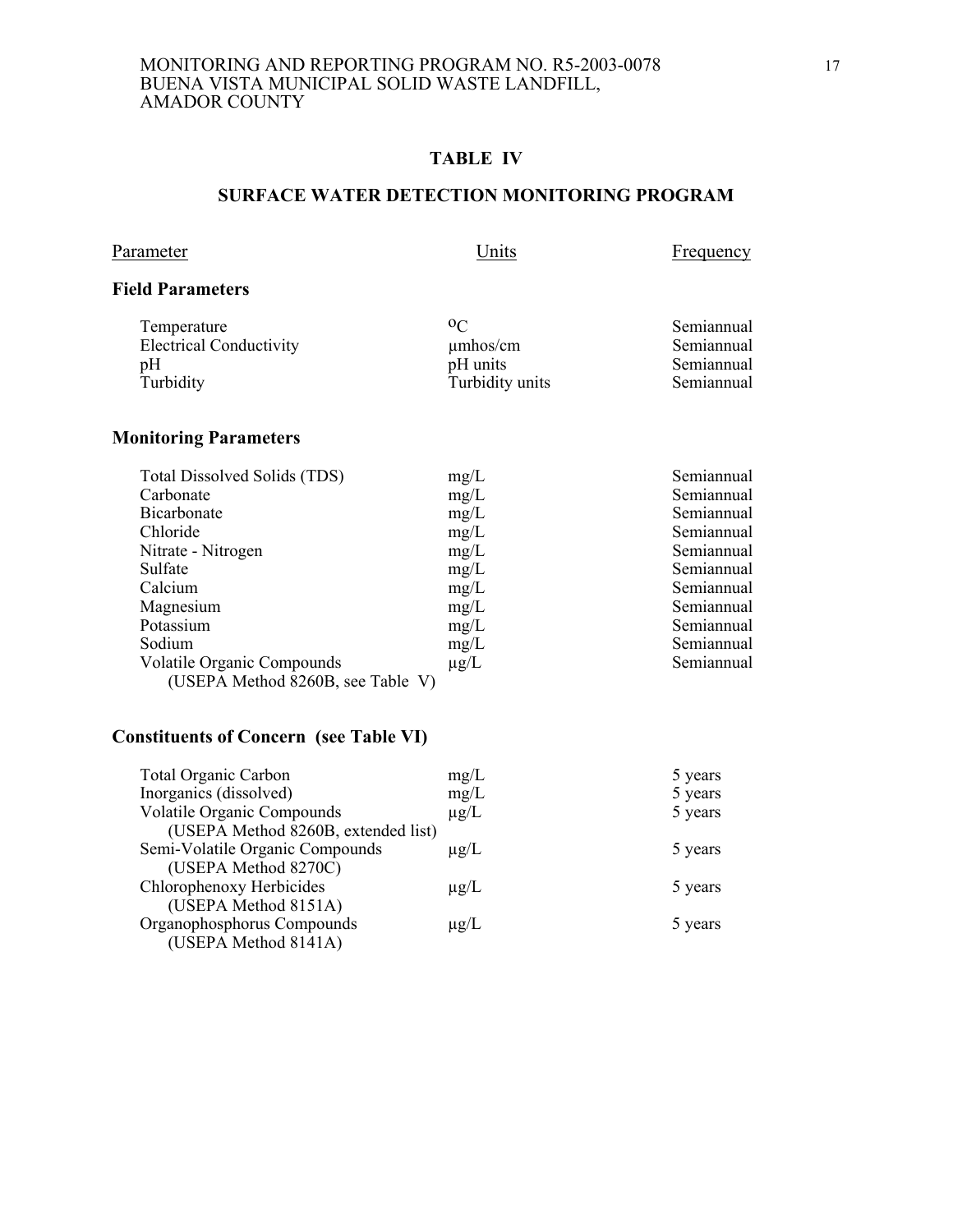## TABLE IV

## SURFACE WATER DETECTION MONITORING PROGRAM

| Parameter | Units | Frequency |
|---|---|---|
| **Field Parameters** | | |
| Temperature | $^{o}C$ | Semiannual |
| Electrical Conductivity | µmhos/cm | Semiannual |
| pH | pH units | Semiannual |
| Turbidity | Turbidity units | Semiannual |
| **Monitoring Parameters** | | |
| Total Dissolved Solids (TDS) | mg/L | Semiannual |
| Carbonate | mg/L | Semiannual |
| Bicarbonate | mg/L | Semiannual |
| Chloride | mg/L | Semiannual |
| Nitrate - Nitrogen | mg/L | Semiannual |
| Sulfate | mg/L | Semiannual |
| Calcium | mg/L | Semiannual |
| Magnesium | mg/L | Semiannual |
| Potassium | mg/L | Semiannual |
| Sodium | mg/L | Semiannual |
| Volatile Organic Compounds (USEPA Method 8260B, see Table V) | µg/L | Semiannual |
| **Constituents of Concern (see Table VI)** | | |
| Total Organic Carbon | mg/L | 5 years |
| Inorganics (dissolved) | mg/L | 5 years |
| Volatile Organic Compounds (USEPA Method 8260B, extended list) | µg/L | 5 years |
| Semi-Volatile Organic Compounds (USEPA Method 8270C) | µg/L | 5 years |
| Chlorophenoxy Herbicides (USEPA Method 8151A) | µg/L | 5 years |
| Organophosphorus Compounds (USEPA Method 8141A) | µg/L | 5 years |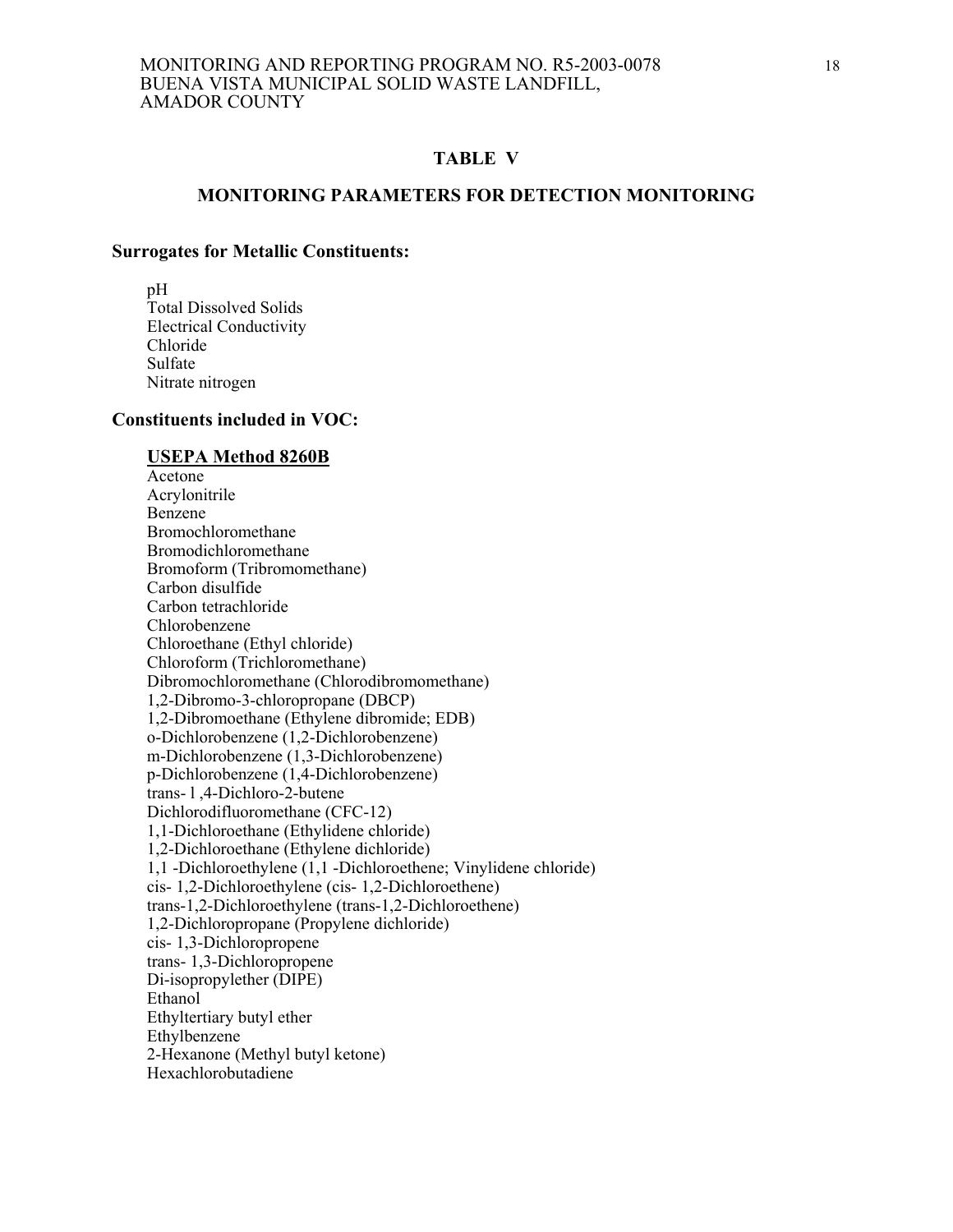## TABLE V

## MONITORING PARAMETERS FOR DETECTION MONITORING

### Surrogates for Metallic Constituents:

pH
Total Dissolved Solids
Electrical Conductivity
Chloride
Sulfate
Nitrate nitrogen

### Constituents included in VOC:

**USEPA Method 8260B**

Acetone
Acrylonitrile
Benzene
Bromochloromethane
Bromodichloromethane
Bromoform (Tribromomethane)
Carbon disulfide
Carbon tetrachloride
Chlorobenzene
Chloroethane (Ethyl chloride)
Chloroform (Trichloromethane)
Dibromochloromethane (Chlorodibromomethane)
1,2-Dibromo-3-chloropropane (DBCP)
1,2-Dibromoethane (Ethylene dibromide; EDB)
o-Dichlorobenzene (1,2-Dichlorobenzene)
m-Dichlorobenzene (1,3-Dichlorobenzene)
p-Dichlorobenzene (1,4-Dichlorobenzene)
trans- l ,4-Dichloro-2-butene
Dichlorodifluoromethane (CFC-12)
1,1-Dichloroethane (Ethylidene chloride)
1,2-Dichloroethane (Ethylene dichloride)
1,1 -Dichloroethylene (1,1 -Dichloroethene; Vinylidene chloride)
cis- 1,2-Dichloroethylene (cis- 1,2-Dichloroethene)
trans-1,2-Dichloroethylene (trans-1,2-Dichloroethene)
1,2-Dichloropropane (Propylene dichloride)
cis- 1,3-Dichloropropene
trans- 1,3-Dichloropropene
Di-isopropylether (DIPE)
Ethanol
Ethyltertiary butyl ether
Ethylbenzene
2-Hexanone (Methyl butyl ketone)
Hexachlorobutadiene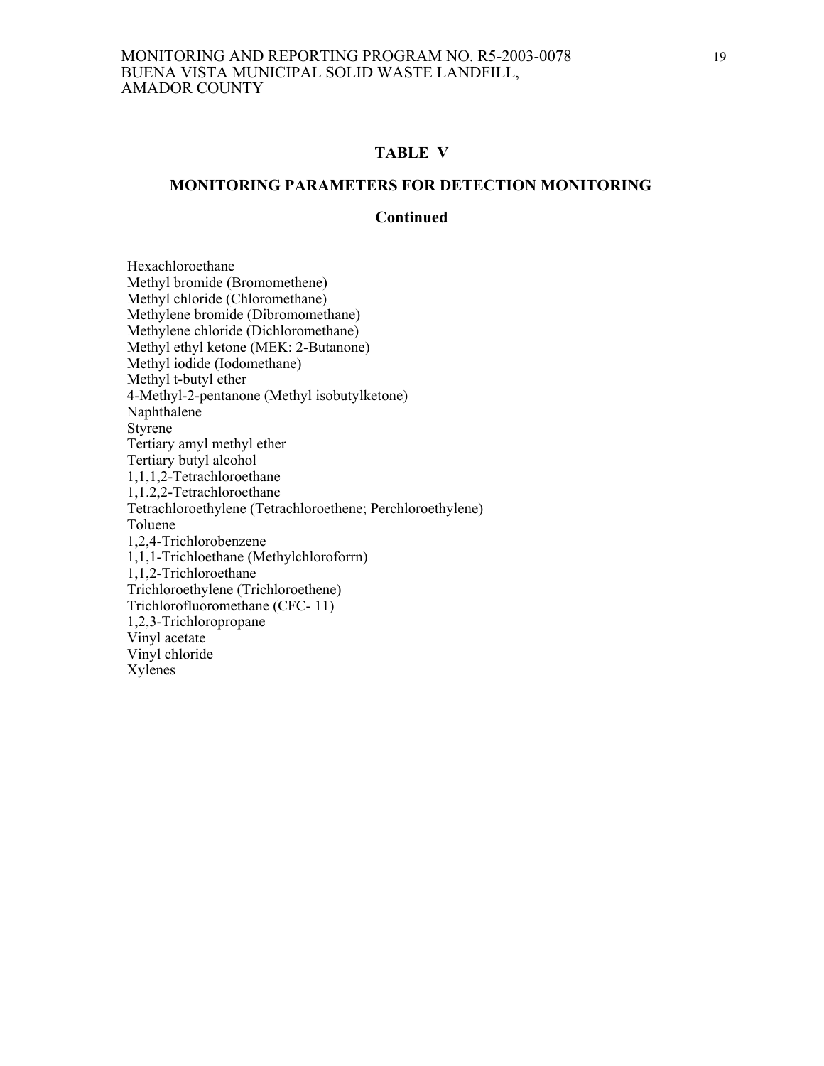## TABLE V

## MONITORING PARAMETERS FOR DETECTION MONITORING

## Continued

Hexachloroethane
Methyl bromide (Bromomethene)
Methyl chloride (Chloromethane)
Methylene bromide (Dibromomethane)
Methylene chloride (Dichloromethane)
Methyl ethyl ketone (MEK: 2-Butanone)
Methyl iodide (Iodomethane)
Methyl t-butyl ether
4-Methyl-2-pentanone (Methyl isobutylketone)
Naphthalene
Styrene
Tertiary amyl methyl ether
Tertiary butyl alcohol
1,1,1,2-Tetrachloroethane
1,1.2,2-Tetrachloroethane
Tetrachloroethylene (Tetrachloroethene; Perchloroethylene)
Toluene
1,2,4-Trichlorobenzene
1,1,1-Trichloethane (Methylchloroforrn)
1,1,2-Trichloroethane
Trichloroethylene (Trichloroethene)
Trichlorofluoromethane (CFC- 11)
1,2,3-Trichloropropane
Vinyl acetate
Vinyl chloride
Xylenes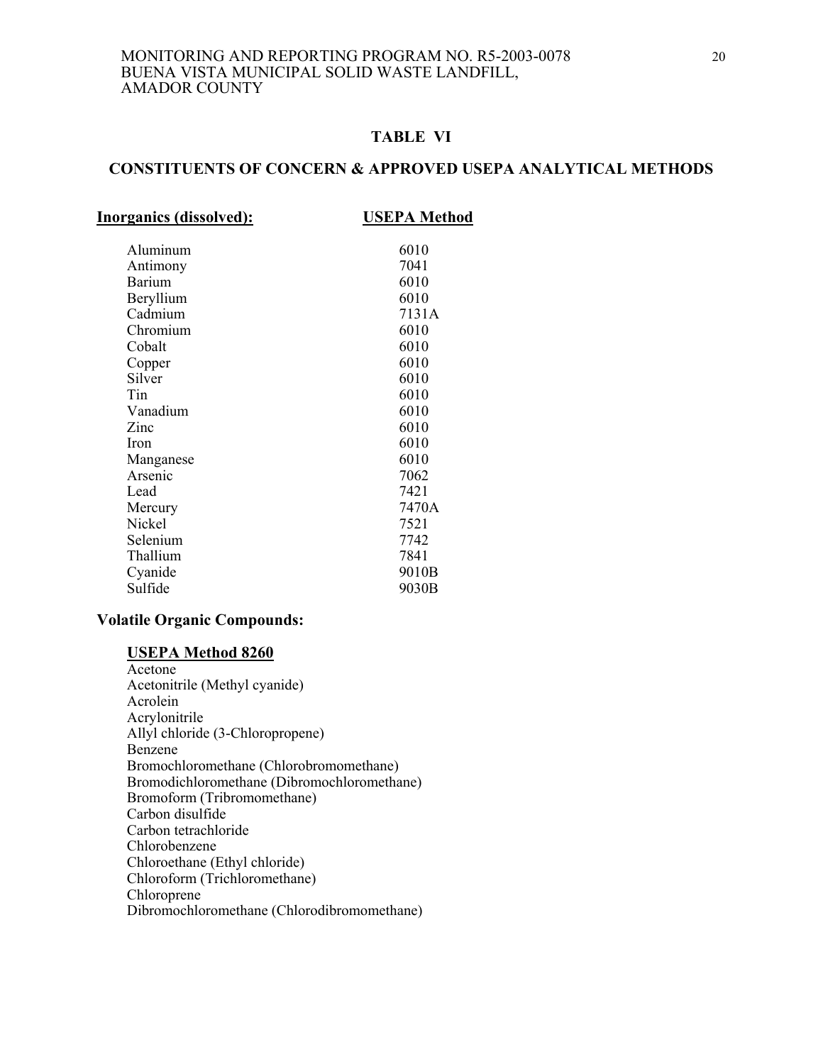## TABLE VI

## CONSTITUENTS OF CONCERN & APPROVED USEPA ANALYTICAL METHODS

| **Inorganics (dissolved):** | **USEPA Method** |
|---|---|
| Aluminum | 6010 |
| Antimony | 7041 |
| Barium | 6010 |
| Beryllium | 6010 |
| Cadmium | 7131A |
| Chromium | 6010 |
| Cobalt | 6010 |
| Copper | 6010 |
| Silver | 6010 |
| Tin | 6010 |
| Vanadium | 6010 |
| Zinc | 6010 |
| Iron | 6010 |
| Manganese | 6010 |
| Arsenic | 7062 |
| Lead | 7421 |
| Mercury | 7470A |
| Nickel | 7521 |
| Selenium | 7742 |
| Thallium | 7841 |
| Cyanide | 9010B |
| Sulfide | 9030B |

**Volatile Organic Compounds:**

**USEPA Method 8260**

Acetone
Acetonitrile (Methyl cyanide)
Acrolein
Acrylonitrile
Allyl chloride (3-Chloropropene)
Benzene
Bromochloromethane (Chlorobromomethane)
Bromodichloromethane (Dibromochloromethane)
Bromoform (Tribromomethane)
Carbon disulfide
Carbon tetrachloride
Chlorobenzene
Chloroethane (Ethyl chloride)
Chloroform (Trichloromethane)
Chloroprene
Dibromochloromethane (Chlorodibromomethane)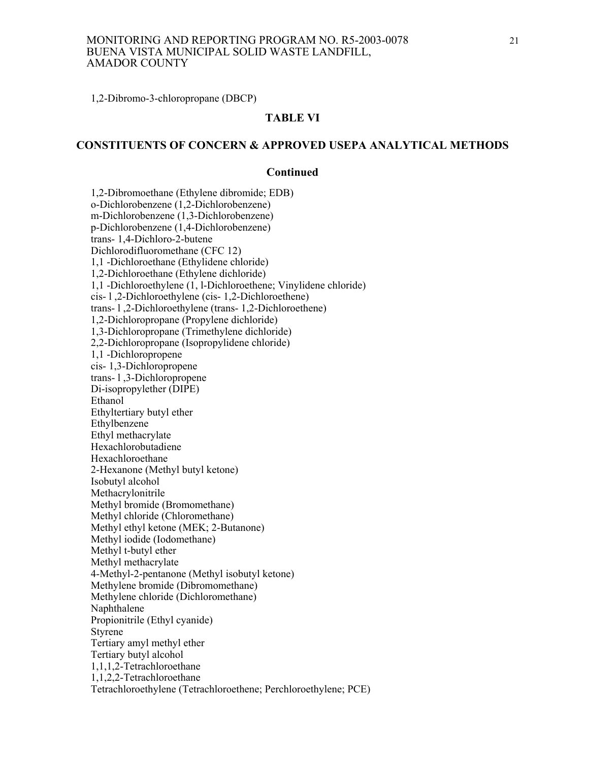1,2-Dibromo-3-chloropropane (DBCP)

## TABLE VI

## CONSTITUENTS OF CONCERN & APPROVED USEPA ANALYTICAL METHODS

## Continued

1,2-Dibromoethane (Ethylene dibromide; EDB)
o-Dichlorobenzene (1,2-Dichlorobenzene)
m-Dichlorobenzene (1,3-Dichlorobenzene)
p-Dichlorobenzene (1,4-Dichlorobenzene)
trans- 1,4-Dichloro-2-butene
Dichlorodifluoromethane (CFC 12)
1,1 -Dichloroethane (Ethylidene chloride)
1,2-Dichloroethane (Ethylene dichloride)
1,1 -Dichloroethylene (1, l-Dichloroethene; Vinylidene chloride)
cis- l ,2-Dichloroethylene (cis- 1,2-Dichloroethene)
trans- l ,2-Dichloroethylene (trans- 1,2-Dichloroethene)
1,2-Dichloropropane (Propylene dichloride)
1,3-Dichloropropane (Trimethylene dichloride)
2,2-Dichloropropane (Isopropylidene chloride)
1,1 -Dichloropropene
cis- 1,3-Dichloropropene
trans- l ,3-Dichloropropene
Di-isopropylether (DIPE)
Ethanol
Ethyltertiary butyl ether
Ethylbenzene
Ethyl methacrylate
Hexachlorobutadiene
Hexachloroethane
2-Hexanone (Methyl butyl ketone)
Isobutyl alcohol
Methacrylonitrile
Methyl bromide (Bromomethane)
Methyl chloride (Chloromethane)
Methyl ethyl ketone (MEK; 2-Butanone)
Methyl iodide (Iodomethane)
Methyl t-butyl ether
Methyl methacrylate
4-Methyl-2-pentanone (Methyl isobutyl ketone)
Methylene bromide (Dibromomethane)
Methylene chloride (Dichloromethane)
Naphthalene
Propionitrile (Ethyl cyanide)
Styrene
Tertiary amyl methyl ether
Tertiary butyl alcohol
1,1,1,2-Tetrachloroethane
1,1,2,2-Tetrachloroethane
Tetrachloroethylene (Tetrachloroethene; Perchloroethylene; PCE)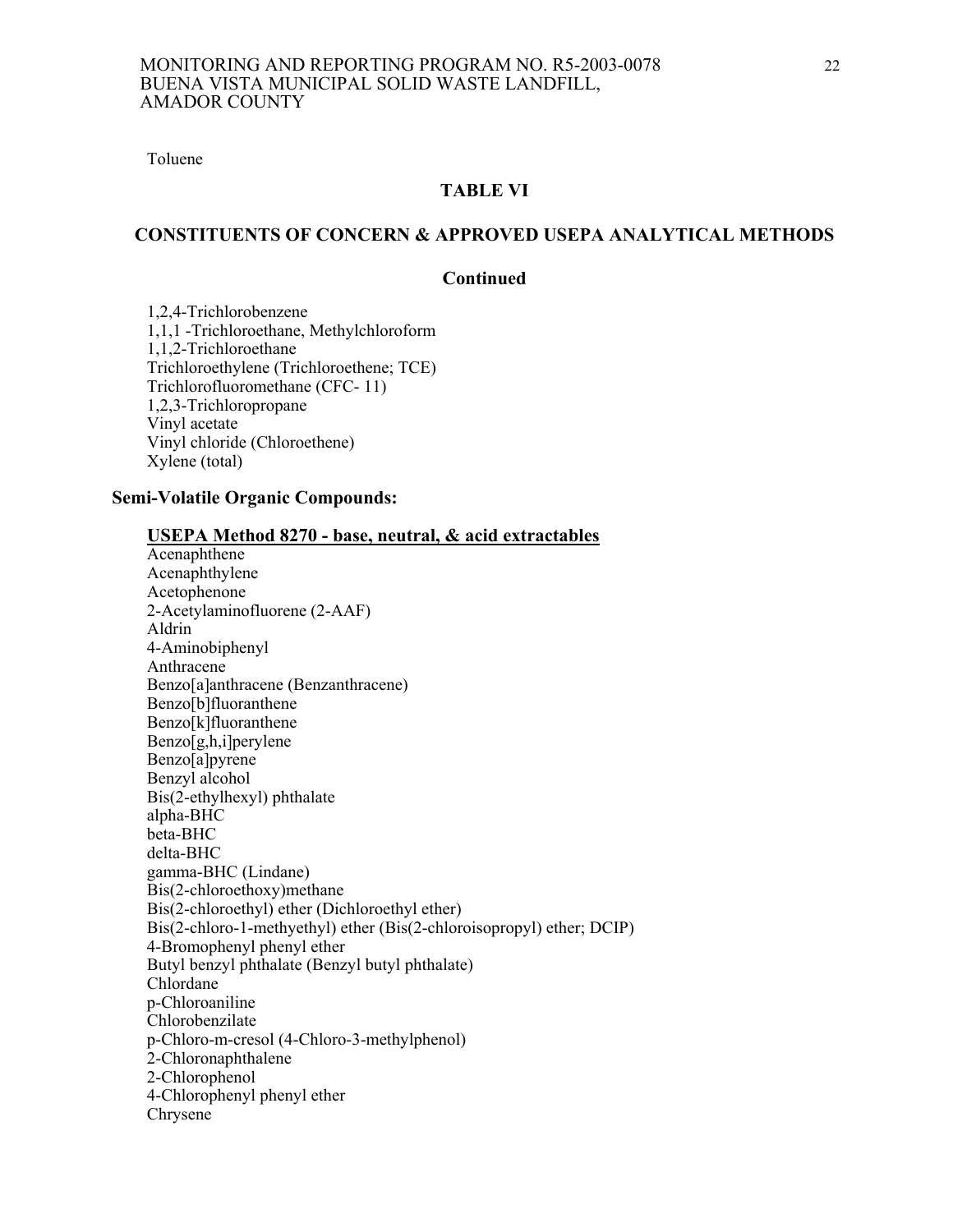Toluene

## TABLE VI

## CONSTITUENTS OF CONCERN & APPROVED USEPA ANALYTICAL METHODS

### Continued

1,2,4-Trichlorobenzene
1,1,1 -Trichloroethane, Methylchloroform
1,1,2-Trichloroethane
Trichloroethylene (Trichloroethene; TCE)
Trichlorofluoromethane (CFC- 11)
1,2,3-Trichloropropane
Vinyl acetate
Vinyl chloride (Chloroethene)
Xylene (total)

### Semi-Volatile Organic Compounds:

**USEPA Method 8270 - base, neutral, & acid extractables**

Acenaphthene
Acenaphthylene
Acetophenone
2-Acetylaminofluorene (2-AAF)
Aldrin
4-Aminobiphenyl
Anthracene
Benzo[a]anthracene (Benzanthracene)
Benzo[b]fluoranthene
Benzo[k]fluoranthene
Benzo[g,h,i]perylene
Benzo[a]pyrene
Benzyl alcohol
Bis(2-ethylhexyl) phthalate
alpha-BHC
beta-BHC
delta-BHC
gamma-BHC (Lindane)
Bis(2-chloroethoxy)methane
Bis(2-chloroethyl) ether (Dichloroethyl ether)
Bis(2-chloro-1-methyethyl) ether (Bis(2-chloroisopropyl) ether; DCIP)
4-Bromophenyl phenyl ether
Butyl benzyl phthalate (Benzyl butyl phthalate)
Chlordane
p-Chloroaniline
Chlorobenzilate
p-Chloro-m-cresol (4-Chloro-3-methylphenol)
2-Chloronaphthalene
2-Chlorophenol
4-Chlorophenyl phenyl ether
Chrysene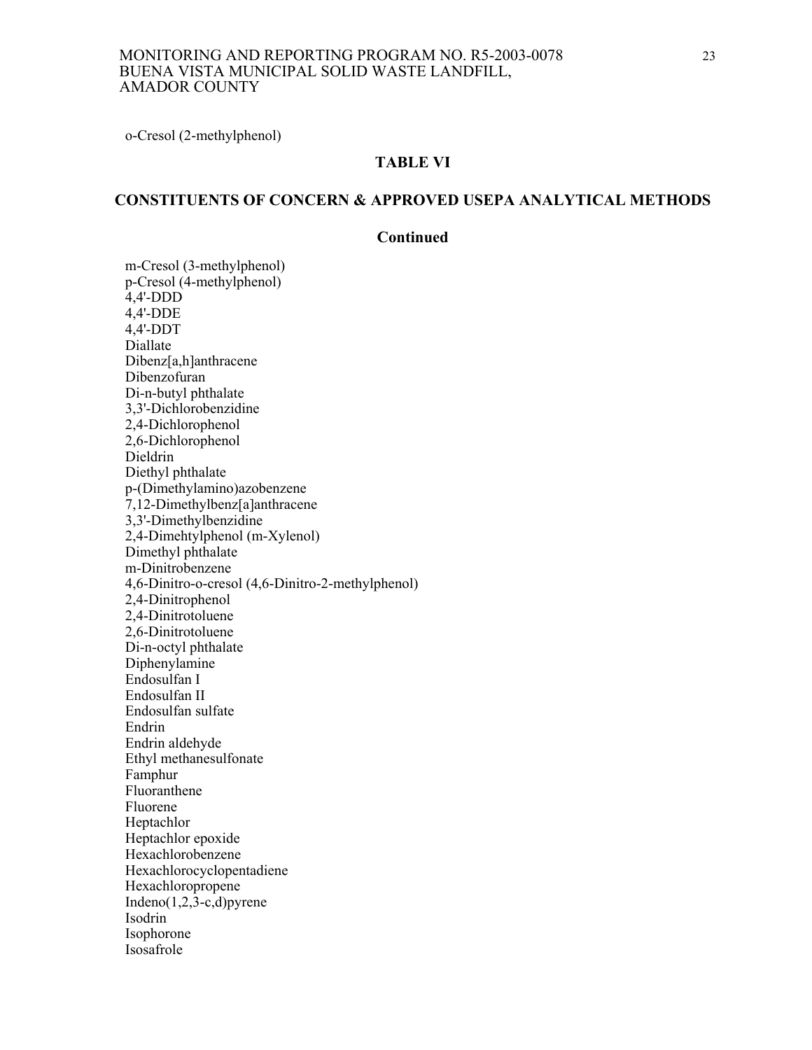o-Cresol (2-methylphenol)

## TABLE VI

## CONSTITUENTS OF CONCERN & APPROVED USEPA ANALYTICAL METHODS

### Continued

m-Cresol (3-methylphenol)
p-Cresol (4-methylphenol)
4,4'-DDD
4,4'-DDE
4,4'-DDT
Diallate
Dibenz[a,h]anthracene
Dibenzofuran
Di-n-butyl phthalate
3,3'-Dichlorobenzidine
2,4-Dichlorophenol
2,6-Dichlorophenol
Dieldrin
Diethyl phthalate
p-(Dimethylamino)azobenzene
7,12-Dimethylbenz[a]anthracene
3,3'-Dimethylbenzidine
2,4-Dimehtylphenol (m-Xylenol)
Dimethyl phthalate
m-Dinitrobenzene
4,6-Dinitro-o-cresol (4,6-Dinitro-2-methylphenol)
2,4-Dinitrophenol
2,4-Dinitrotoluene
2,6-Dinitrotoluene
Di-n-octyl phthalate
Diphenylamine
Endosulfan I
Endosulfan II
Endosulfan sulfate
Endrin
Endrin aldehyde
Ethyl methanesulfonate
Famphur
Fluoranthene
Fluorene
Heptachlor
Heptachlor epoxide
Hexachlorobenzene
Hexachlorocyclopentadiene
Hexachloropropene
Indeno(1,2,3-c,d)pyrene
Isodrin
Isophorone
Isosafrole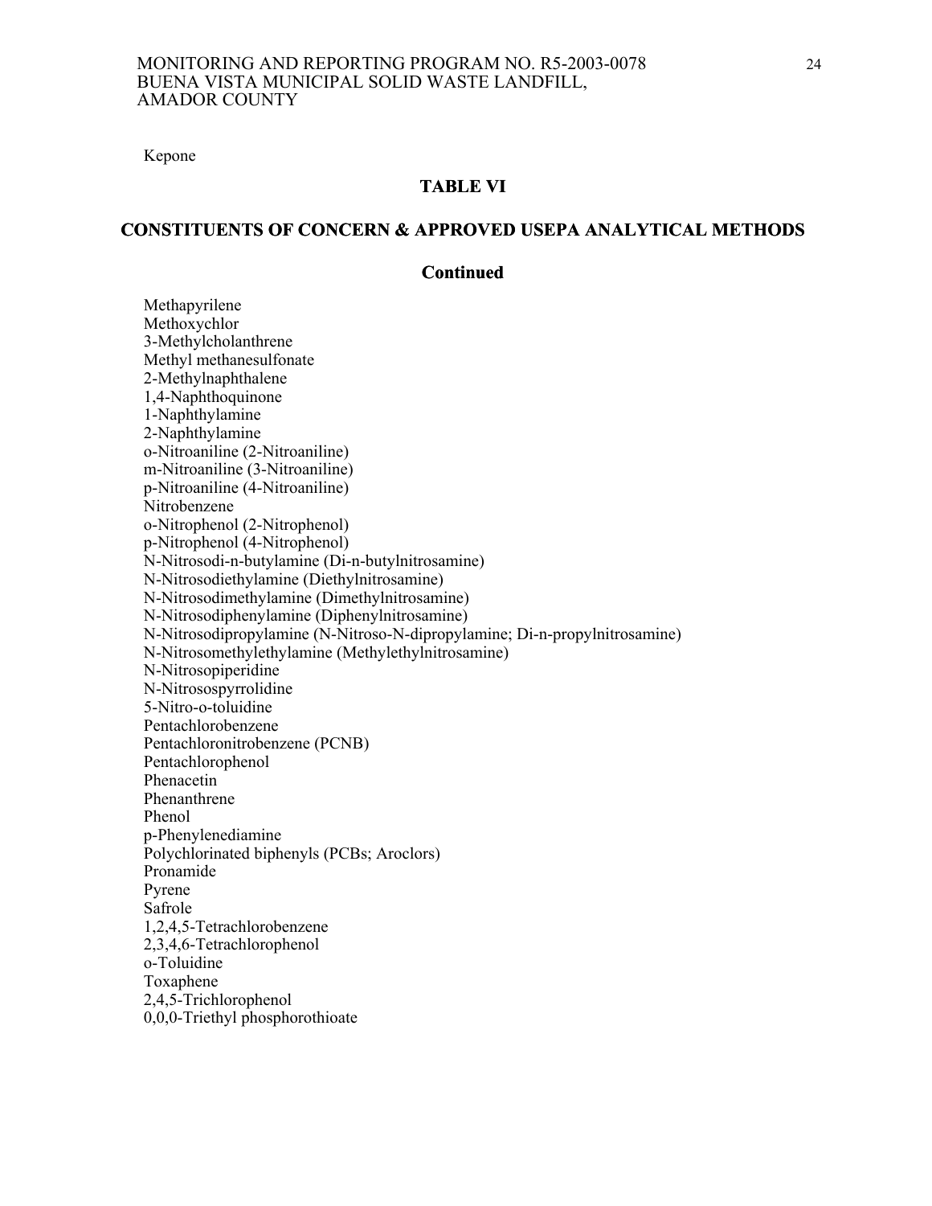Kepone

## TABLE VI

## CONSTITUENTS OF CONCERN & APPROVED USEPA ANALYTICAL METHODS

### Continued

Methapyrilene
Methoxychlor
3-Methylcholanthrene
Methyl methanesulfonate
2-Methylnaphthalene
1,4-Naphthoquinone
1-Naphthylamine
2-Naphthylamine
o-Nitroaniline (2-Nitroaniline)
m-Nitroaniline (3-Nitroaniline)
p-Nitroaniline (4-Nitroaniline)
Nitrobenzene
o-Nitrophenol (2-Nitrophenol)
p-Nitrophenol (4-Nitrophenol)
N-Nitrosodi-n-butylamine (Di-n-butylnitrosamine)
N-Nitrosodiethylamine (Diethylnitrosamine)
N-Nitrosodimethylamine (Dimethylnitrosamine)
N-Nitrosodiphenylamine (Diphenylnitrosamine)
N-Nitrosodipropylamine (N-Nitroso-N-dipropylamine; Di-n-propylnitrosamine)
N-Nitrosomethylethylamine (Methylethylnitrosamine)
N-Nitrosopiperidine
N-Nitrosospyrrolidine
5-Nitro-o-toluidine
Pentachlorobenzene
Pentachloronitrobenzene (PCNB)
Pentachlorophenol
Phenacetin
Phenanthrene
Phenol
p-Phenylenediamine
Polychlorinated biphenyls (PCBs; Aroclors)
Pronamide
Pyrene
Safrole
1,2,4,5-Tetrachlorobenzene
2,3,4,6-Tetrachlorophenol
o-Toluidine
Toxaphene
2,4,5-Trichlorophenol
0,0,0-Triethyl phosphorothioate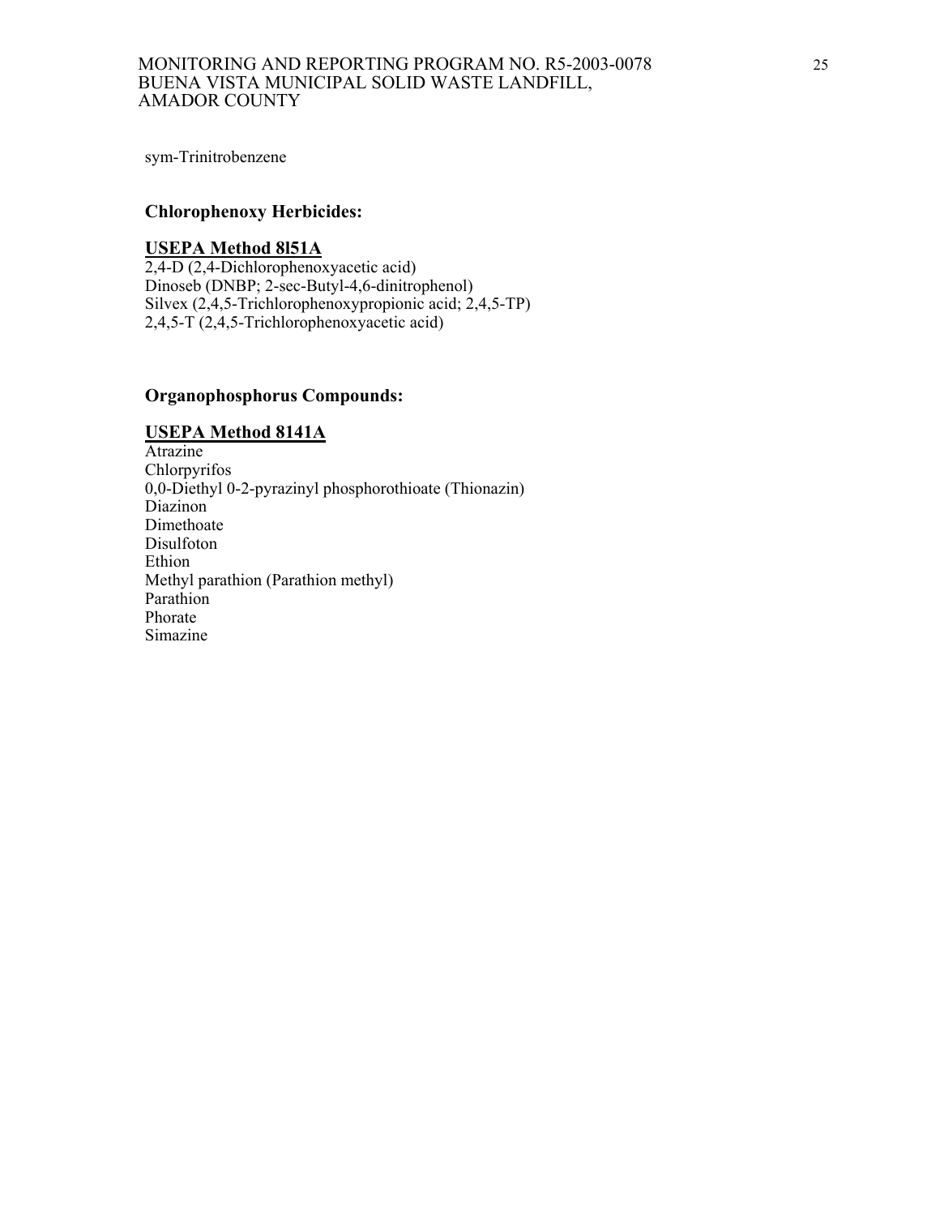sym-Trinitrobenzene

### Chlorophenoxy Herbicides:

**USEPA Method 8l51A**

2,4-D (2,4-Dichlorophenoxyacetic acid)
Dinoseb (DNBP; 2-sec-Butyl-4,6-dinitrophenol)
Silvex (2,4,5-Trichlorophenoxypropionic acid; 2,4,5-TP)
2,4,5-T (2,4,5-Trichlorophenoxyacetic acid)

### Organophosphorus Compounds:

**USEPA Method 8141A**

Atrazine
Chlorpyrifos
0,0-Diethyl 0-2-pyrazinyl phosphorothioate (Thionazin)
Diazinon
Dimethoate
Disulfoton
Ethion
Methyl parathion (Parathion methyl)
Parathion
Phorate
Simazine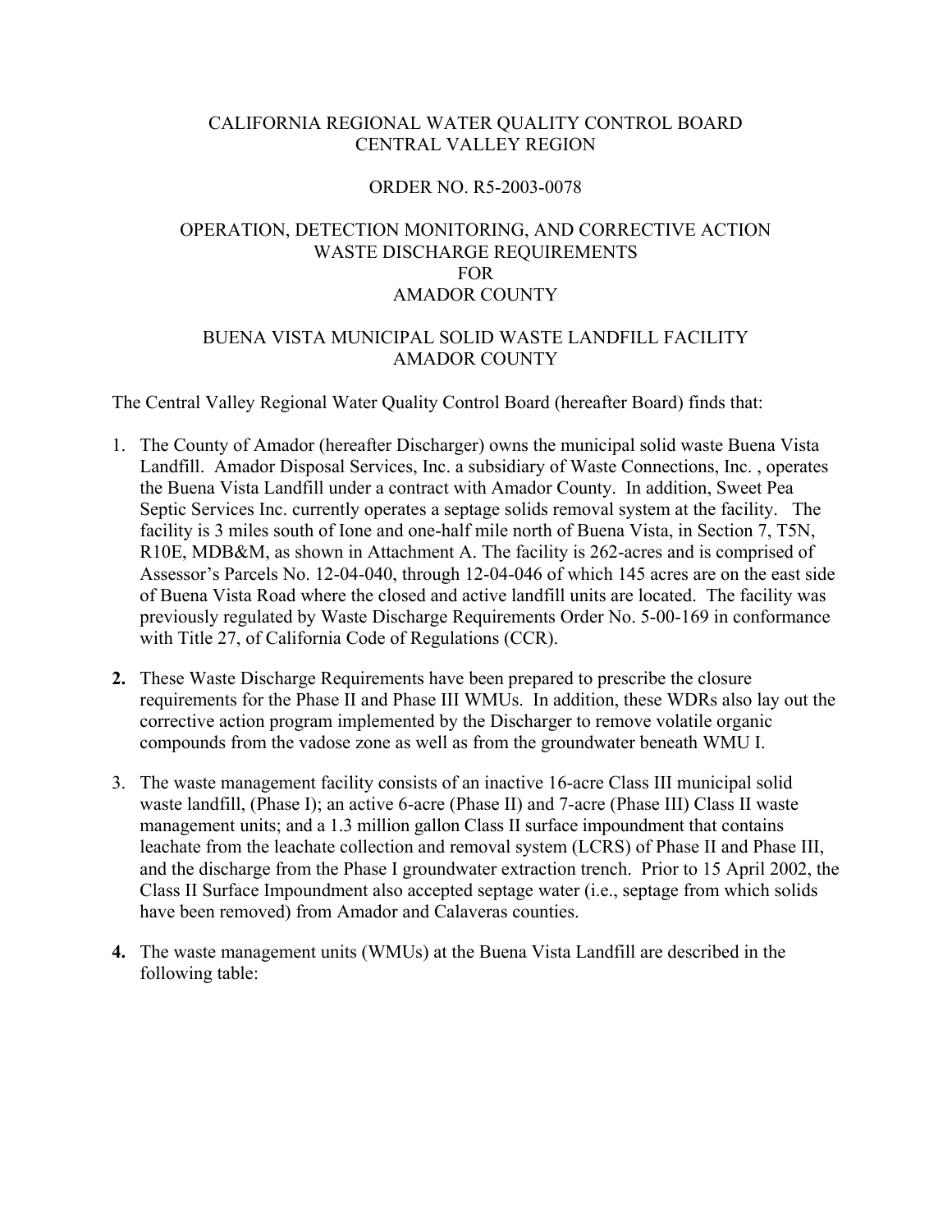CALIFORNIA REGIONAL WATER QUALITY CONTROL BOARD
CENTRAL VALLEY REGION

ORDER NO. R5-2003-0078

OPERATION, DETECTION MONITORING, AND CORRECTIVE ACTION
WASTE DISCHARGE REQUIREMENTS
FOR
AMADOR COUNTY

BUENA VISTA MUNICIPAL SOLID WASTE LANDFILL FACILITY
AMADOR COUNTY

The Central Valley Regional Water Quality Control Board (hereafter Board) finds that:

1. The County of Amador (hereafter Discharger) owns the municipal solid waste Buena Vista Landfill. Amador Disposal Services, Inc. a subsidiary of Waste Connections, Inc. , operates the Buena Vista Landfill under a contract with Amador County. In addition, Sweet Pea Septic Services Inc. currently operates a septage solids removal system at the facility. The facility is 3 miles south of Ione and one-half mile north of Buena Vista, in Section 7, T5N, R10E, MDB&M, as shown in Attachment A. The facility is 262-acres and is comprised of Assessor's Parcels No. 12-04-040, through 12-04-046 of which 145 acres are on the east side of Buena Vista Road where the closed and active landfill units are located. The facility was previously regulated by Waste Discharge Requirements Order No. 5-00-169 in conformance with Title 27, of California Code of Regulations (CCR).

2. These Waste Discharge Requirements have been prepared to prescribe the closure requirements for the Phase II and Phase III WMUs. In addition, these WDRs also lay out the corrective action program implemented by the Discharger to remove volatile organic compounds from the vadose zone as well as from the groundwater beneath WMU I.

3. The waste management facility consists of an inactive 16-acre Class III municipal solid waste landfill, (Phase I); an active 6-acre (Phase II) and 7-acre (Phase III) Class II waste management units; and a 1.3 million gallon Class II surface impoundment that contains leachate from the leachate collection and removal system (LCRS) of Phase II and Phase III, and the discharge from the Phase I groundwater extraction trench. Prior to 15 April 2002, the Class II Surface Impoundment also accepted septage water (i.e., septage from which solids have been removed) from Amador and Calaveras counties.

4. The waste management units (WMUs) at the Buena Vista Landfill are described in the following table: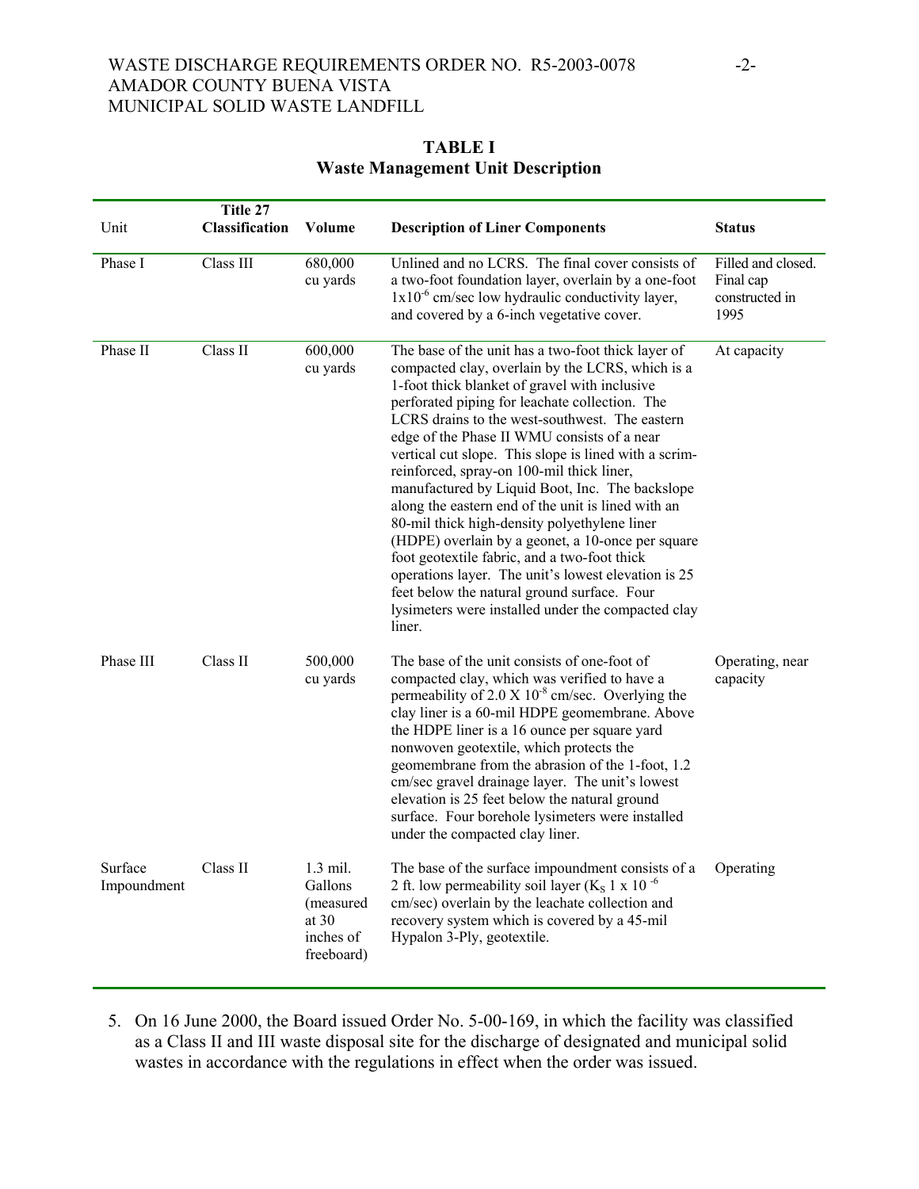**TABLE I**
**Waste Management Unit Description**

| Unit | Title 27 Classification | Volume | Description of Liner Components | Status |
|---|---|---|---|---|
| Phase I | Class III | 680,000 cu yards | Unlined and no LCRS. The final cover consists of a two-foot foundation layer, overlain by a one-foot $1x10^{-6}$ cm/sec low hydraulic conductivity layer, and covered by a 6-inch vegetative cover. | Filled and closed. Final cap constructed in 1995 |
| Phase II | Class II | 600,000 cu yards | The base of the unit has a two-foot thick layer of compacted clay, overlain by the LCRS, which is a 1-foot thick blanket of gravel with inclusive perforated piping for leachate collection. The LCRS drains to the west-southwest. The eastern edge of the Phase II WMU consists of a near vertical cut slope. This slope is lined with a scrim-reinforced, spray-on 100-mil thick liner, manufactured by Liquid Boot, Inc. The backslope along the eastern end of the unit is lined with an 80-mil thick high-density polyethylene liner (HDPE) overlain by a geonet, a 10-once per square foot geotextile fabric, and a two-foot thick operations layer. The unit's lowest elevation is 25 feet below the natural ground surface. Four lysimeters were installed under the compacted clay liner. | At capacity |
| Phase III | Class II | 500,000 cu yards | The base of the unit consists of one-foot of compacted clay, which was verified to have a permeability of $2.0 \times 10^{-8}$ cm/sec. Overlying the clay liner is a 60-mil HDPE geomembrane. Above the HDPE liner is a 16 ounce per square yard nonwoven geotextile, which protects the geomembrane from the abrasion of the 1-foot, 1.2 cm/sec gravel drainage layer. The unit's lowest elevation is 25 feet below the natural ground surface. Four borehole lysimeters were installed under the compacted clay liner. | Operating, near capacity |
| Surface Impoundment | Class II | 1.3 mil. Gallons (measured at 30 inches of freeboard) | The base of the surface impoundment consists of a 2 ft. low permeability soil layer ($K_S$ 1 x $10^{-6}$ cm/sec) overlain by the leachate collection and recovery system which is covered by a 45-mil Hypalon 3-Ply, geotextile. | Operating |

5. On 16 June 2000, the Board issued Order No. 5-00-169, in which the facility was classified as a Class II and III waste disposal site for the discharge of designated and municipal solid wastes in accordance with the regulations in effect when the order was issued.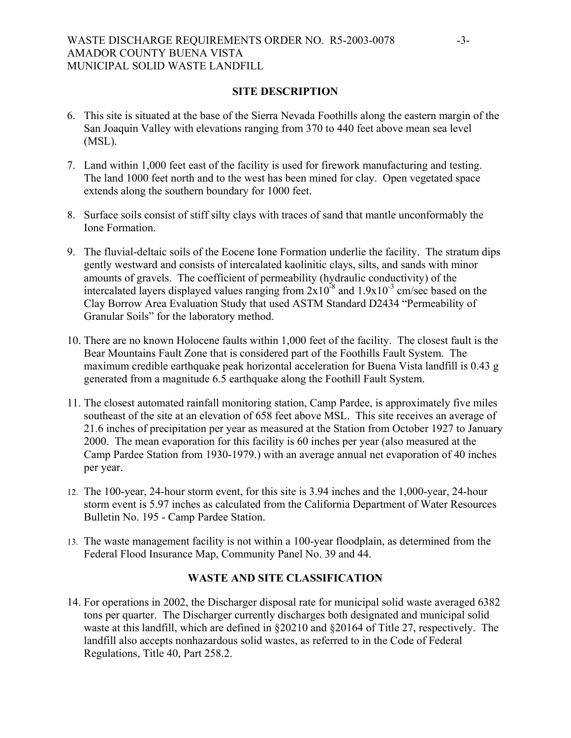## SITE DESCRIPTION

6. This site is situated at the base of the Sierra Nevada Foothills along the eastern margin of the San Joaquin Valley with elevations ranging from 370 to 440 feet above mean sea level (MSL).

7. Land within 1,000 feet east of the facility is used for firework manufacturing and testing. The land 1000 feet north and to the west has been mined for clay. Open vegetated space extends along the southern boundary for 1000 feet.

8. Surface soils consist of stiff silty clays with traces of sand that mantle unconformably the Ione Formation.

9. The fluvial-deltaic soils of the Eocene Ione Formation underlie the facility. The stratum dips gently westward and consists of intercalated kaolinitic clays, silts, and sands with minor amounts of gravels. The coefficient of permeability (hydraulic conductivity) of the intercalated layers displayed values ranging from $2x10^{-8}$ and $1.9x10^{-3}$ cm/sec based on the Clay Borrow Area Evaluation Study that used ASTM Standard D2434 "Permeability of Granular Soils" for the laboratory method.

10. There are no known Holocene faults within 1,000 feet of the facility. The closest fault is the Bear Mountains Fault Zone that is considered part of the Foothills Fault System. The maximum credible earthquake peak horizontal acceleration for Buena Vista landfill is 0.43 g generated from a magnitude 6.5 earthquake along the Foothill Fault System.

11. The closest automated rainfall monitoring station, Camp Pardee, is approximately five miles southeast of the site at an elevation of 658 feet above MSL. This site receives an average of 21.6 inches of precipitation per year as measured at the Station from October 1927 to January 2000. The mean evaporation for this facility is 60 inches per year (also measured at the Camp Pardee Station from 1930-1979.) with an average annual net evaporation of 40 inches per year.

12. The 100-year, 24-hour storm event, for this site is 3.94 inches and the 1,000-year, 24-hour storm event is 5.97 inches as calculated from the California Department of Water Resources Bulletin No. 195 - Camp Pardee Station.

13. The waste management facility is not within a 100-year floodplain, as determined from the Federal Flood Insurance Map, Community Panel No. 39 and 44.

## WASTE AND SITE CLASSIFICATION

14. For operations in 2002, the Discharger disposal rate for municipal solid waste averaged 6382 tons per quarter. The Discharger currently discharges both designated and municipal solid waste at this landfill, which are defined in §20210 and §20164 of Title 27, respectively. The landfill also accepts nonhazardous solid wastes, as referred to in the Code of Federal Regulations, Title 40, Part 258.2.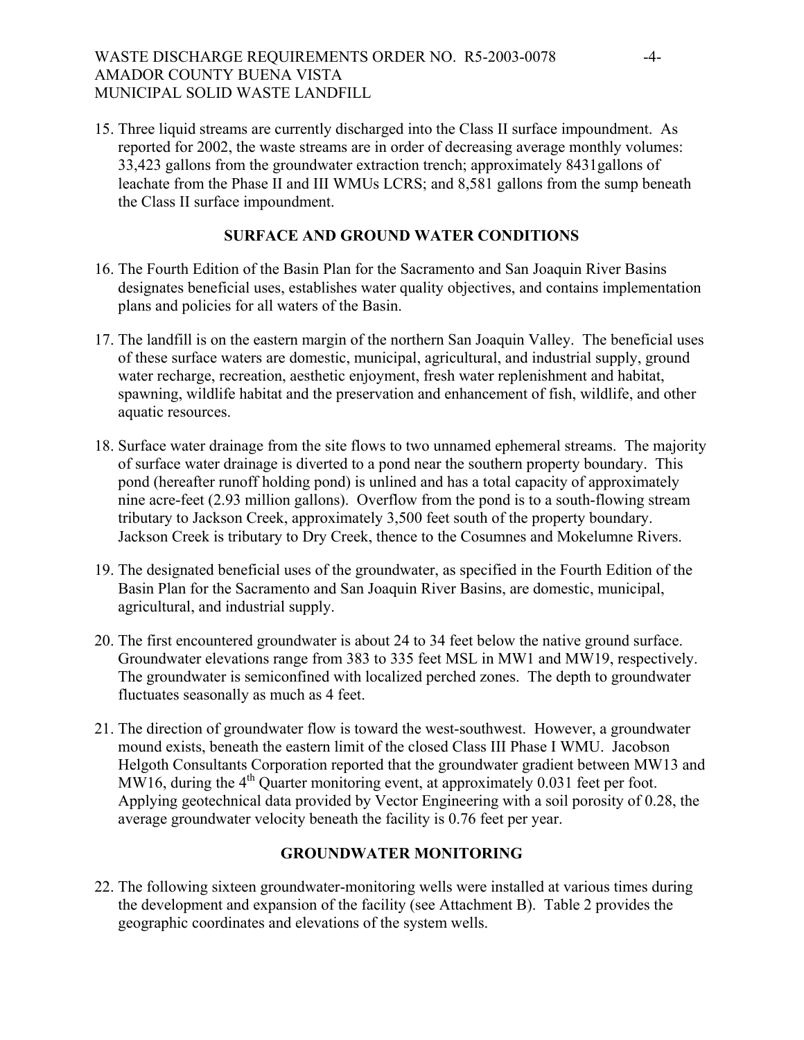15. Three liquid streams are currently discharged into the Class II surface impoundment. As reported for 2002, the waste streams are in order of decreasing average monthly volumes: 33,423 gallons from the groundwater extraction trench; approximately 8431gallons of leachate from the Phase II and III WMUs LCRS; and 8,581 gallons from the sump beneath the Class II surface impoundment.

## SURFACE AND GROUND WATER CONDITIONS

16. The Fourth Edition of the Basin Plan for the Sacramento and San Joaquin River Basins designates beneficial uses, establishes water quality objectives, and contains implementation plans and policies for all waters of the Basin.

17. The landfill is on the eastern margin of the northern San Joaquin Valley. The beneficial uses of these surface waters are domestic, municipal, agricultural, and industrial supply, ground water recharge, recreation, aesthetic enjoyment, fresh water replenishment and habitat, spawning, wildlife habitat and the preservation and enhancement of fish, wildlife, and other aquatic resources.

18. Surface water drainage from the site flows to two unnamed ephemeral streams. The majority of surface water drainage is diverted to a pond near the southern property boundary. This pond (hereafter runoff holding pond) is unlined and has a total capacity of approximately nine acre-feet (2.93 million gallons). Overflow from the pond is to a south-flowing stream tributary to Jackson Creek, approximately 3,500 feet south of the property boundary. Jackson Creek is tributary to Dry Creek, thence to the Cosumnes and Mokelumne Rivers.

19. The designated beneficial uses of the groundwater, as specified in the Fourth Edition of the Basin Plan for the Sacramento and San Joaquin River Basins, are domestic, municipal, agricultural, and industrial supply.

20. The first encountered groundwater is about 24 to 34 feet below the native ground surface. Groundwater elevations range from 383 to 335 feet MSL in MW1 and MW19, respectively. The groundwater is semiconfined with localized perched zones. The depth to groundwater fluctuates seasonally as much as 4 feet.

21. The direction of groundwater flow is toward the west-southwest. However, a groundwater mound exists, beneath the eastern limit of the closed Class III Phase I WMU. Jacobson Helgoth Consultants Corporation reported that the groundwater gradient between MW13 and MW16, during the 4th Quarter monitoring event, at approximately 0.031 feet per foot. Applying geotechnical data provided by Vector Engineering with a soil porosity of 0.28, the average groundwater velocity beneath the facility is 0.76 feet per year.

## GROUNDWATER MONITORING

22. The following sixteen groundwater-monitoring wells were installed at various times during the development and expansion of the facility (see Attachment B). Table 2 provides the geographic coordinates and elevations of the system wells.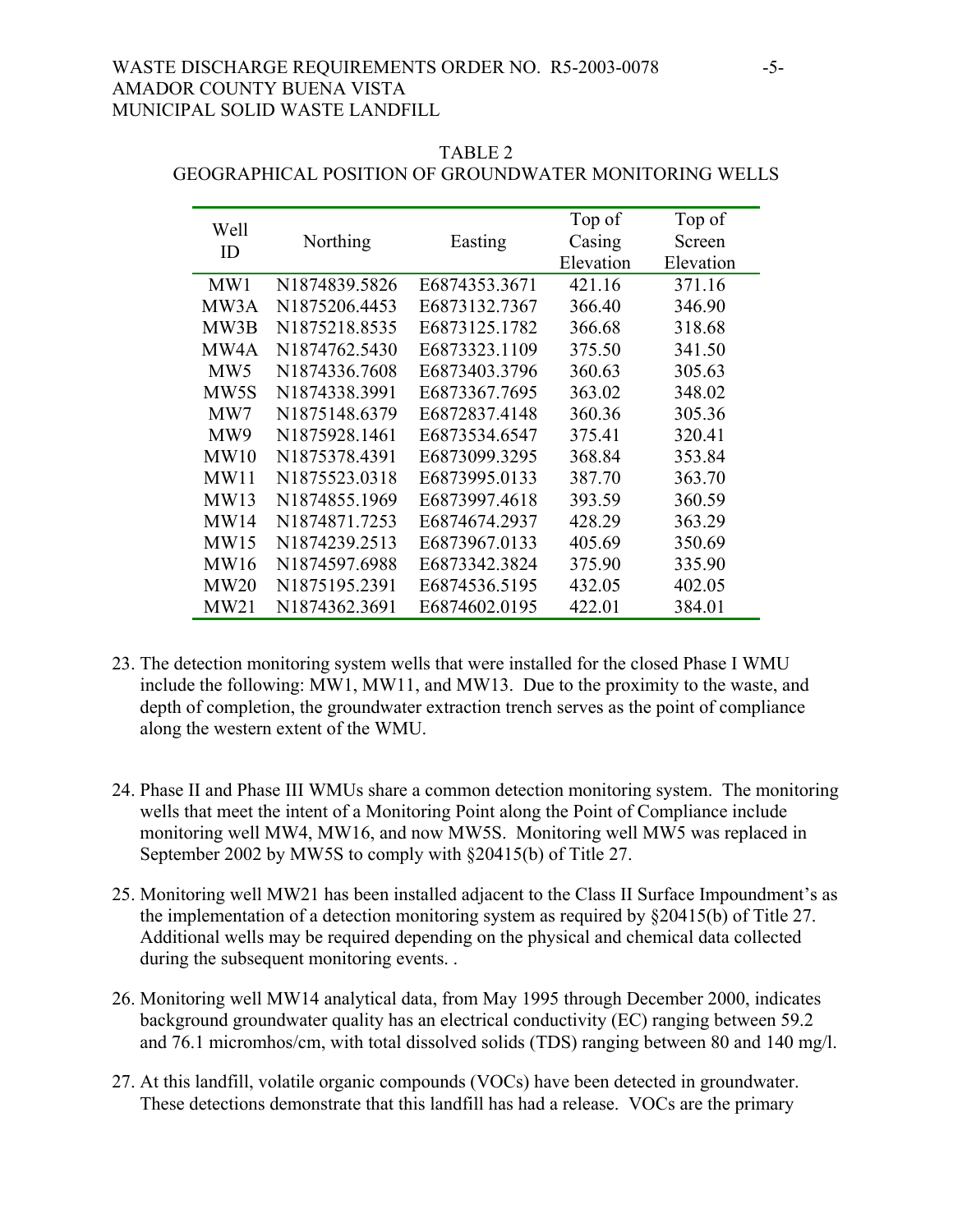TABLE 2
GEOGRAPHICAL POSITION OF GROUNDWATER MONITORING WELLS

| Well ID | Northing | Easting | Top of Casing Elevation | Top of Screen Elevation |
|---|---|---|---|---|
| MW1 | N1874839.5826 | E6874353.3671 | 421.16 | 371.16 |
| MW3A | N1875206.4453 | E6873132.7367 | 366.40 | 346.90 |
| MW3B | N1875218.8535 | E6873125.1782 | 366.68 | 318.68 |
| MW4A | N1874762.5430 | E6873323.1109 | 375.50 | 341.50 |
| MW5 | N1874336.7608 | E6873403.3796 | 360.63 | 305.63 |
| MW5S | N1874338.3991 | E6873367.7695 | 363.02 | 348.02 |
| MW7 | N1875148.6379 | E6872837.4148 | 360.36 | 305.36 |
| MW9 | N1875928.1461 | E6873534.6547 | 375.41 | 320.41 |
| MW10 | N1875378.4391 | E6873099.3295 | 368.84 | 353.84 |
| MW11 | N1875523.0318 | E6873995.0133 | 387.70 | 363.70 |
| MW13 | N1874855.1969 | E6873997.4618 | 393.59 | 360.59 |
| MW14 | N1874871.7253 | E6874674.2937 | 428.29 | 363.29 |
| MW15 | N1874239.2513 | E6873967.0133 | 405.69 | 350.69 |
| MW16 | N1874597.6988 | E6873342.3824 | 375.90 | 335.90 |
| MW20 | N1875195.2391 | E6874536.5195 | 432.05 | 402.05 |
| MW21 | N1874362.3691 | E6874602.0195 | 422.01 | 384.01 |

23. The detection monitoring system wells that were installed for the closed Phase I WMU include the following: MW1, MW11, and MW13. Due to the proximity to the waste, and depth of completion, the groundwater extraction trench serves as the point of compliance along the western extent of the WMU.

24. Phase II and Phase III WMUs share a common detection monitoring system. The monitoring wells that meet the intent of a Monitoring Point along the Point of Compliance include monitoring well MW4, MW16, and now MW5S. Monitoring well MW5 was replaced in September 2002 by MW5S to comply with §20415(b) of Title 27.

25. Monitoring well MW21 has been installed adjacent to the Class II Surface Impoundment's as the implementation of a detection monitoring system as required by §20415(b) of Title 27. Additional wells may be required depending on the physical and chemical data collected during the subsequent monitoring events. .

26. Monitoring well MW14 analytical data, from May 1995 through December 2000, indicates background groundwater quality has an electrical conductivity (EC) ranging between 59.2 and 76.1 micromhos/cm, with total dissolved solids (TDS) ranging between 80 and 140 mg/l.

27. At this landfill, volatile organic compounds (VOCs) have been detected in groundwater. These detections demonstrate that this landfill has had a release. VOCs are the primary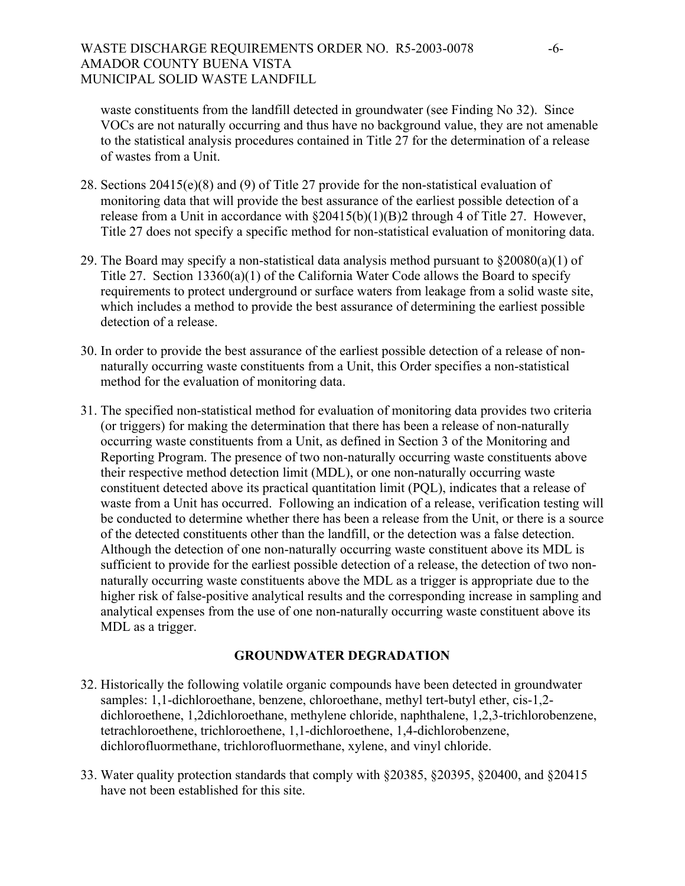waste constituents from the landfill detected in groundwater (see Finding No 32). Since VOCs are not naturally occurring and thus have no background value, they are not amenable to the statistical analysis procedures contained in Title 27 for the determination of a release of wastes from a Unit.

28. Sections 20415(e)(8) and (9) of Title 27 provide for the non-statistical evaluation of monitoring data that will provide the best assurance of the earliest possible detection of a release from a Unit in accordance with §20415(b)(1)(B)2 through 4 of Title 27. However, Title 27 does not specify a specific method for non-statistical evaluation of monitoring data.

29. The Board may specify a non-statistical data analysis method pursuant to §20080(a)(1) of Title 27. Section 13360(a)(1) of the California Water Code allows the Board to specify requirements to protect underground or surface waters from leakage from a solid waste site, which includes a method to provide the best assurance of determining the earliest possible detection of a release.

30. In order to provide the best assurance of the earliest possible detection of a release of non-naturally occurring waste constituents from a Unit, this Order specifies a non-statistical method for the evaluation of monitoring data.

31. The specified non-statistical method for evaluation of monitoring data provides two criteria (or triggers) for making the determination that there has been a release of non-naturally occurring waste constituents from a Unit, as defined in Section 3 of the Monitoring and Reporting Program. The presence of two non-naturally occurring waste constituents above their respective method detection limit (MDL), or one non-naturally occurring waste constituent detected above its practical quantitation limit (PQL), indicates that a release of waste from a Unit has occurred. Following an indication of a release, verification testing will be conducted to determine whether there has been a release from the Unit, or there is a source of the detected constituents other than the landfill, or the detection was a false detection. Although the detection of one non-naturally occurring waste constituent above its MDL is sufficient to provide for the earliest possible detection of a release, the detection of two non-naturally occurring waste constituents above the MDL as a trigger is appropriate due to the higher risk of false-positive analytical results and the corresponding increase in sampling and analytical expenses from the use of one non-naturally occurring waste constituent above its MDL as a trigger.

## GROUNDWATER DEGRADATION

32. Historically the following volatile organic compounds have been detected in groundwater samples: 1,1-dichloroethane, benzene, chloroethane, methyl tert-butyl ether, cis-1,2-dichloroethene, 1,2dichloroethane, methylene chloride, naphthalene, 1,2,3-trichlorobenzene, tetrachloroethene, trichloroethene, 1,1-dichloroethene, 1,4-dichlorobenzene, dichlorofluormethane, trichlorofluormethane, xylene, and vinyl chloride.

33. Water quality protection standards that comply with §20385, §20395, §20400, and §20415 have not been established for this site.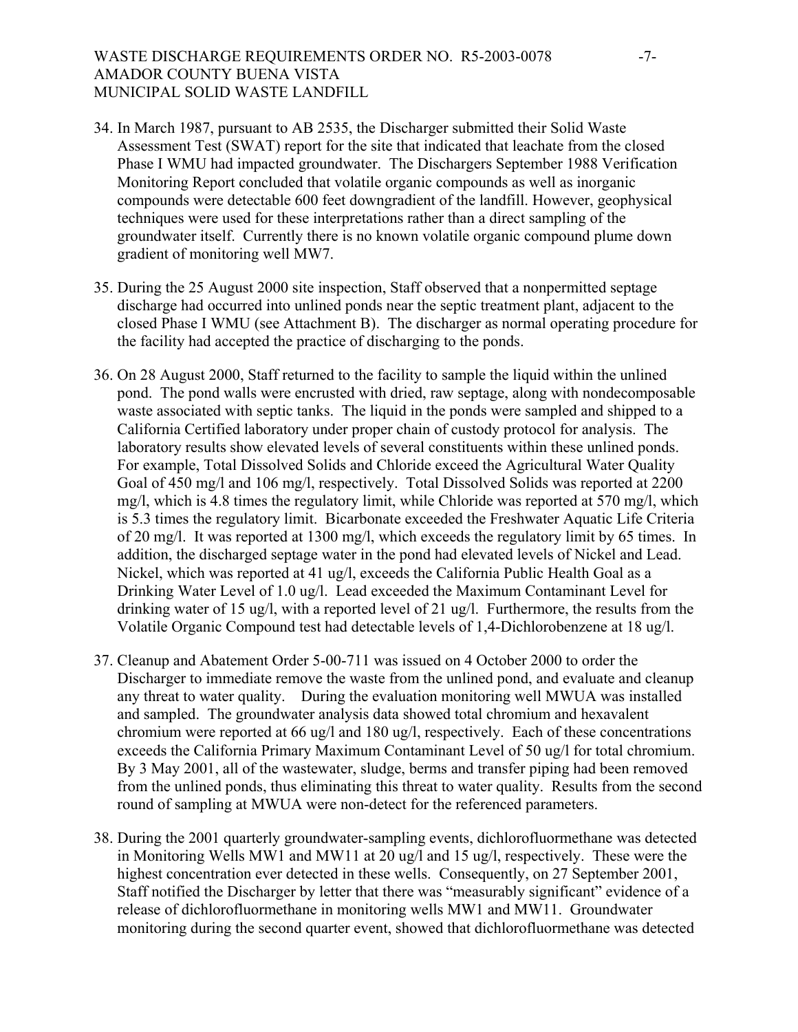34. In March 1987, pursuant to AB 2535, the Discharger submitted their Solid Waste Assessment Test (SWAT) report for the site that indicated that leachate from the closed Phase I WMU had impacted groundwater. The Dischargers September 1988 Verification Monitoring Report concluded that volatile organic compounds as well as inorganic compounds were detectable 600 feet downgradient of the landfill. However, geophysical techniques were used for these interpretations rather than a direct sampling of the groundwater itself. Currently there is no known volatile organic compound plume down gradient of monitoring well MW7.

35. During the 25 August 2000 site inspection, Staff observed that a nonpermitted septage discharge had occurred into unlined ponds near the septic treatment plant, adjacent to the closed Phase I WMU (see Attachment B). The discharger as normal operating procedure for the facility had accepted the practice of discharging to the ponds.

36. On 28 August 2000, Staff returned to the facility to sample the liquid within the unlined pond. The pond walls were encrusted with dried, raw septage, along with nondecomposable waste associated with septic tanks. The liquid in the ponds were sampled and shipped to a California Certified laboratory under proper chain of custody protocol for analysis. The laboratory results show elevated levels of several constituents within these unlined ponds. For example, Total Dissolved Solids and Chloride exceed the Agricultural Water Quality Goal of 450 mg/l and 106 mg/l, respectively. Total Dissolved Solids was reported at 2200 mg/l, which is 4.8 times the regulatory limit, while Chloride was reported at 570 mg/l, which is 5.3 times the regulatory limit. Bicarbonate exceeded the Freshwater Aquatic Life Criteria of 20 mg/l. It was reported at 1300 mg/l, which exceeds the regulatory limit by 65 times. In addition, the discharged septage water in the pond had elevated levels of Nickel and Lead. Nickel, which was reported at 41 ug/l, exceeds the California Public Health Goal as a Drinking Water Level of 1.0 ug/l. Lead exceeded the Maximum Contaminant Level for drinking water of 15 ug/l, with a reported level of 21 ug/l. Furthermore, the results from the Volatile Organic Compound test had detectable levels of 1,4-Dichlorobenzene at 18 ug/l.

37. Cleanup and Abatement Order 5-00-711 was issued on 4 October 2000 to order the Discharger to immediate remove the waste from the unlined pond, and evaluate and cleanup any threat to water quality. During the evaluation monitoring well MWUA was installed and sampled. The groundwater analysis data showed total chromium and hexavalent chromium were reported at 66 ug/l and 180 ug/l, respectively. Each of these concentrations exceeds the California Primary Maximum Contaminant Level of 50 ug/l for total chromium. By 3 May 2001, all of the wastewater, sludge, berms and transfer piping had been removed from the unlined ponds, thus eliminating this threat to water quality. Results from the second round of sampling at MWUA were non-detect for the referenced parameters.

38. During the 2001 quarterly groundwater-sampling events, dichlorofluormethane was detected in Monitoring Wells MW1 and MW11 at 20 ug/l and 15 ug/l, respectively. These were the highest concentration ever detected in these wells. Consequently, on 27 September 2001, Staff notified the Discharger by letter that there was "measurably significant" evidence of a release of dichlorofluormethane in monitoring wells MW1 and MW11. Groundwater monitoring during the second quarter event, showed that dichlorofluormethane was detected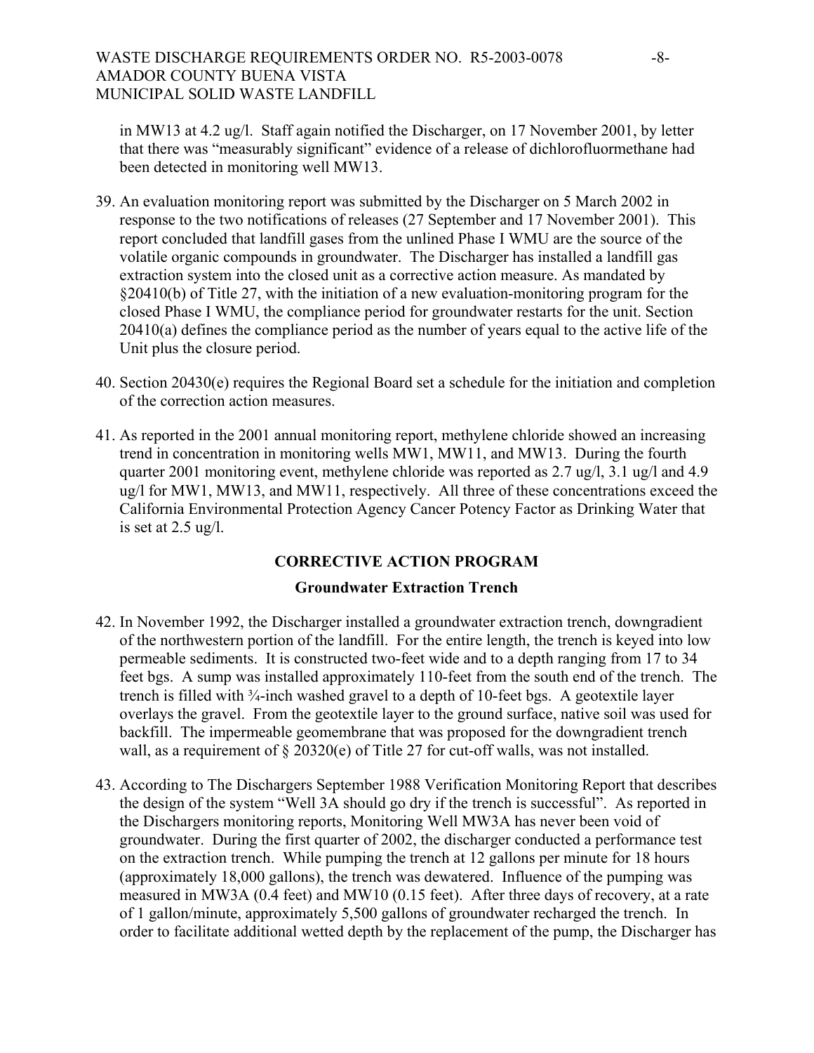in MW13 at 4.2 ug/l. Staff again notified the Discharger, on 17 November 2001, by letter that there was "measurably significant" evidence of a release of dichlorofluormethane had been detected in monitoring well MW13.

39. An evaluation monitoring report was submitted by the Discharger on 5 March 2002 in response to the two notifications of releases (27 September and 17 November 2001). This report concluded that landfill gases from the unlined Phase I WMU are the source of the volatile organic compounds in groundwater. The Discharger has installed a landfill gas extraction system into the closed unit as a corrective action measure. As mandated by §20410(b) of Title 27, with the initiation of a new evaluation-monitoring program for the closed Phase I WMU, the compliance period for groundwater restarts for the unit. Section 20410(a) defines the compliance period as the number of years equal to the active life of the Unit plus the closure period.

40. Section 20430(e) requires the Regional Board set a schedule for the initiation and completion of the correction action measures.

41. As reported in the 2001 annual monitoring report, methylene chloride showed an increasing trend in concentration in monitoring wells MW1, MW11, and MW13. During the fourth quarter 2001 monitoring event, methylene chloride was reported as 2.7 ug/l, 3.1 ug/l and 4.9 ug/l for MW1, MW13, and MW11, respectively. All three of these concentrations exceed the California Environmental Protection Agency Cancer Potency Factor as Drinking Water that is set at 2.5 ug/l.

## CORRECTIVE ACTION PROGRAM

### Groundwater Extraction Trench

42. In November 1992, the Discharger installed a groundwater extraction trench, downgradient of the northwestern portion of the landfill. For the entire length, the trench is keyed into low permeable sediments. It is constructed two-feet wide and to a depth ranging from 17 to 34 feet bgs. A sump was installed approximately 110-feet from the south end of the trench. The trench is filled with ¾-inch washed gravel to a depth of 10-feet bgs. A geotextile layer overlays the gravel. From the geotextile layer to the ground surface, native soil was used for backfill. The impermeable geomembrane that was proposed for the downgradient trench wall, as a requirement of § 20320(e) of Title 27 for cut-off walls, was not installed.

43. According to The Dischargers September 1988 Verification Monitoring Report that describes the design of the system "Well 3A should go dry if the trench is successful". As reported in the Dischargers monitoring reports, Monitoring Well MW3A has never been void of groundwater. During the first quarter of 2002, the discharger conducted a performance test on the extraction trench. While pumping the trench at 12 gallons per minute for 18 hours (approximately 18,000 gallons), the trench was dewatered. Influence of the pumping was measured in MW3A (0.4 feet) and MW10 (0.15 feet). After three days of recovery, at a rate of 1 gallon/minute, approximately 5,500 gallons of groundwater recharged the trench. In order to facilitate additional wetted depth by the replacement of the pump, the Discharger has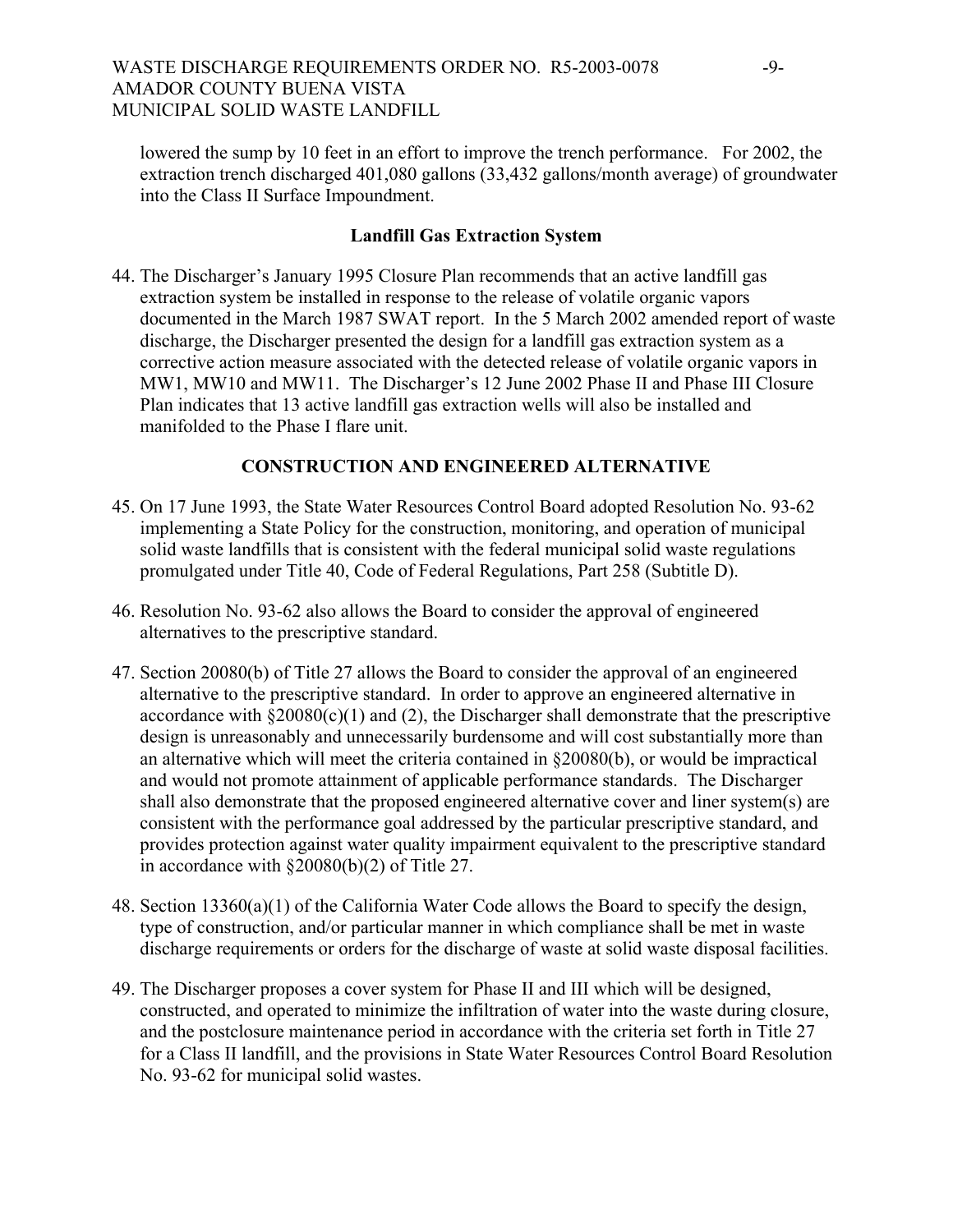lowered the sump by 10 feet in an effort to improve the trench performance. For 2002, the extraction trench discharged 401,080 gallons (33,432 gallons/month average) of groundwater into the Class II Surface Impoundment.

### Landfill Gas Extraction System

44. The Discharger's January 1995 Closure Plan recommends that an active landfill gas extraction system be installed in response to the release of volatile organic vapors documented in the March 1987 SWAT report. In the 5 March 2002 amended report of waste discharge, the Discharger presented the design for a landfill gas extraction system as a corrective action measure associated with the detected release of volatile organic vapors in MW1, MW10 and MW11. The Discharger's 12 June 2002 Phase II and Phase III Closure Plan indicates that 13 active landfill gas extraction wells will also be installed and manifolded to the Phase I flare unit.

## CONSTRUCTION AND ENGINEERED ALTERNATIVE

45. On 17 June 1993, the State Water Resources Control Board adopted Resolution No. 93-62 implementing a State Policy for the construction, monitoring, and operation of municipal solid waste landfills that is consistent with the federal municipal solid waste regulations promulgated under Title 40, Code of Federal Regulations, Part 258 (Subtitle D).

46. Resolution No. 93-62 also allows the Board to consider the approval of engineered alternatives to the prescriptive standard.

47. Section 20080(b) of Title 27 allows the Board to consider the approval of an engineered alternative to the prescriptive standard. In order to approve an engineered alternative in accordance with §20080(c)(1) and (2), the Discharger shall demonstrate that the prescriptive design is unreasonably and unnecessarily burdensome and will cost substantially more than an alternative which will meet the criteria contained in §20080(b), or would be impractical and would not promote attainment of applicable performance standards. The Discharger shall also demonstrate that the proposed engineered alternative cover and liner system(s) are consistent with the performance goal addressed by the particular prescriptive standard, and provides protection against water quality impairment equivalent to the prescriptive standard in accordance with §20080(b)(2) of Title 27.

48. Section 13360(a)(1) of the California Water Code allows the Board to specify the design, type of construction, and/or particular manner in which compliance shall be met in waste discharge requirements or orders for the discharge of waste at solid waste disposal facilities.

49. The Discharger proposes a cover system for Phase II and III which will be designed, constructed, and operated to minimize the infiltration of water into the waste during closure, and the postclosure maintenance period in accordance with the criteria set forth in Title 27 for a Class II landfill, and the provisions in State Water Resources Control Board Resolution No. 93-62 for municipal solid wastes.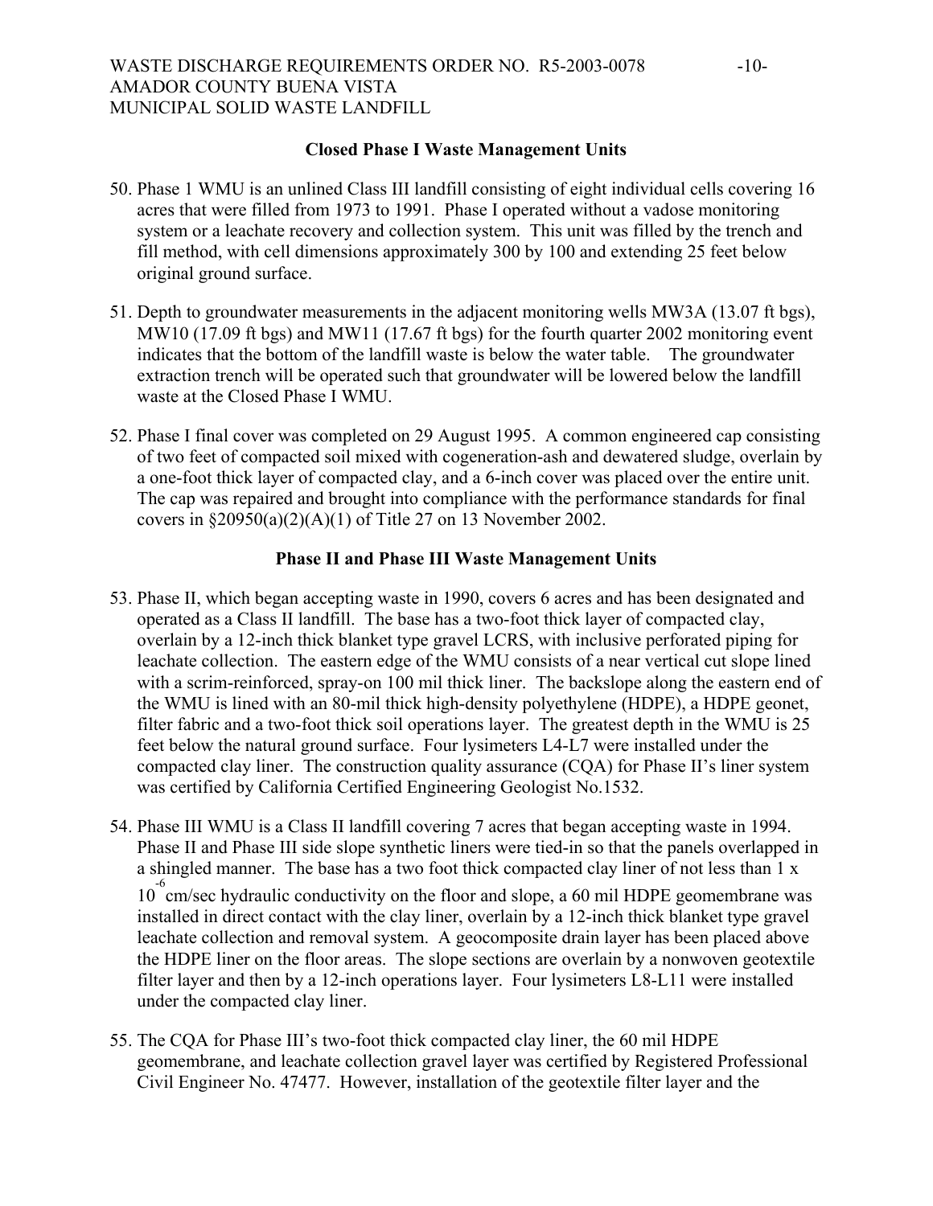### Closed Phase I Waste Management Units

50. Phase 1 WMU is an unlined Class III landfill consisting of eight individual cells covering 16 acres that were filled from 1973 to 1991. Phase I operated without a vadose monitoring system or a leachate recovery and collection system. This unit was filled by the trench and fill method, with cell dimensions approximately 300 by 100 and extending 25 feet below original ground surface.

51. Depth to groundwater measurements in the adjacent monitoring wells MW3A (13.07 ft bgs), MW10 (17.09 ft bgs) and MW11 (17.67 ft bgs) for the fourth quarter 2002 monitoring event indicates that the bottom of the landfill waste is below the water table. The groundwater extraction trench will be operated such that groundwater will be lowered below the landfill waste at the Closed Phase I WMU.

52. Phase I final cover was completed on 29 August 1995. A common engineered cap consisting of two feet of compacted soil mixed with cogeneration-ash and dewatered sludge, overlain by a one-foot thick layer of compacted clay, and a 6-inch cover was placed over the entire unit. The cap was repaired and brought into compliance with the performance standards for final covers in §20950(a)(2)(A)(1) of Title 27 on 13 November 2002.

### Phase II and Phase III Waste Management Units

53. Phase II, which began accepting waste in 1990, covers 6 acres and has been designated and operated as a Class II landfill. The base has a two-foot thick layer of compacted clay, overlain by a 12-inch thick blanket type gravel LCRS, with inclusive perforated piping for leachate collection. The eastern edge of the WMU consists of a near vertical cut slope lined with a scrim-reinforced, spray-on 100 mil thick liner. The backslope along the eastern end of the WMU is lined with an 80-mil thick high-density polyethylene (HDPE), a HDPE geonet, filter fabric and a two-foot thick soil operations layer. The greatest depth in the WMU is 25 feet below the natural ground surface. Four lysimeters L4-L7 were installed under the compacted clay liner. The construction quality assurance (CQA) for Phase II's liner system was certified by California Certified Engineering Geologist No.1532.

54. Phase III WMU is a Class II landfill covering 7 acres that began accepting waste in 1994. Phase II and Phase III side slope synthetic liners were tied-in so that the panels overlapped in a shingled manner. The base has a two foot thick compacted clay liner of not less than $1 \times 10^{-6}$ cm/sec hydraulic conductivity on the floor and slope, a 60 mil HDPE geomembrane was installed in direct contact with the clay liner, overlain by a 12-inch thick blanket type gravel leachate collection and removal system. A geocomposite drain layer has been placed above the HDPE liner on the floor areas. The slope sections are overlain by a nonwoven geotextile filter layer and then by a 12-inch operations layer. Four lysimeters L8-L11 were installed under the compacted clay liner.

55. The CQA for Phase III's two-foot thick compacted clay liner, the 60 mil HDPE geomembrane, and leachate collection gravel layer was certified by Registered Professional Civil Engineer No. 47477. However, installation of the geotextile filter layer and the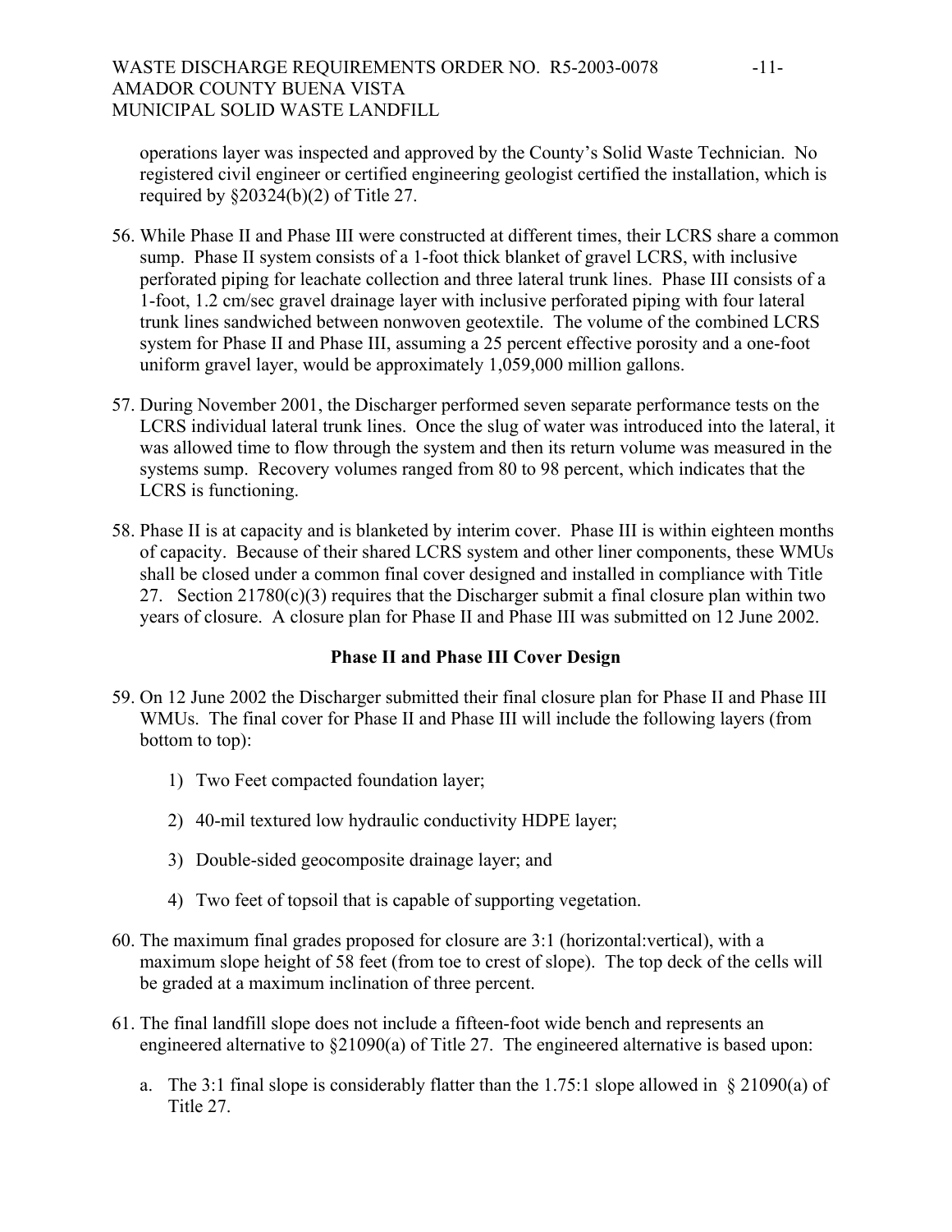operations layer was inspected and approved by the County's Solid Waste Technician. No registered civil engineer or certified engineering geologist certified the installation, which is required by §20324(b)(2) of Title 27.

56. While Phase II and Phase III were constructed at different times, their LCRS share a common sump. Phase II system consists of a 1-foot thick blanket of gravel LCRS, with inclusive perforated piping for leachate collection and three lateral trunk lines. Phase III consists of a 1-foot, 1.2 cm/sec gravel drainage layer with inclusive perforated piping with four lateral trunk lines sandwiched between nonwoven geotextile. The volume of the combined LCRS system for Phase II and Phase III, assuming a 25 percent effective porosity and a one-foot uniform gravel layer, would be approximately 1,059,000 million gallons.

57. During November 2001, the Discharger performed seven separate performance tests on the LCRS individual lateral trunk lines. Once the slug of water was introduced into the lateral, it was allowed time to flow through the system and then its return volume was measured in the systems sump. Recovery volumes ranged from 80 to 98 percent, which indicates that the LCRS is functioning.

58. Phase II is at capacity and is blanketed by interim cover. Phase III is within eighteen months of capacity. Because of their shared LCRS system and other liner components, these WMUs shall be closed under a common final cover designed and installed in compliance with Title 27. Section 21780(c)(3) requires that the Discharger submit a final closure plan within two years of closure. A closure plan for Phase II and Phase III was submitted on 12 June 2002.

**Phase II and Phase III Cover Design**

59. On 12 June 2002 the Discharger submitted their final closure plan for Phase II and Phase III WMUs. The final cover for Phase II and Phase III will include the following layers (from bottom to top):

    1) Two Feet compacted foundation layer;

    2) 40-mil textured low hydraulic conductivity HDPE layer;

    3) Double-sided geocomposite drainage layer; and

    4) Two feet of topsoil that is capable of supporting vegetation.

60. The maximum final grades proposed for closure are 3:1 (horizontal:vertical), with a maximum slope height of 58 feet (from toe to crest of slope). The top deck of the cells will be graded at a maximum inclination of three percent.

61. The final landfill slope does not include a fifteen-foot wide bench and represents an engineered alternative to §21090(a) of Title 27. The engineered alternative is based upon:

    a. The 3:1 final slope is considerably flatter than the 1.75:1 slope allowed in § 21090(a) of Title 27.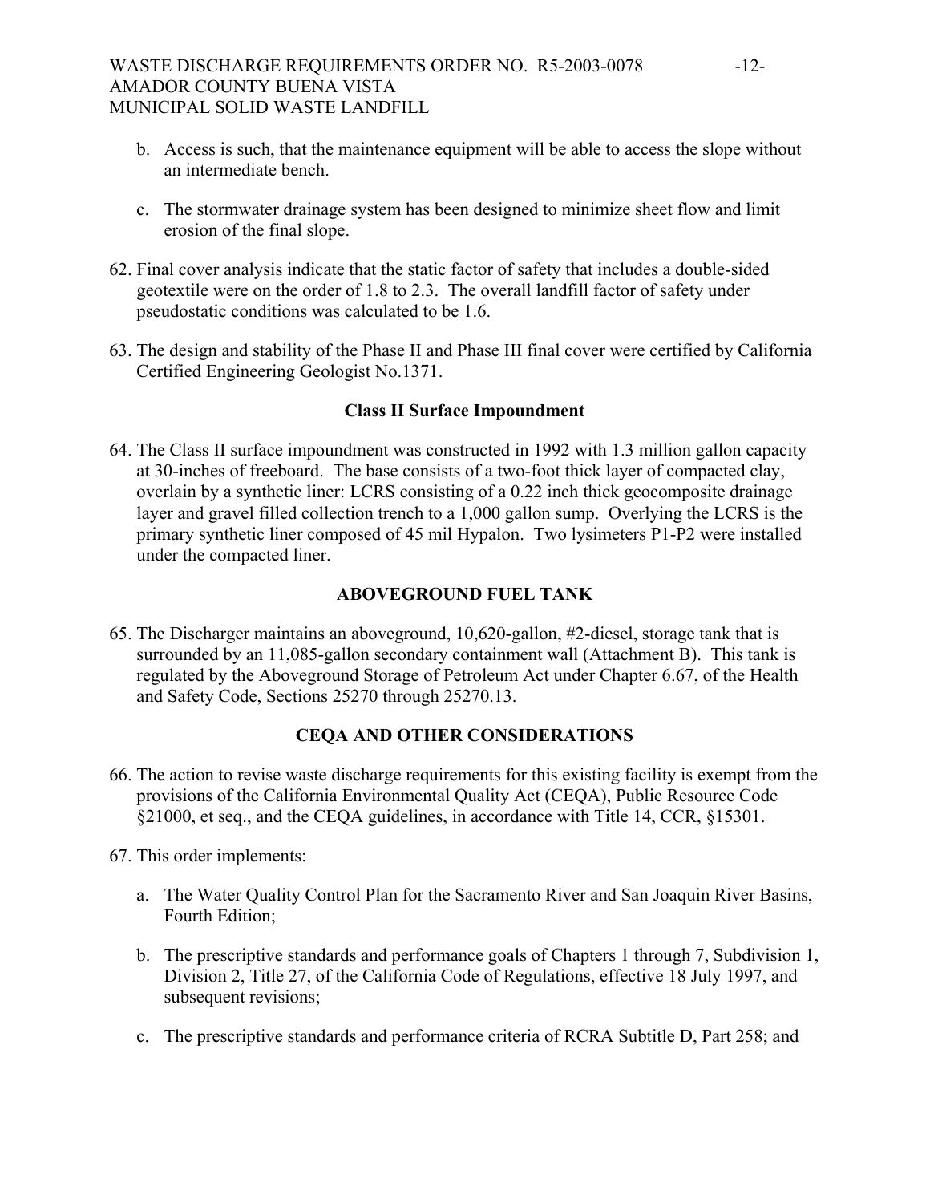b. Access is such, that the maintenance equipment will be able to access the slope without an intermediate bench.

c. The stormwater drainage system has been designed to minimize sheet flow and limit erosion of the final slope.

62. Final cover analysis indicate that the static factor of safety that includes a double-sided geotextile were on the order of 1.8 to 2.3. The overall landfill factor of safety under pseudostatic conditions was calculated to be 1.6.

63. The design and stability of the Phase II and Phase III final cover were certified by California Certified Engineering Geologist No.1371.

### Class II Surface Impoundment

64. The Class II surface impoundment was constructed in 1992 with 1.3 million gallon capacity at 30-inches of freeboard. The base consists of a two-foot thick layer of compacted clay, overlain by a synthetic liner: LCRS consisting of a 0.22 inch thick geocomposite drainage layer and gravel filled collection trench to a 1,000 gallon sump. Overlying the LCRS is the primary synthetic liner composed of 45 mil Hypalon. Two lysimeters P1-P2 were installed under the compacted liner.

### ABOVEGROUND FUEL TANK

65. The Discharger maintains an aboveground, 10,620-gallon, #2-diesel, storage tank that is surrounded by an 11,085-gallon secondary containment wall (Attachment B). This tank is regulated by the Aboveground Storage of Petroleum Act under Chapter 6.67, of the Health and Safety Code, Sections 25270 through 25270.13.

### CEQA AND OTHER CONSIDERATIONS

66. The action to revise waste discharge requirements for this existing facility is exempt from the provisions of the California Environmental Quality Act (CEQA), Public Resource Code §21000, et seq., and the CEQA guidelines, in accordance with Title 14, CCR, §15301.

67. This order implements:

a. The Water Quality Control Plan for the Sacramento River and San Joaquin River Basins, Fourth Edition;

b. The prescriptive standards and performance goals of Chapters 1 through 7, Subdivision 1, Division 2, Title 27, of the California Code of Regulations, effective 18 July 1997, and subsequent revisions;

c. The prescriptive standards and performance criteria of RCRA Subtitle D, Part 258; and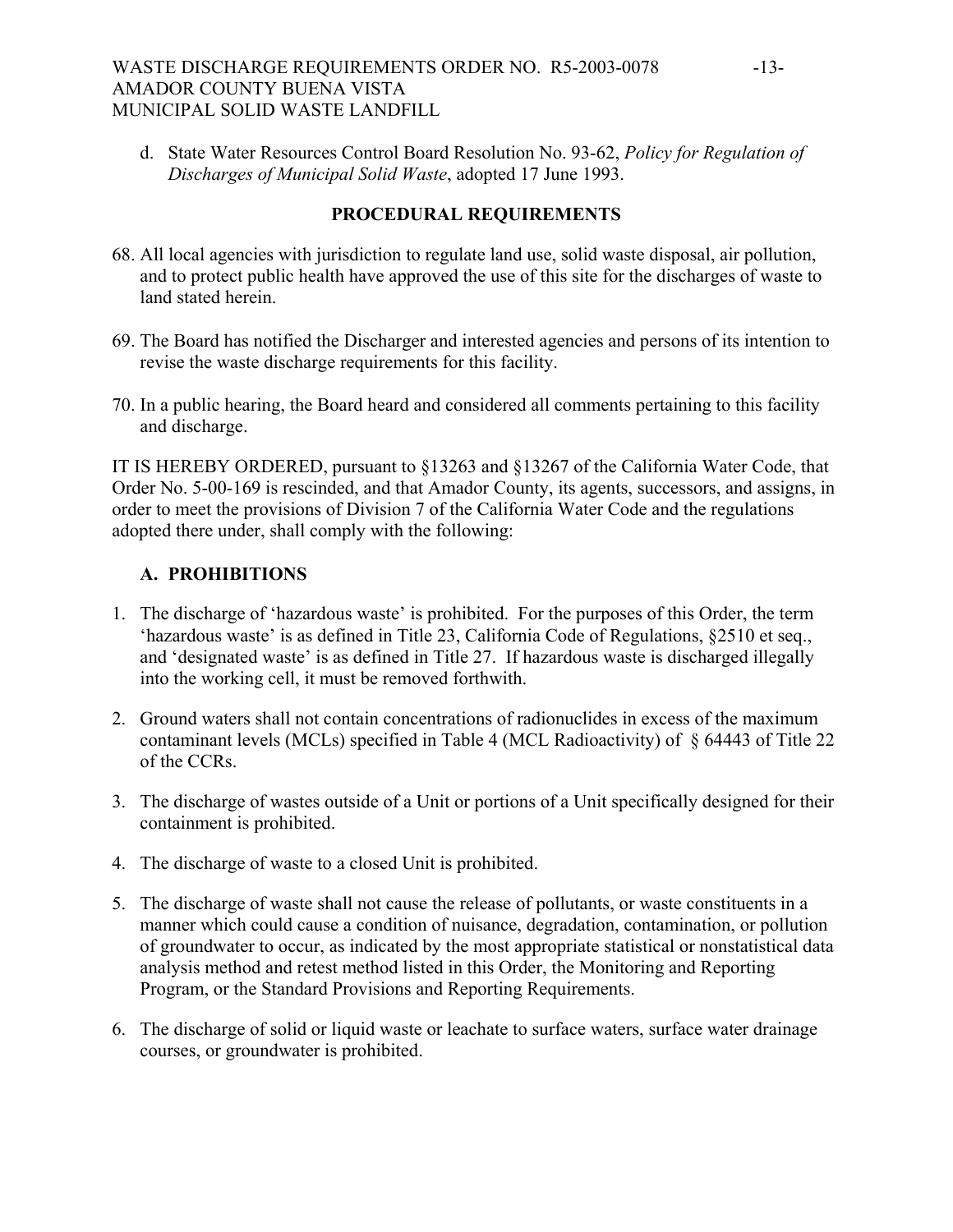d. State Water Resources Control Board Resolution No. 93-62, *Policy for Regulation of Discharges of Municipal Solid Waste*, adopted 17 June 1993.

## PROCEDURAL REQUIREMENTS

68. All local agencies with jurisdiction to regulate land use, solid waste disposal, air pollution, and to protect public health have approved the use of this site for the discharges of waste to land stated herein.

69. The Board has notified the Discharger and interested agencies and persons of its intention to revise the waste discharge requirements for this facility.

70. In a public hearing, the Board heard and considered all comments pertaining to this facility and discharge.

IT IS HEREBY ORDERED, pursuant to §13263 and §13267 of the California Water Code, that Order No. 5-00-169 is rescinded, and that Amador County, its agents, successors, and assigns, in order to meet the provisions of Division 7 of the California Water Code and the regulations adopted there under, shall comply with the following:

### A. PROHIBITIONS

1. The discharge of 'hazardous waste' is prohibited. For the purposes of this Order, the term 'hazardous waste' is as defined in Title 23, California Code of Regulations, §2510 et seq., and 'designated waste' is as defined in Title 27. If hazardous waste is discharged illegally into the working cell, it must be removed forthwith.

2. Ground waters shall not contain concentrations of radionuclides in excess of the maximum contaminant levels (MCLs) specified in Table 4 (MCL Radioactivity) of § 64443 of Title 22 of the CCRs.

3. The discharge of wastes outside of a Unit or portions of a Unit specifically designed for their containment is prohibited.

4. The discharge of waste to a closed Unit is prohibited.

5. The discharge of waste shall not cause the release of pollutants, or waste constituents in a manner which could cause a condition of nuisance, degradation, contamination, or pollution of groundwater to occur, as indicated by the most appropriate statistical or nonstatistical data analysis method and retest method listed in this Order, the Monitoring and Reporting Program, or the Standard Provisions and Reporting Requirements.

6. The discharge of solid or liquid waste or leachate to surface waters, surface water drainage courses, or groundwater is prohibited.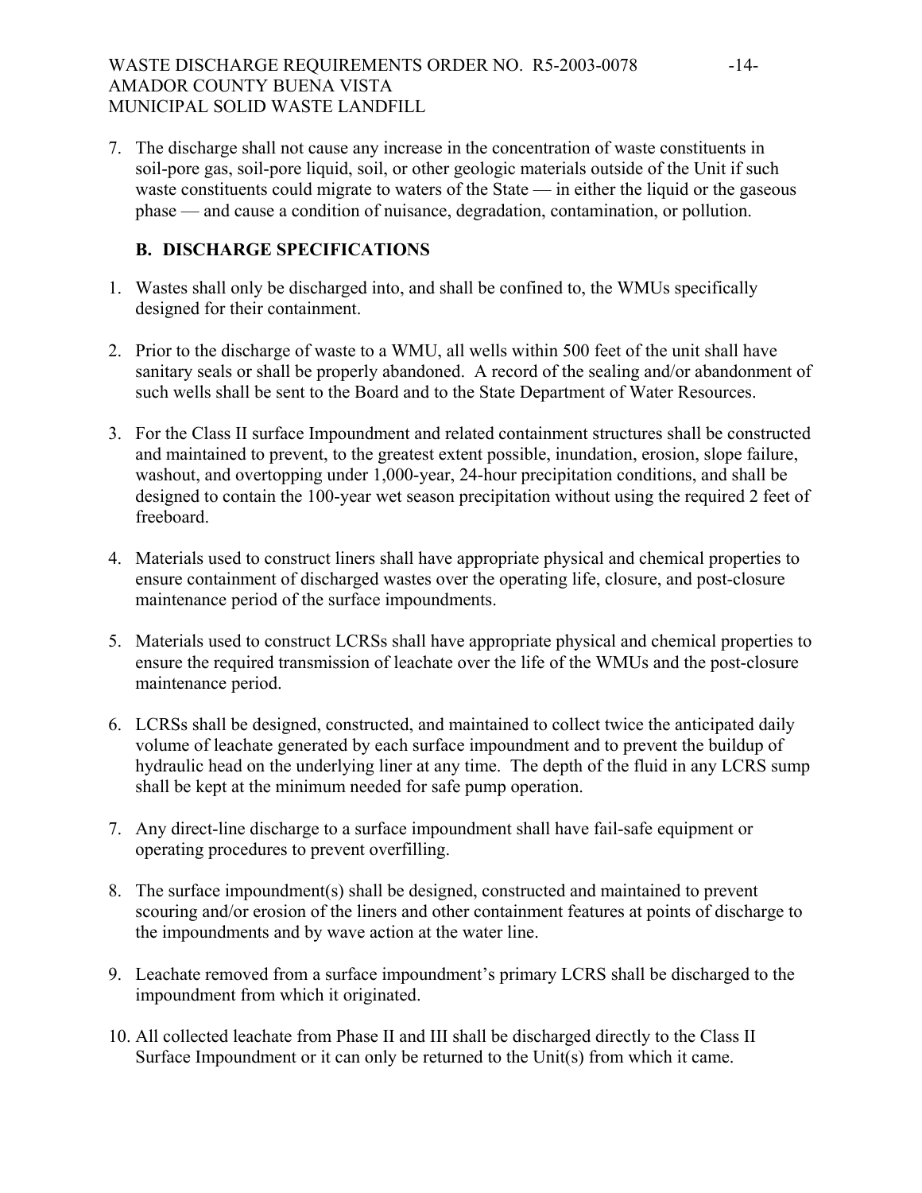7. The discharge shall not cause any increase in the concentration of waste constituents in soil-pore gas, soil-pore liquid, soil, or other geologic materials outside of the Unit if such waste constituents could migrate to waters of the State — in either the liquid or the gaseous phase — and cause a condition of nuisance, degradation, contamination, or pollution.

### B. DISCHARGE SPECIFICATIONS

1. Wastes shall only be discharged into, and shall be confined to, the WMUs specifically designed for their containment.

2. Prior to the discharge of waste to a WMU, all wells within 500 feet of the unit shall have sanitary seals or shall be properly abandoned. A record of the sealing and/or abandonment of such wells shall be sent to the Board and to the State Department of Water Resources.

3. For the Class II surface Impoundment and related containment structures shall be constructed and maintained to prevent, to the greatest extent possible, inundation, erosion, slope failure, washout, and overtopping under 1,000-year, 24-hour precipitation conditions, and shall be designed to contain the 100-year wet season precipitation without using the required 2 feet of freeboard.

4. Materials used to construct liners shall have appropriate physical and chemical properties to ensure containment of discharged wastes over the operating life, closure, and post-closure maintenance period of the surface impoundments.

5. Materials used to construct LCRSs shall have appropriate physical and chemical properties to ensure the required transmission of leachate over the life of the WMUs and the post-closure maintenance period.

6. LCRSs shall be designed, constructed, and maintained to collect twice the anticipated daily volume of leachate generated by each surface impoundment and to prevent the buildup of hydraulic head on the underlying liner at any time. The depth of the fluid in any LCRS sump shall be kept at the minimum needed for safe pump operation.

7. Any direct-line discharge to a surface impoundment shall have fail-safe equipment or operating procedures to prevent overfilling.

8. The surface impoundment(s) shall be designed, constructed and maintained to prevent scouring and/or erosion of the liners and other containment features at points of discharge to the impoundments and by wave action at the water line.

9. Leachate removed from a surface impoundment's primary LCRS shall be discharged to the impoundment from which it originated.

10. All collected leachate from Phase II and III shall be discharged directly to the Class II Surface Impoundment or it can only be returned to the Unit(s) from which it came.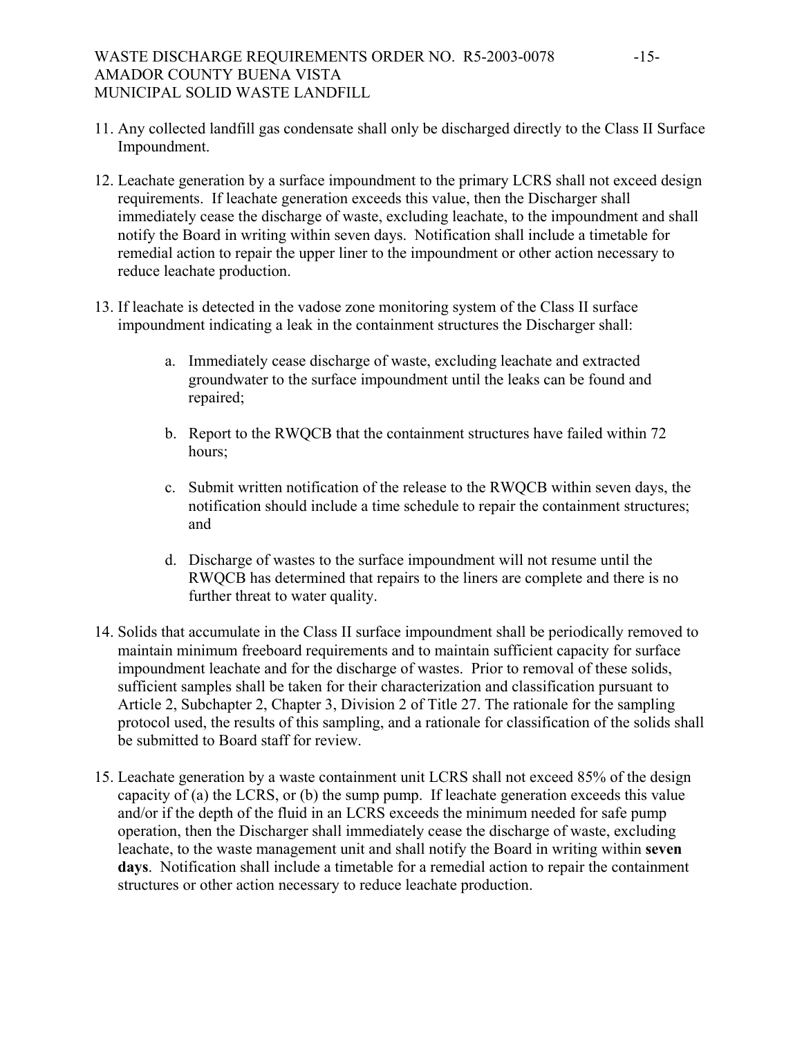11. Any collected landfill gas condensate shall only be discharged directly to the Class II Surface Impoundment.

12. Leachate generation by a surface impoundment to the primary LCRS shall not exceed design requirements. If leachate generation exceeds this value, then the Discharger shall immediately cease the discharge of waste, excluding leachate, to the impoundment and shall notify the Board in writing within seven days. Notification shall include a timetable for remedial action to repair the upper liner to the impoundment or other action necessary to reduce leachate production.

13. If leachate is detected in the vadose zone monitoring system of the Class II surface impoundment indicating a leak in the containment structures the Discharger shall:

    a. Immediately cease discharge of waste, excluding leachate and extracted groundwater to the surface impoundment until the leaks can be found and repaired;

    b. Report to the RWQCB that the containment structures have failed within 72 hours;

    c. Submit written notification of the release to the RWQCB within seven days, the notification should include a time schedule to repair the containment structures; and

    d. Discharge of wastes to the surface impoundment will not resume until the RWQCB has determined that repairs to the liners are complete and there is no further threat to water quality.

14. Solids that accumulate in the Class II surface impoundment shall be periodically removed to maintain minimum freeboard requirements and to maintain sufficient capacity for surface impoundment leachate and for the discharge of wastes. Prior to removal of these solids, sufficient samples shall be taken for their characterization and classification pursuant to Article 2, Subchapter 2, Chapter 3, Division 2 of Title 27. The rationale for the sampling protocol used, the results of this sampling, and a rationale for classification of the solids shall be submitted to Board staff for review.

15. Leachate generation by a waste containment unit LCRS shall not exceed 85% of the design capacity of (a) the LCRS, or (b) the sump pump. If leachate generation exceeds this value and/or if the depth of the fluid in an LCRS exceeds the minimum needed for safe pump operation, then the Discharger shall immediately cease the discharge of waste, excluding leachate, to the waste management unit and shall notify the Board in writing within **seven days**. Notification shall include a timetable for a remedial action to repair the containment structures or other action necessary to reduce leachate production.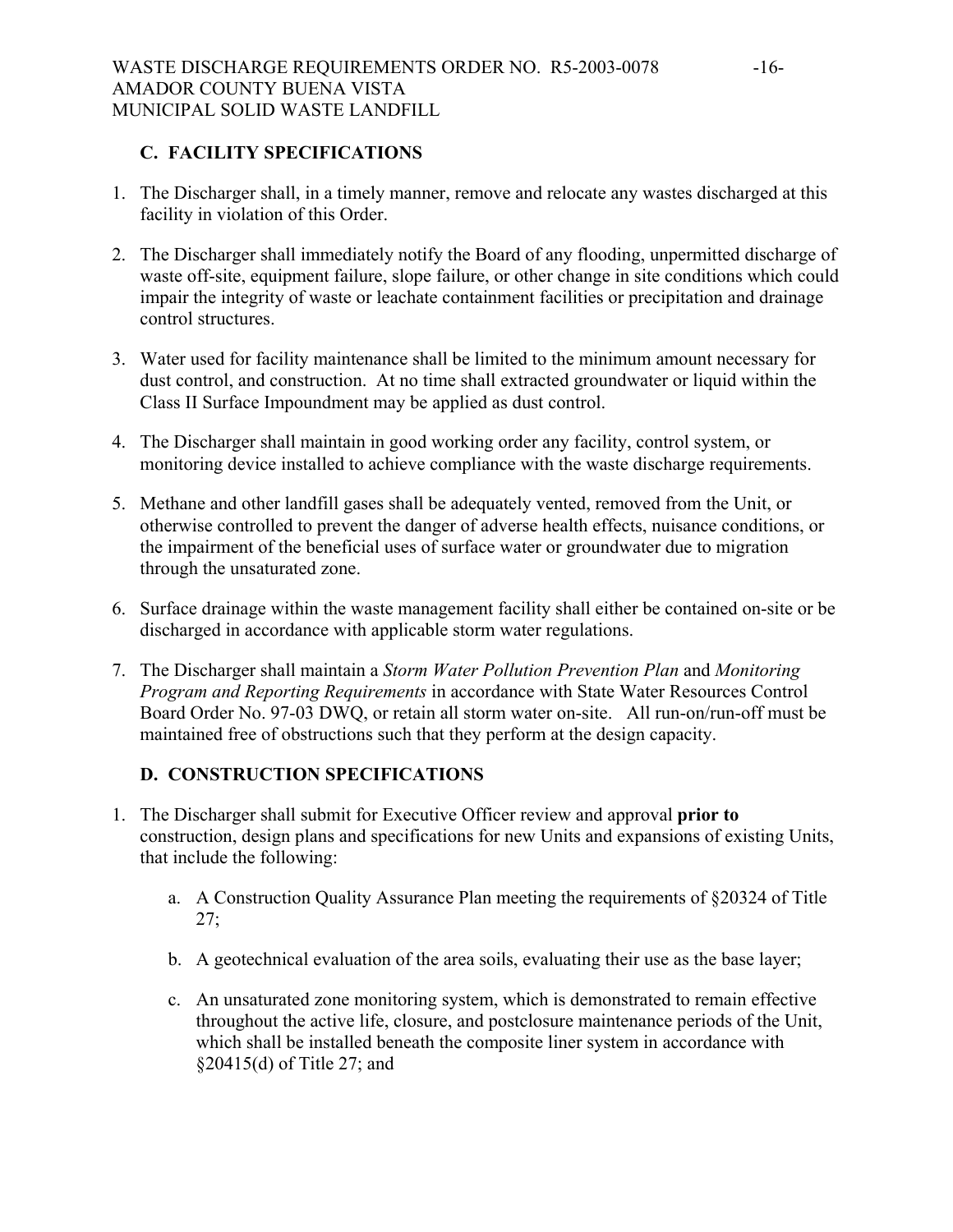### C. FACILITY SPECIFICATIONS

1. The Discharger shall, in a timely manner, remove and relocate any wastes discharged at this facility in violation of this Order.

2. The Discharger shall immediately notify the Board of any flooding, unpermitted discharge of waste off-site, equipment failure, slope failure, or other change in site conditions which could impair the integrity of waste or leachate containment facilities or precipitation and drainage control structures.

3. Water used for facility maintenance shall be limited to the minimum amount necessary for dust control, and construction. At no time shall extracted groundwater or liquid within the Class II Surface Impoundment may be applied as dust control.

4. The Discharger shall maintain in good working order any facility, control system, or monitoring device installed to achieve compliance with the waste discharge requirements.

5. Methane and other landfill gases shall be adequately vented, removed from the Unit, or otherwise controlled to prevent the danger of adverse health effects, nuisance conditions, or the impairment of the beneficial uses of surface water or groundwater due to migration through the unsaturated zone.

6. Surface drainage within the waste management facility shall either be contained on-site or be discharged in accordance with applicable storm water regulations.

7. The Discharger shall maintain a *Storm Water Pollution Prevention Plan* and *Monitoring Program and Reporting Requirements* in accordance with State Water Resources Control Board Order No. 97-03 DWQ, or retain all storm water on-site. All run-on/run-off must be maintained free of obstructions such that they perform at the design capacity.

### D. CONSTRUCTION SPECIFICATIONS

1. The Discharger shall submit for Executive Officer review and approval **prior to** construction, design plans and specifications for new Units and expansions of existing Units, that include the following:

   a. A Construction Quality Assurance Plan meeting the requirements of §20324 of Title 27;

   b. A geotechnical evaluation of the area soils, evaluating their use as the base layer;

   c. An unsaturated zone monitoring system, which is demonstrated to remain effective throughout the active life, closure, and postclosure maintenance periods of the Unit, which shall be installed beneath the composite liner system in accordance with §20415(d) of Title 27; and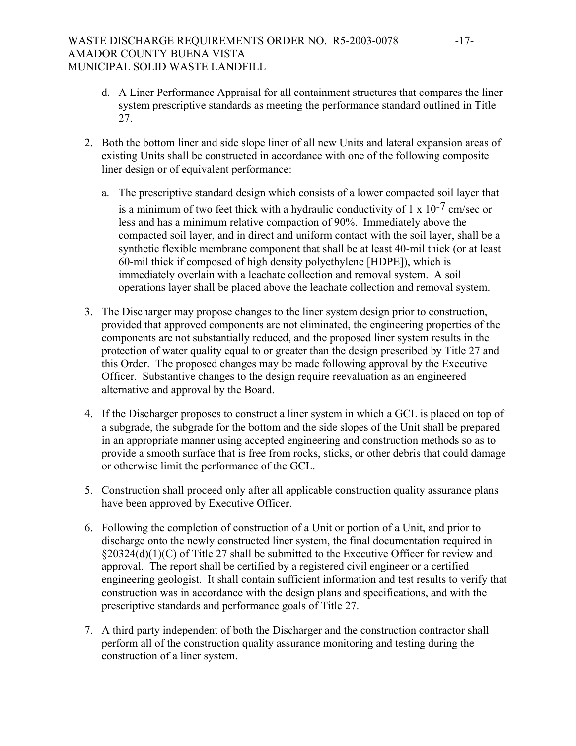d. A Liner Performance Appraisal for all containment structures that compares the liner system prescriptive standards as meeting the performance standard outlined in Title 27.

2. Both the bottom liner and side slope liner of all new Units and lateral expansion areas of existing Units shall be constructed in accordance with one of the following composite liner design or of equivalent performance:

   a. The prescriptive standard design which consists of a lower compacted soil layer that is a minimum of two feet thick with a hydraulic conductivity of $1 \times 10^{-7}$ cm/sec or less and has a minimum relative compaction of 90%. Immediately above the compacted soil layer, and in direct and uniform contact with the soil layer, shall be a synthetic flexible membrane component that shall be at least 40-mil thick (or at least 60-mil thick if composed of high density polyethylene [HDPE]), which is immediately overlain with a leachate collection and removal system. A soil operations layer shall be placed above the leachate collection and removal system.

3. The Discharger may propose changes to the liner system design prior to construction, provided that approved components are not eliminated, the engineering properties of the components are not substantially reduced, and the proposed liner system results in the protection of water quality equal to or greater than the design prescribed by Title 27 and this Order. The proposed changes may be made following approval by the Executive Officer. Substantive changes to the design require reevaluation as an engineered alternative and approval by the Board.

4. If the Discharger proposes to construct a liner system in which a GCL is placed on top of a subgrade, the subgrade for the bottom and the side slopes of the Unit shall be prepared in an appropriate manner using accepted engineering and construction methods so as to provide a smooth surface that is free from rocks, sticks, or other debris that could damage or otherwise limit the performance of the GCL.

5. Construction shall proceed only after all applicable construction quality assurance plans have been approved by Executive Officer.

6. Following the completion of construction of a Unit or portion of a Unit, and prior to discharge onto the newly constructed liner system, the final documentation required in §20324(d)(1)(C) of Title 27 shall be submitted to the Executive Officer for review and approval. The report shall be certified by a registered civil engineer or a certified engineering geologist. It shall contain sufficient information and test results to verify that construction was in accordance with the design plans and specifications, and with the prescriptive standards and performance goals of Title 27.

7. A third party independent of both the Discharger and the construction contractor shall perform all of the construction quality assurance monitoring and testing during the construction of a liner system.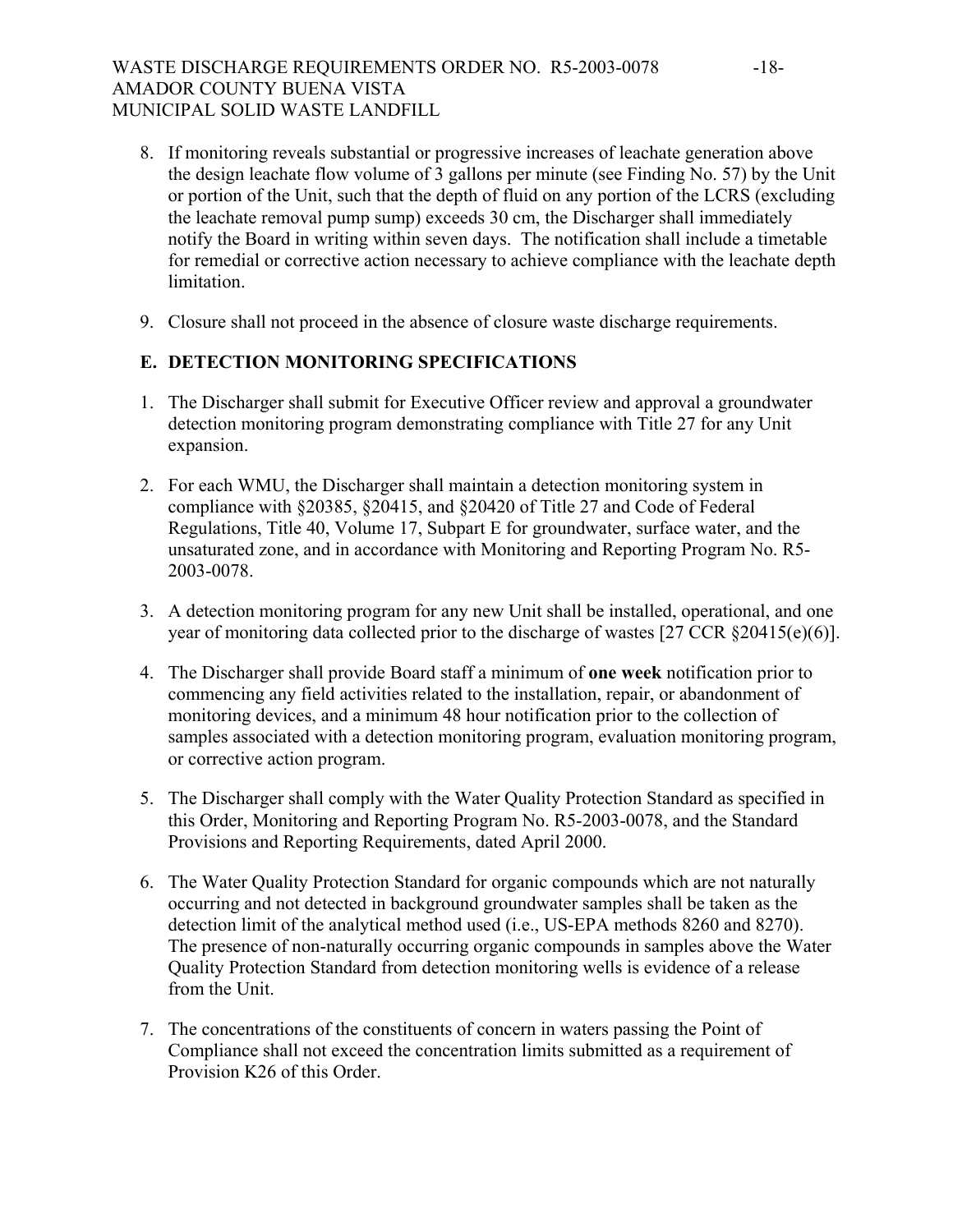8. If monitoring reveals substantial or progressive increases of leachate generation above the design leachate flow volume of 3 gallons per minute (see Finding No. 57) by the Unit or portion of the Unit, such that the depth of fluid on any portion of the LCRS (excluding the leachate removal pump sump) exceeds 30 cm, the Discharger shall immediately notify the Board in writing within seven days. The notification shall include a timetable for remedial or corrective action necessary to achieve compliance with the leachate depth limitation.

9. Closure shall not proceed in the absence of closure waste discharge requirements.

## E. DETECTION MONITORING SPECIFICATIONS

1. The Discharger shall submit for Executive Officer review and approval a groundwater detection monitoring program demonstrating compliance with Title 27 for any Unit expansion.

2. For each WMU, the Discharger shall maintain a detection monitoring system in compliance with §20385, §20415, and §20420 of Title 27 and Code of Federal Regulations, Title 40, Volume 17, Subpart E for groundwater, surface water, and the unsaturated zone, and in accordance with Monitoring and Reporting Program No. R5-2003-0078.

3. A detection monitoring program for any new Unit shall be installed, operational, and one year of monitoring data collected prior to the discharge of wastes [27 CCR §20415(e)(6)].

4. The Discharger shall provide Board staff a minimum of **one week** notification prior to commencing any field activities related to the installation, repair, or abandonment of monitoring devices, and a minimum 48 hour notification prior to the collection of samples associated with a detection monitoring program, evaluation monitoring program, or corrective action program.

5. The Discharger shall comply with the Water Quality Protection Standard as specified in this Order, Monitoring and Reporting Program No. R5-2003-0078, and the Standard Provisions and Reporting Requirements, dated April 2000.

6. The Water Quality Protection Standard for organic compounds which are not naturally occurring and not detected in background groundwater samples shall be taken as the detection limit of the analytical method used (i.e., US-EPA methods 8260 and 8270). The presence of non-naturally occurring organic compounds in samples above the Water Quality Protection Standard from detection monitoring wells is evidence of a release from the Unit.

7. The concentrations of the constituents of concern in waters passing the Point of Compliance shall not exceed the concentration limits submitted as a requirement of Provision K26 of this Order.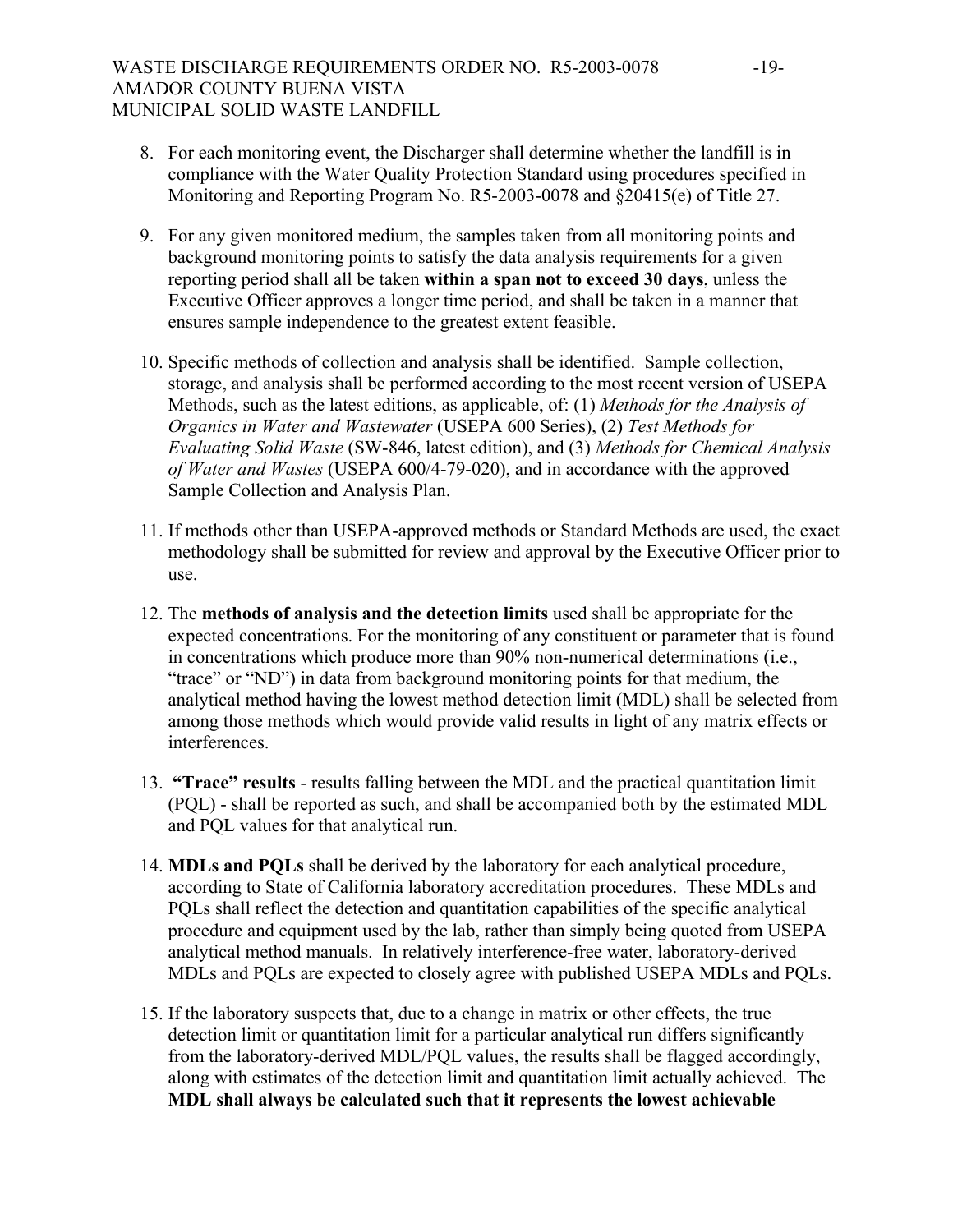8. For each monitoring event, the Discharger shall determine whether the landfill is in compliance with the Water Quality Protection Standard using procedures specified in Monitoring and Reporting Program No. R5-2003-0078 and §20415(e) of Title 27.

9. For any given monitored medium, the samples taken from all monitoring points and background monitoring points to satisfy the data analysis requirements for a given reporting period shall all be taken **within a span not to exceed 30 days**, unless the Executive Officer approves a longer time period, and shall be taken in a manner that ensures sample independence to the greatest extent feasible.

10. Specific methods of collection and analysis shall be identified. Sample collection, storage, and analysis shall be performed according to the most recent version of USEPA Methods, such as the latest editions, as applicable, of: (1) *Methods for the Analysis of Organics in Water and Wastewater* (USEPA 600 Series), (2) *Test Methods for Evaluating Solid Waste* (SW-846, latest edition), and (3) *Methods for Chemical Analysis of Water and Wastes* (USEPA 600/4-79-020), and in accordance with the approved Sample Collection and Analysis Plan.

11. If methods other than USEPA-approved methods or Standard Methods are used, the exact methodology shall be submitted for review and approval by the Executive Officer prior to use.

12. The **methods of analysis and the detection limits** used shall be appropriate for the expected concentrations. For the monitoring of any constituent or parameter that is found in concentrations which produce more than 90% non-numerical determinations (i.e., "trace" or "ND") in data from background monitoring points for that medium, the analytical method having the lowest method detection limit (MDL) shall be selected from among those methods which would provide valid results in light of any matrix effects or interferences.

13. **"Trace" results** - results falling between the MDL and the practical quantitation limit (PQL) - shall be reported as such, and shall be accompanied both by the estimated MDL and PQL values for that analytical run.

14. **MDLs and PQLs** shall be derived by the laboratory for each analytical procedure, according to State of California laboratory accreditation procedures. These MDLs and PQLs shall reflect the detection and quantitation capabilities of the specific analytical procedure and equipment used by the lab, rather than simply being quoted from USEPA analytical method manuals. In relatively interference-free water, laboratory-derived MDLs and PQLs are expected to closely agree with published USEPA MDLs and PQLs.

15. If the laboratory suspects that, due to a change in matrix or other effects, the true detection limit or quantitation limit for a particular analytical run differs significantly from the laboratory-derived MDL/PQL values, the results shall be flagged accordingly, along with estimates of the detection limit and quantitation limit actually achieved. The **MDL shall always be calculated such that it represents the lowest achievable**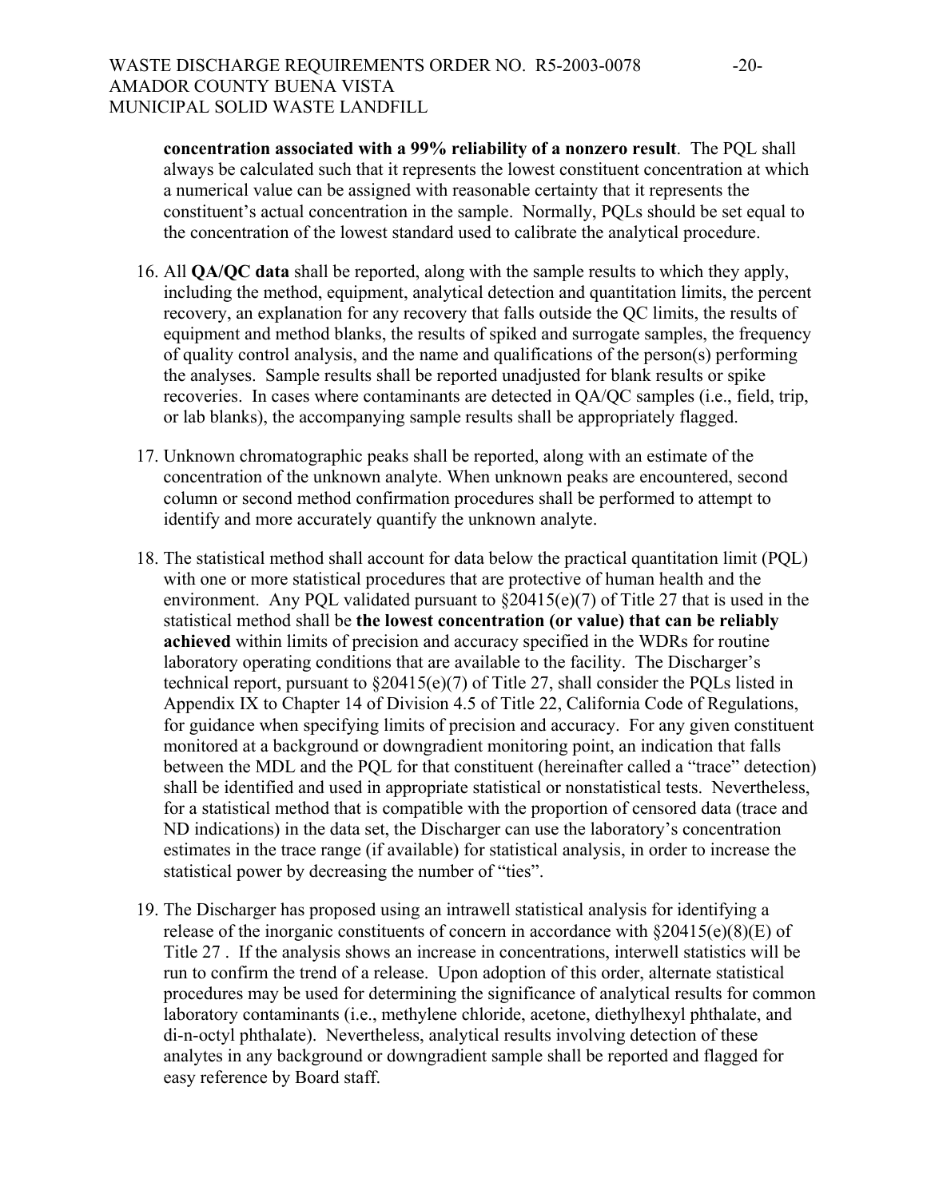**concentration associated with a 99% reliability of a nonzero result**. The PQL shall always be calculated such that it represents the lowest constituent concentration at which a numerical value can be assigned with reasonable certainty that it represents the constituent's actual concentration in the sample. Normally, PQLs should be set equal to the concentration of the lowest standard used to calibrate the analytical procedure.

16. All **QA/QC data** shall be reported, along with the sample results to which they apply, including the method, equipment, analytical detection and quantitation limits, the percent recovery, an explanation for any recovery that falls outside the QC limits, the results of equipment and method blanks, the results of spiked and surrogate samples, the frequency of quality control analysis, and the name and qualifications of the person(s) performing the analyses. Sample results shall be reported unadjusted for blank results or spike recoveries. In cases where contaminants are detected in QA/QC samples (i.e., field, trip, or lab blanks), the accompanying sample results shall be appropriately flagged.

17. Unknown chromatographic peaks shall be reported, along with an estimate of the concentration of the unknown analyte. When unknown peaks are encountered, second column or second method confirmation procedures shall be performed to attempt to identify and more accurately quantify the unknown analyte.

18. The statistical method shall account for data below the practical quantitation limit (PQL) with one or more statistical procedures that are protective of human health and the environment. Any PQL validated pursuant to §20415(e)(7) of Title 27 that is used in the statistical method shall be **the lowest concentration (or value) that can be reliably achieved** within limits of precision and accuracy specified in the WDRs for routine laboratory operating conditions that are available to the facility. The Discharger's technical report, pursuant to §20415(e)(7) of Title 27, shall consider the PQLs listed in Appendix IX to Chapter 14 of Division 4.5 of Title 22, California Code of Regulations, for guidance when specifying limits of precision and accuracy. For any given constituent monitored at a background or downgradient monitoring point, an indication that falls between the MDL and the PQL for that constituent (hereinafter called a "trace" detection) shall be identified and used in appropriate statistical or nonstatistical tests. Nevertheless, for a statistical method that is compatible with the proportion of censored data (trace and ND indications) in the data set, the Discharger can use the laboratory's concentration estimates in the trace range (if available) for statistical analysis, in order to increase the statistical power by decreasing the number of "ties".

19. The Discharger has proposed using an intrawell statistical analysis for identifying a release of the inorganic constituents of concern in accordance with §20415(e)(8)(E) of Title 27 . If the analysis shows an increase in concentrations, interwell statistics will be run to confirm the trend of a release. Upon adoption of this order, alternate statistical procedures may be used for determining the significance of analytical results for common laboratory contaminants (i.e., methylene chloride, acetone, diethylhexyl phthalate, and di-n-octyl phthalate). Nevertheless, analytical results involving detection of these analytes in any background or downgradient sample shall be reported and flagged for easy reference by Board staff.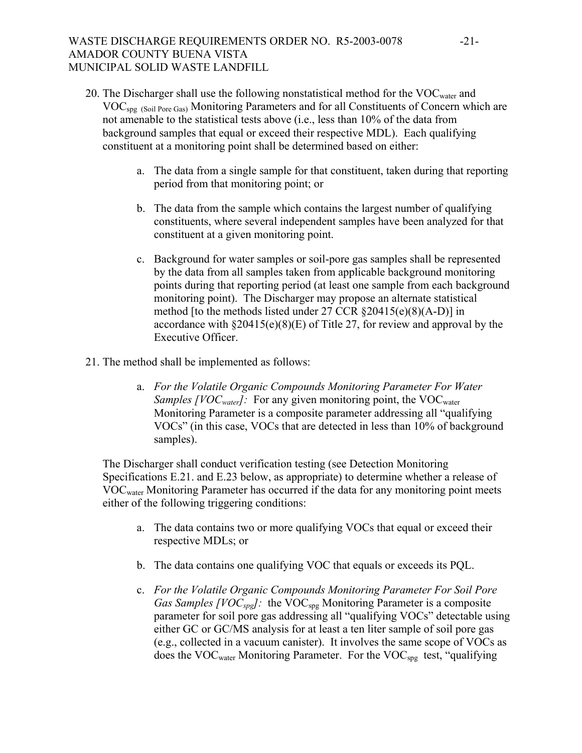20. The Discharger shall use the following nonstatistical method for the $VOC_{water}$ and $VOC_{spg\ (Soil\ Pore\ Gas)}$ Monitoring Parameters and for all Constituents of Concern which are not amenable to the statistical tests above (i.e., less than 10% of the data from background samples that equal or exceed their respective MDL). Each qualifying constituent at a monitoring point shall be determined based on either:

    a. The data from a single sample for that constituent, taken during that reporting period from that monitoring point; or

    b. The data from the sample which contains the largest number of qualifying constituents, where several independent samples have been analyzed for that constituent at a given monitoring point.

    c. Background for water samples or soil-pore gas samples shall be represented by the data from all samples taken from applicable background monitoring points during that reporting period (at least one sample from each background monitoring point). The Discharger may propose an alternate statistical method [to the methods listed under 27 CCR §20415(e)(8)(A-D)] in accordance with §20415(e)(8)(E) of Title 27, for review and approval by the Executive Officer.

21. The method shall be implemented as follows:

    a. *For the Volatile Organic Compounds Monitoring Parameter For Water Samples [$VOC_{water}$]:* For any given monitoring point, the $VOC_{water}$ Monitoring Parameter is a composite parameter addressing all "qualifying VOCs" (in this case, VOCs that are detected in less than 10% of background samples).

The Discharger shall conduct verification testing (see Detection Monitoring Specifications E.21. and E.23 below, as appropriate) to determine whether a release of $VOC_{water}$ Monitoring Parameter has occurred if the data for any monitoring point meets either of the following triggering conditions:

a. The data contains two or more qualifying VOCs that equal or exceed their respective MDLs; or

b. The data contains one qualifying VOC that equals or exceeds its PQL.

c. *For the Volatile Organic Compounds Monitoring Parameter For Soil Pore Gas Samples [$VOC_{spg}$]:* the $VOC_{spg}$ Monitoring Parameter is a composite parameter for soil pore gas addressing all "qualifying VOCs" detectable using either GC or GC/MS analysis for at least a ten liter sample of soil pore gas (e.g., collected in a vacuum canister). It involves the same scope of VOCs as does the $VOC_{water}$ Monitoring Parameter. For the $VOC_{spg}$ test, "qualifying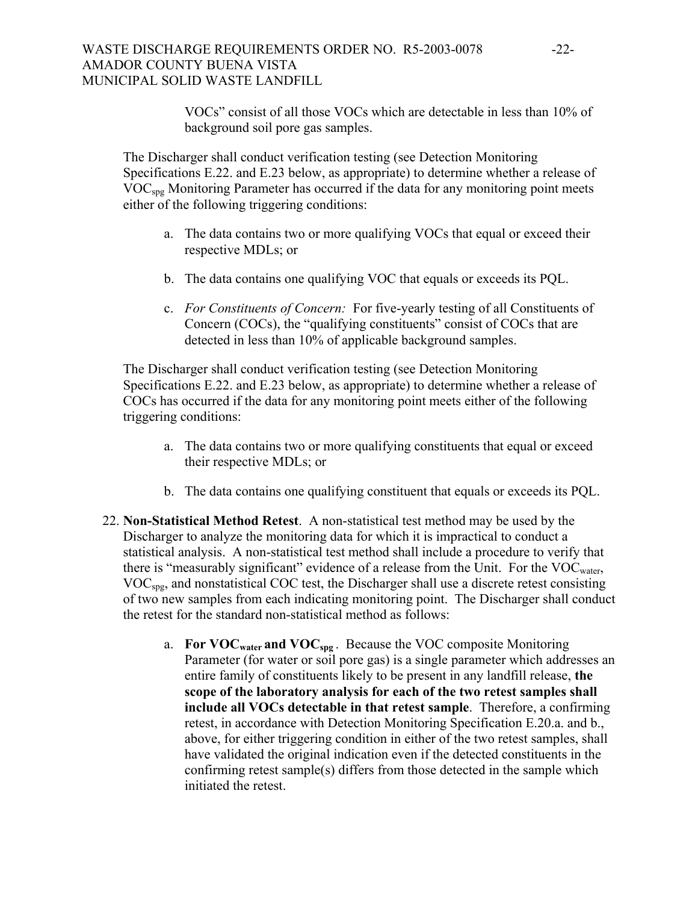VOCs" consist of all those VOCs which are detectable in less than 10% of background soil pore gas samples.

The Discharger shall conduct verification testing (see Detection Monitoring Specifications E.22. and E.23 below, as appropriate) to determine whether a release of $VOC_{spg}$ Monitoring Parameter has occurred if the data for any monitoring point meets either of the following triggering conditions:

a. The data contains two or more qualifying VOCs that equal or exceed their respective MDLs; or

b. The data contains one qualifying VOC that equals or exceeds its PQL.

c. *For Constituents of Concern:* For five-yearly testing of all Constituents of Concern (COCs), the "qualifying constituents" consist of COCs that are detected in less than 10% of applicable background samples.

The Discharger shall conduct verification testing (see Detection Monitoring Specifications E.22. and E.23 below, as appropriate) to determine whether a release of COCs has occurred if the data for any monitoring point meets either of the following triggering conditions:

a. The data contains two or more qualifying constituents that equal or exceed their respective MDLs; or

b. The data contains one qualifying constituent that equals or exceeds its PQL.

22. **Non-Statistical Method Retest**. A non-statistical test method may be used by the Discharger to analyze the monitoring data for which it is impractical to conduct a statistical analysis. A non-statistical test method shall include a procedure to verify that there is "measurably significant" evidence of a release from the Unit. For the $VOC_{water}$, $VOC_{spg}$, and nonstatistical COC test, the Discharger shall use a discrete retest consisting of two new samples from each indicating monitoring point. The Discharger shall conduct the retest for the standard non-statistical method as follows:

    a. **For $VOC_{water}$ and $VOC_{spg}$**. Because the VOC composite Monitoring Parameter (for water or soil pore gas) is a single parameter which addresses an entire family of constituents likely to be present in any landfill release, **the scope of the laboratory analysis for each of the two retest samples shall include all VOCs detectable in that retest sample**. Therefore, a confirming retest, in accordance with Detection Monitoring Specification E.20.a. and b., above, for either triggering condition in either of the two retest samples, shall have validated the original indication even if the detected constituents in the confirming retest sample(s) differs from those detected in the sample which initiated the retest.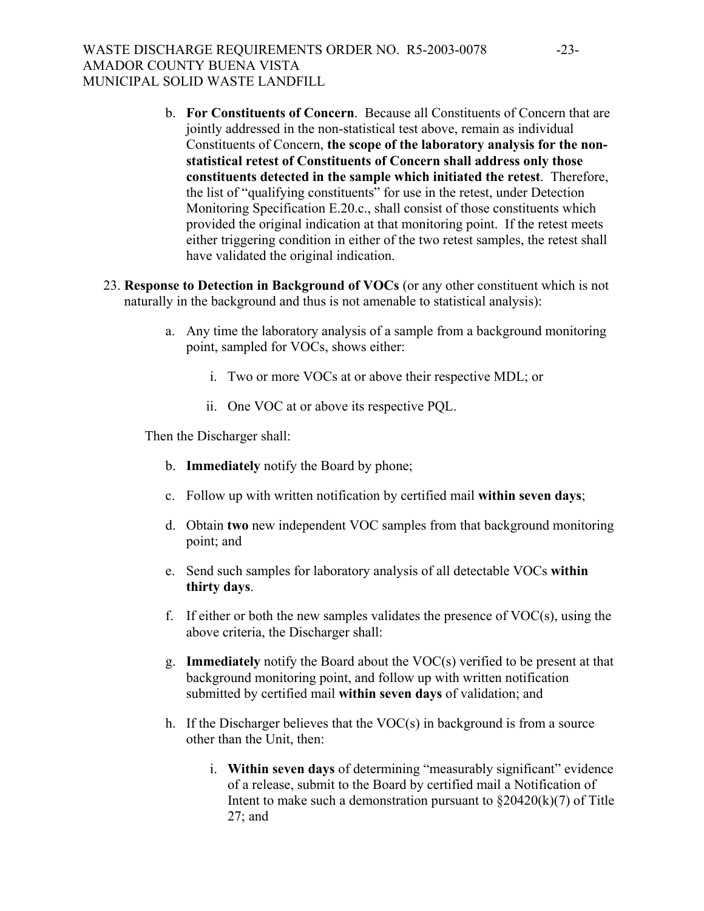b. **For Constituents of Concern**. Because all Constituents of Concern that are jointly addressed in the non-statistical test above, remain as individual Constituents of Concern, **the scope of the laboratory analysis for the non-statistical retest of Constituents of Concern shall address only those constituents detected in the sample which initiated the retest**. Therefore, the list of "qualifying constituents" for use in the retest, under Detection Monitoring Specification E.20.c., shall consist of those constituents which provided the original indication at that monitoring point. If the retest meets either triggering condition in either of the two retest samples, the retest shall have validated the original indication.

23. **Response to Detection in Background of VOCs** (or any other constituent which is not naturally in the background and thus is not amenable to statistical analysis):

    a. Any time the laboratory analysis of a sample from a background monitoring point, sampled for VOCs, shows either:

        i. Two or more VOCs at or above their respective MDL; or

        ii. One VOC at or above its respective PQL.

    Then the Discharger shall:

    b. **Immediately** notify the Board by phone;

    c. Follow up with written notification by certified mail **within seven days**;

    d. Obtain **two** new independent VOC samples from that background monitoring point; and

    e. Send such samples for laboratory analysis of all detectable VOCs **within thirty days**.

    f. If either or both the new samples validates the presence of VOC(s), using the above criteria, the Discharger shall:

    g. **Immediately** notify the Board about the VOC(s) verified to be present at that background monitoring point, and follow up with written notification submitted by certified mail **within seven days** of validation; and

    h. If the Discharger believes that the VOC(s) in background is from a source other than the Unit, then:

        i. **Within seven days** of determining "measurably significant" evidence of a release, submit to the Board by certified mail a Notification of Intent to make such a demonstration pursuant to §20420(k)(7) of Title 27; and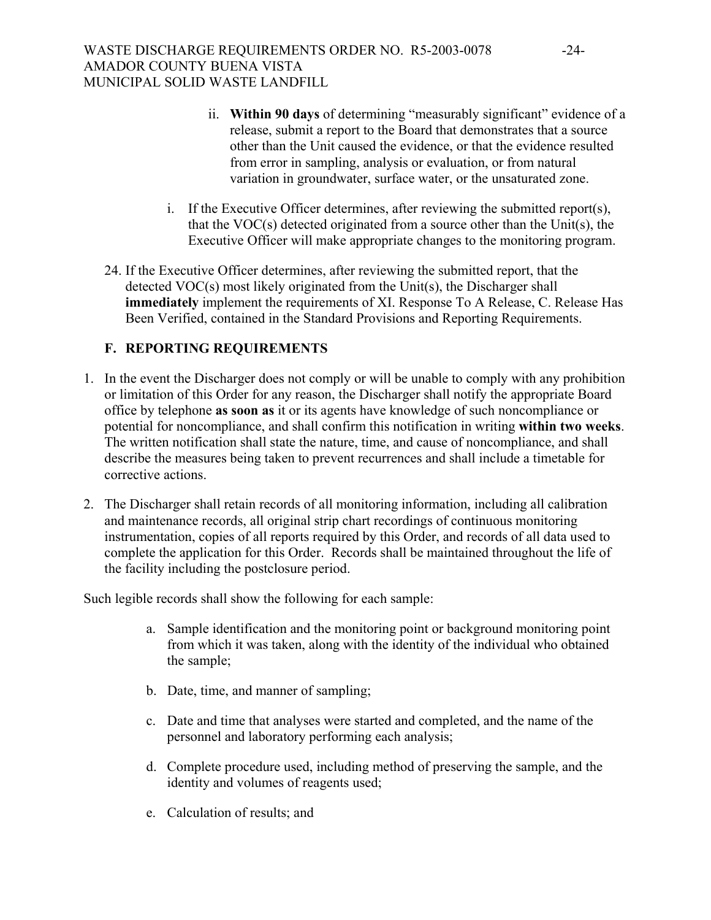ii. **Within 90 days** of determining "measurably significant" evidence of a release, submit a report to the Board that demonstrates that a source other than the Unit caused the evidence, or that the evidence resulted from error in sampling, analysis or evaluation, or from natural variation in groundwater, surface water, or the unsaturated zone.

i. If the Executive Officer determines, after reviewing the submitted report(s), that the VOC(s) detected originated from a source other than the Unit(s), the Executive Officer will make appropriate changes to the monitoring program.

24. If the Executive Officer determines, after reviewing the submitted report, that the detected VOC(s) most likely originated from the Unit(s), the Discharger shall **immediately** implement the requirements of XI. Response To A Release, C. Release Has Been Verified, contained in the Standard Provisions and Reporting Requirements.

### F. REPORTING REQUIREMENTS

1. In the event the Discharger does not comply or will be unable to comply with any prohibition or limitation of this Order for any reason, the Discharger shall notify the appropriate Board office by telephone **as soon as** it or its agents have knowledge of such noncompliance or potential for noncompliance, and shall confirm this notification in writing **within two weeks**. The written notification shall state the nature, time, and cause of noncompliance, and shall describe the measures being taken to prevent recurrences and shall include a timetable for corrective actions.

2. The Discharger shall retain records of all monitoring information, including all calibration and maintenance records, all original strip chart recordings of continuous monitoring instrumentation, copies of all reports required by this Order, and records of all data used to complete the application for this Order. Records shall be maintained throughout the life of the facility including the postclosure period.

Such legible records shall show the following for each sample:

a. Sample identification and the monitoring point or background monitoring point from which it was taken, along with the identity of the individual who obtained the sample;

b. Date, time, and manner of sampling;

c. Date and time that analyses were started and completed, and the name of the personnel and laboratory performing each analysis;

d. Complete procedure used, including method of preserving the sample, and the identity and volumes of reagents used;

e. Calculation of results; and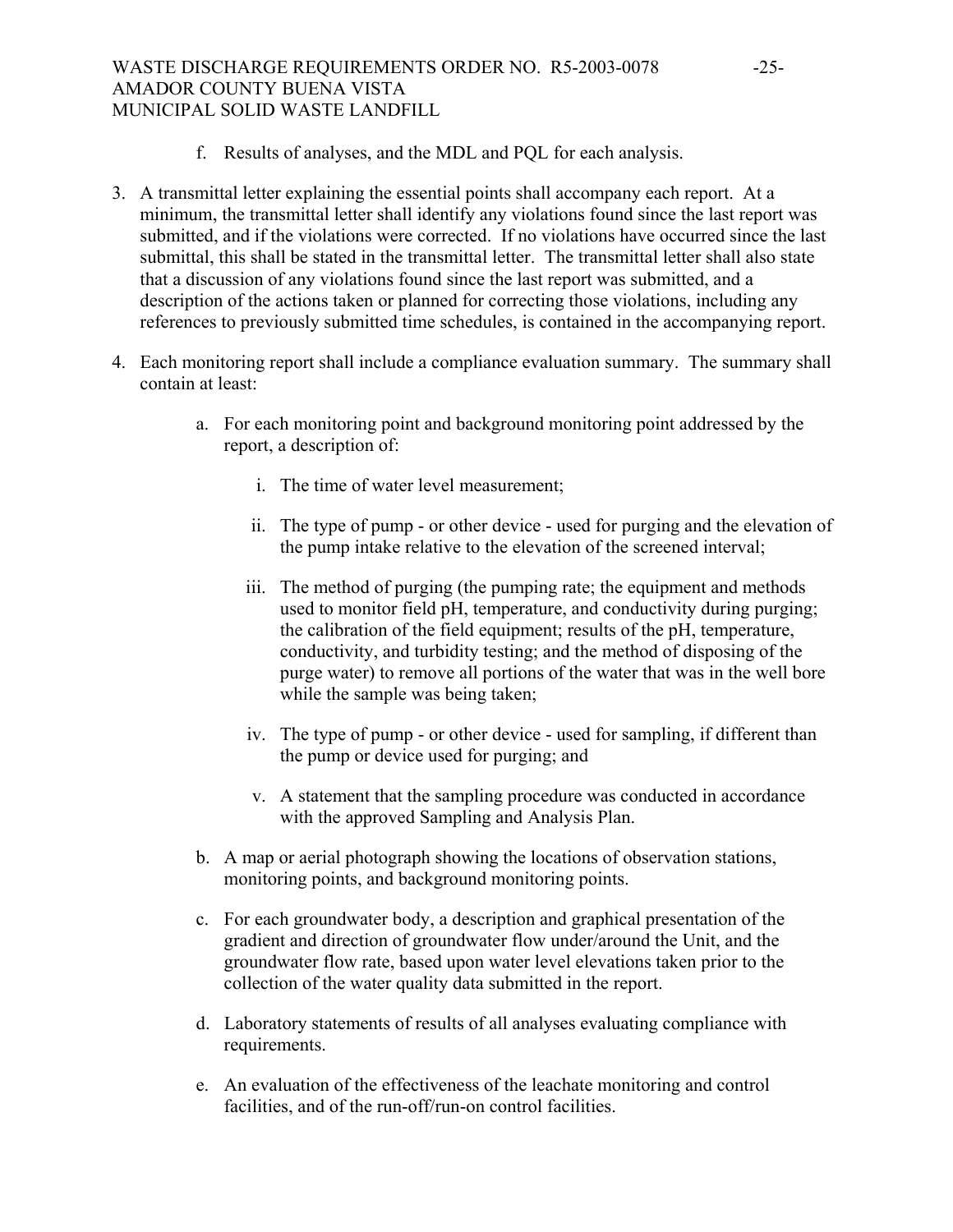f. Results of analyses, and the MDL and PQL for each analysis.

3. A transmittal letter explaining the essential points shall accompany each report. At a minimum, the transmittal letter shall identify any violations found since the last report was submitted, and if the violations were corrected. If no violations have occurred since the last submittal, this shall be stated in the transmittal letter. The transmittal letter shall also state that a discussion of any violations found since the last report was submitted, and a description of the actions taken or planned for correcting those violations, including any references to previously submitted time schedules, is contained in the accompanying report.

4. Each monitoring report shall include a compliance evaluation summary. The summary shall contain at least:

    a. For each monitoring point and background monitoring point addressed by the report, a description of:

        i. The time of water level measurement;

        ii. The type of pump - or other device - used for purging and the elevation of the pump intake relative to the elevation of the screened interval;

        iii. The method of purging (the pumping rate; the equipment and methods used to monitor field pH, temperature, and conductivity during purging; the calibration of the field equipment; results of the pH, temperature, conductivity, and turbidity testing; and the method of disposing of the purge water) to remove all portions of the water that was in the well bore while the sample was being taken;

        iv. The type of pump - or other device - used for sampling, if different than the pump or device used for purging; and

        v. A statement that the sampling procedure was conducted in accordance with the approved Sampling and Analysis Plan.

    b. A map or aerial photograph showing the locations of observation stations, monitoring points, and background monitoring points.

    c. For each groundwater body, a description and graphical presentation of the gradient and direction of groundwater flow under/around the Unit, and the groundwater flow rate, based upon water level elevations taken prior to the collection of the water quality data submitted in the report.

    d. Laboratory statements of results of all analyses evaluating compliance with requirements.

    e. An evaluation of the effectiveness of the leachate monitoring and control facilities, and of the run-off/run-on control facilities.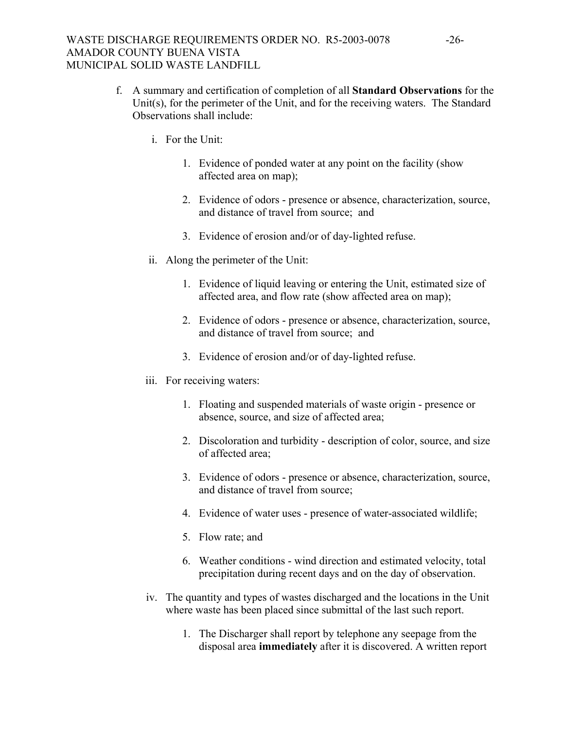f. A summary and certification of completion of all **Standard Observations** for the Unit(s), for the perimeter of the Unit, and for the receiving waters. The Standard Observations shall include:

   i. For the Unit:

      1. Evidence of ponded water at any point on the facility (show affected area on map);

      2. Evidence of odors - presence or absence, characterization, source, and distance of travel from source; and

      3. Evidence of erosion and/or of day-lighted refuse.

   ii. Along the perimeter of the Unit:

      1. Evidence of liquid leaving or entering the Unit, estimated size of affected area, and flow rate (show affected area on map);

      2. Evidence of odors - presence or absence, characterization, source, and distance of travel from source; and

      3. Evidence of erosion and/or of day-lighted refuse.

   iii. For receiving waters:

      1. Floating and suspended materials of waste origin - presence or absence, source, and size of affected area;

      2. Discoloration and turbidity - description of color, source, and size of affected area;

      3. Evidence of odors - presence or absence, characterization, source, and distance of travel from source;

      4. Evidence of water uses - presence of water-associated wildlife;

      5. Flow rate; and

      6. Weather conditions - wind direction and estimated velocity, total precipitation during recent days and on the day of observation.

   iv. The quantity and types of wastes discharged and the locations in the Unit where waste has been placed since submittal of the last such report.

      1. The Discharger shall report by telephone any seepage from the disposal area **immediately** after it is discovered. A written report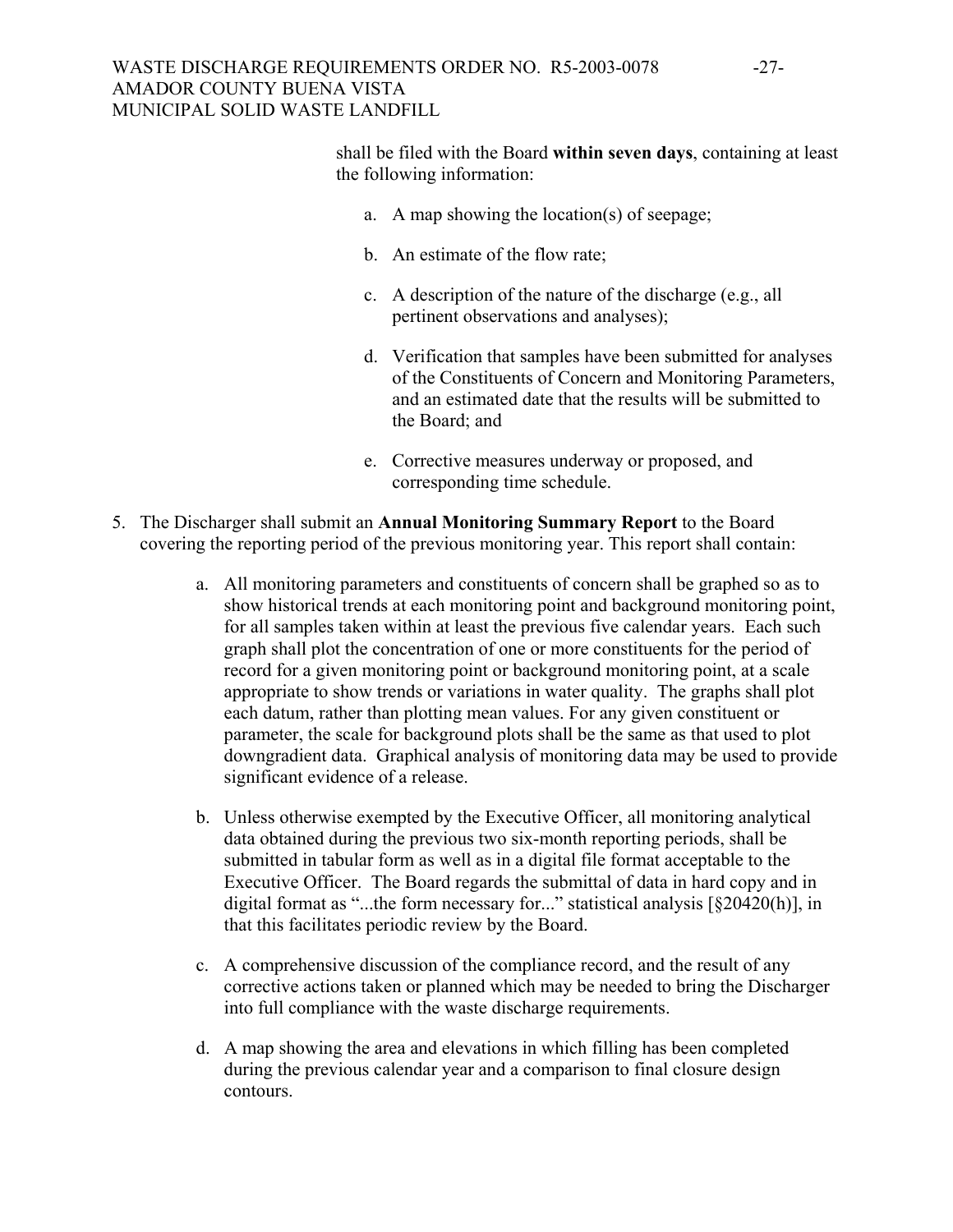shall be filed with the Board **within seven days**, containing at least the following information:

a. A map showing the location(s) of seepage;

b. An estimate of the flow rate;

c. A description of the nature of the discharge (e.g., all pertinent observations and analyses);

d. Verification that samples have been submitted for analyses of the Constituents of Concern and Monitoring Parameters, and an estimated date that the results will be submitted to the Board; and

e. Corrective measures underway or proposed, and corresponding time schedule.

5. The Discharger shall submit an **Annual Monitoring Summary Report** to the Board covering the reporting period of the previous monitoring year. This report shall contain:

   a. All monitoring parameters and constituents of concern shall be graphed so as to show historical trends at each monitoring point and background monitoring point, for all samples taken within at least the previous five calendar years. Each such graph shall plot the concentration of one or more constituents for the period of record for a given monitoring point or background monitoring point, at a scale appropriate to show trends or variations in water quality. The graphs shall plot each datum, rather than plotting mean values. For any given constituent or parameter, the scale for background plots shall be the same as that used to plot downgradient data. Graphical analysis of monitoring data may be used to provide significant evidence of a release.

   b. Unless otherwise exempted by the Executive Officer, all monitoring analytical data obtained during the previous two six-month reporting periods, shall be submitted in tabular form as well as in a digital file format acceptable to the Executive Officer. The Board regards the submittal of data in hard copy and in digital format as "...the form necessary for..." statistical analysis [§20420(h)], in that this facilitates periodic review by the Board.

   c. A comprehensive discussion of the compliance record, and the result of any corrective actions taken or planned which may be needed to bring the Discharger into full compliance with the waste discharge requirements.

   d. A map showing the area and elevations in which filling has been completed during the previous calendar year and a comparison to final closure design contours.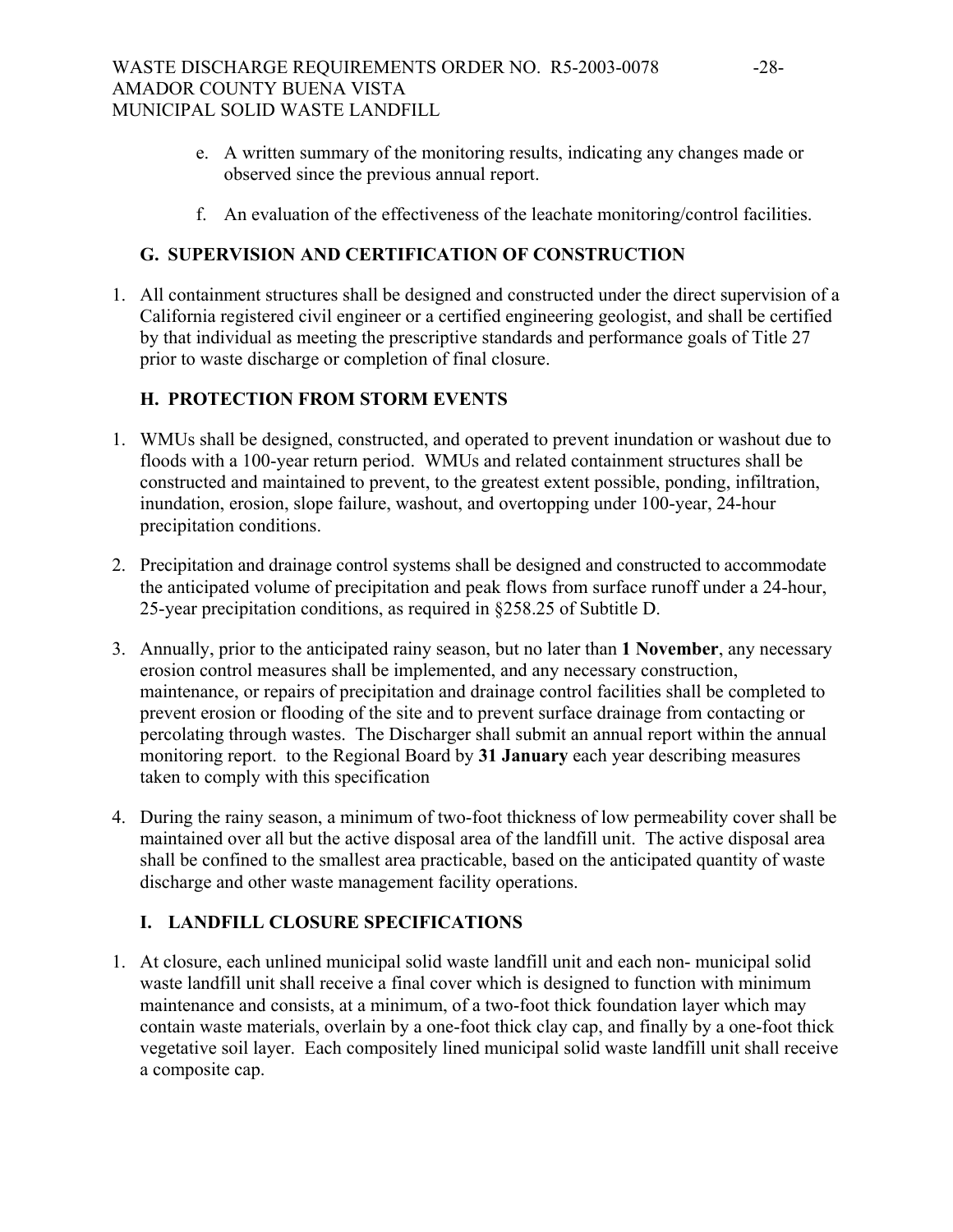e. A written summary of the monitoring results, indicating any changes made or observed since the previous annual report.

f. An evaluation of the effectiveness of the leachate monitoring/control facilities.

## G. SUPERVISION AND CERTIFICATION OF CONSTRUCTION

1. All containment structures shall be designed and constructed under the direct supervision of a California registered civil engineer or a certified engineering geologist, and shall be certified by that individual as meeting the prescriptive standards and performance goals of Title 27 prior to waste discharge or completion of final closure.

## H. PROTECTION FROM STORM EVENTS

1. WMUs shall be designed, constructed, and operated to prevent inundation or washout due to floods with a 100-year return period. WMUs and related containment structures shall be constructed and maintained to prevent, to the greatest extent possible, ponding, infiltration, inundation, erosion, slope failure, washout, and overtopping under 100-year, 24-hour precipitation conditions.

2. Precipitation and drainage control systems shall be designed and constructed to accommodate the anticipated volume of precipitation and peak flows from surface runoff under a 24-hour, 25-year precipitation conditions, as required in §258.25 of Subtitle D.

3. Annually, prior to the anticipated rainy season, but no later than **1 November**, any necessary erosion control measures shall be implemented, and any necessary construction, maintenance, or repairs of precipitation and drainage control facilities shall be completed to prevent erosion or flooding of the site and to prevent surface drainage from contacting or percolating through wastes. The Discharger shall submit an annual report within the annual monitoring report. to the Regional Board by **31 January** each year describing measures taken to comply with this specification

4. During the rainy season, a minimum of two-foot thickness of low permeability cover shall be maintained over all but the active disposal area of the landfill unit. The active disposal area shall be confined to the smallest area practicable, based on the anticipated quantity of waste discharge and other waste management facility operations.

## I. LANDFILL CLOSURE SPECIFICATIONS

1. At closure, each unlined municipal solid waste landfill unit and each non- municipal solid waste landfill unit shall receive a final cover which is designed to function with minimum maintenance and consists, at a minimum, of a two-foot thick foundation layer which may contain waste materials, overlain by a one-foot thick clay cap, and finally by a one-foot thick vegetative soil layer. Each compositely lined municipal solid waste landfill unit shall receive a composite cap.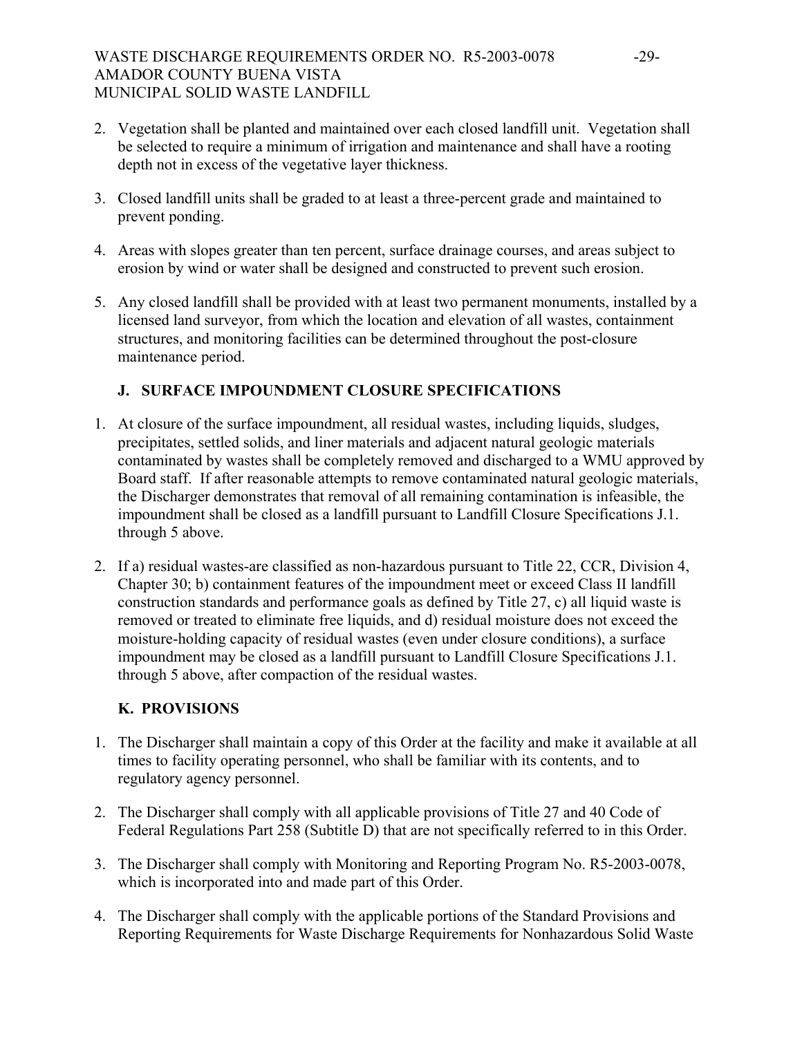2. Vegetation shall be planted and maintained over each closed landfill unit. Vegetation shall be selected to require a minimum of irrigation and maintenance and shall have a rooting depth not in excess of the vegetative layer thickness.

3. Closed landfill units shall be graded to at least a three-percent grade and maintained to prevent ponding.

4. Areas with slopes greater than ten percent, surface drainage courses, and areas subject to erosion by wind or water shall be designed and constructed to prevent such erosion.

5. Any closed landfill shall be provided with at least two permanent monuments, installed by a licensed land surveyor, from which the location and elevation of all wastes, containment structures, and monitoring facilities can be determined throughout the post-closure maintenance period.

### J. SURFACE IMPOUNDMENT CLOSURE SPECIFICATIONS

1. At closure of the surface impoundment, all residual wastes, including liquids, sludges, precipitates, settled solids, and liner materials and adjacent natural geologic materials contaminated by wastes shall be completely removed and discharged to a WMU approved by Board staff. If after reasonable attempts to remove contaminated natural geologic materials, the Discharger demonstrates that removal of all remaining contamination is infeasible, the impoundment shall be closed as a landfill pursuant to Landfill Closure Specifications J.1. through 5 above.

2. If a) residual wastes-are classified as non-hazardous pursuant to Title 22, CCR, Division 4, Chapter 30; b) containment features of the impoundment meet or exceed Class II landfill construction standards and performance goals as defined by Title 27, c) all liquid waste is removed or treated to eliminate free liquids, and d) residual moisture does not exceed the moisture-holding capacity of residual wastes (even under closure conditions), a surface impoundment may be closed as a landfill pursuant to Landfill Closure Specifications J.1. through 5 above, after compaction of the residual wastes.

### K. PROVISIONS

1. The Discharger shall maintain a copy of this Order at the facility and make it available at all times to facility operating personnel, who shall be familiar with its contents, and to regulatory agency personnel.

2. The Discharger shall comply with all applicable provisions of Title 27 and 40 Code of Federal Regulations Part 258 (Subtitle D) that are not specifically referred to in this Order.

3. The Discharger shall comply with Monitoring and Reporting Program No. R5-2003-0078, which is incorporated into and made part of this Order.

4. The Discharger shall comply with the applicable portions of the Standard Provisions and Reporting Requirements for Waste Discharge Requirements for Nonhazardous Solid Waste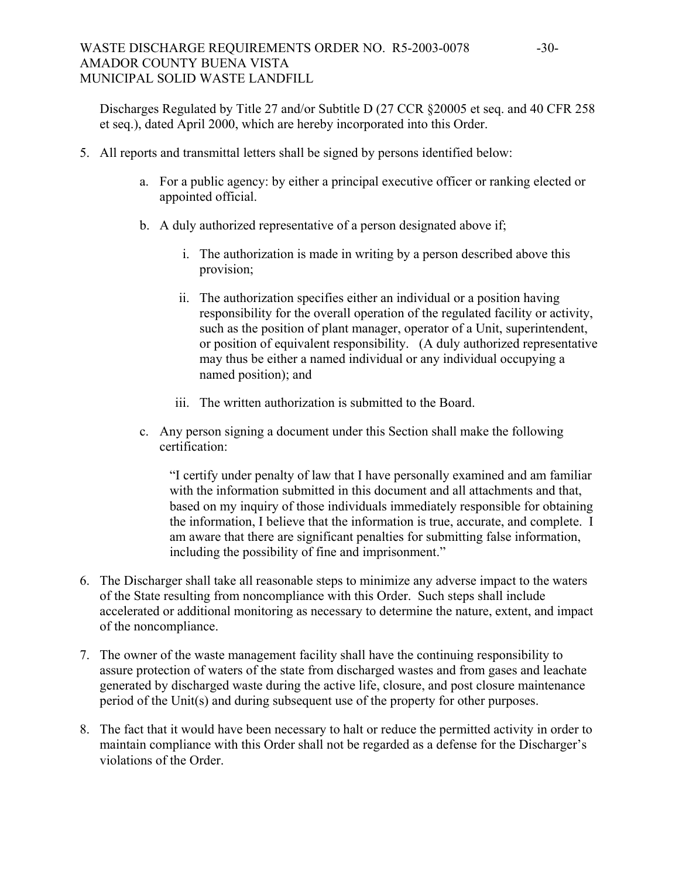Discharges Regulated by Title 27 and/or Subtitle D (27 CCR §20005 et seq. and 40 CFR 258 et seq.), dated April 2000, which are hereby incorporated into this Order.

5. All reports and transmittal letters shall be signed by persons identified below:

   a. For a public agency: by either a principal executive officer or ranking elected or appointed official.

   b. A duly authorized representative of a person designated above if;

      i. The authorization is made in writing by a person described above this provision;

      ii. The authorization specifies either an individual or a position having responsibility for the overall operation of the regulated facility or activity, such as the position of plant manager, operator of a Unit, superintendent, or position of equivalent responsibility. (A duly authorized representative may thus be either a named individual or any individual occupying a named position); and

      iii. The written authorization is submitted to the Board.

   c. Any person signing a document under this Section shall make the following certification:

      "I certify under penalty of law that I have personally examined and am familiar with the information submitted in this document and all attachments and that, based on my inquiry of those individuals immediately responsible for obtaining the information, I believe that the information is true, accurate, and complete. I am aware that there are significant penalties for submitting false information, including the possibility of fine and imprisonment."

6. The Discharger shall take all reasonable steps to minimize any adverse impact to the waters of the State resulting from noncompliance with this Order. Such steps shall include accelerated or additional monitoring as necessary to determine the nature, extent, and impact of the noncompliance.

7. The owner of the waste management facility shall have the continuing responsibility to assure protection of waters of the state from discharged wastes and from gases and leachate generated by discharged waste during the active life, closure, and post closure maintenance period of the Unit(s) and during subsequent use of the property for other purposes.

8. The fact that it would have been necessary to halt or reduce the permitted activity in order to maintain compliance with this Order shall not be regarded as a defense for the Discharger's violations of the Order.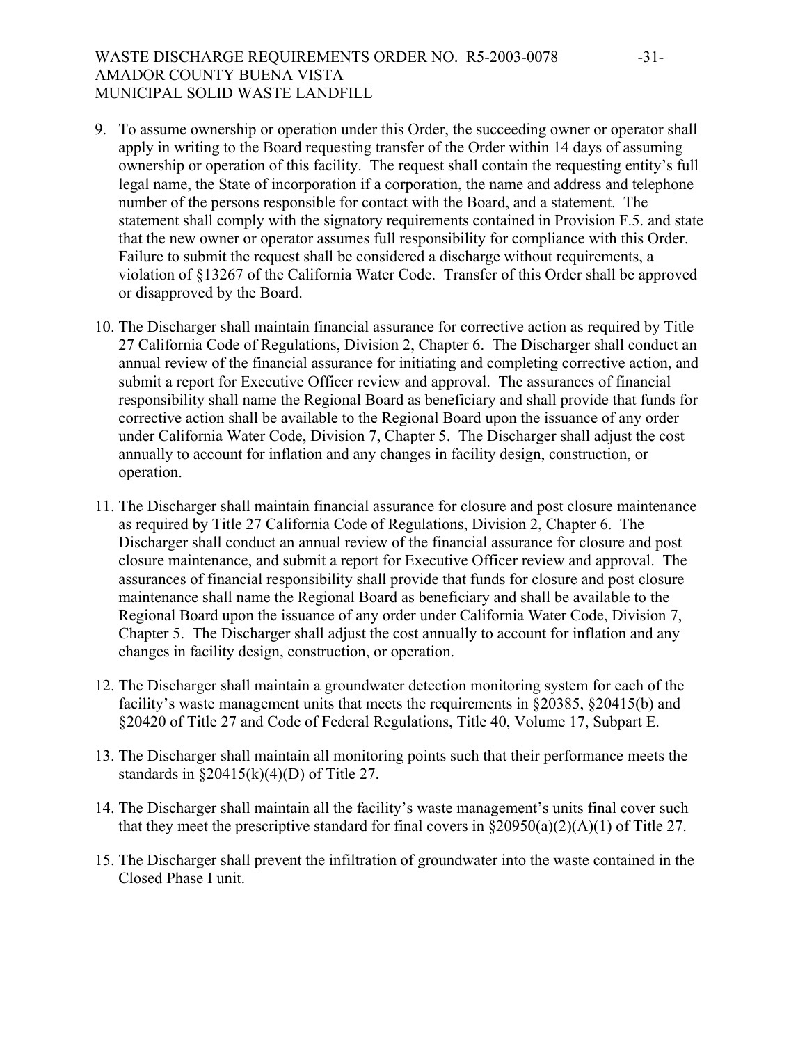9. To assume ownership or operation under this Order, the succeeding owner or operator shall apply in writing to the Board requesting transfer of the Order within 14 days of assuming ownership or operation of this facility. The request shall contain the requesting entity's full legal name, the State of incorporation if a corporation, the name and address and telephone number of the persons responsible for contact with the Board, and a statement. The statement shall comply with the signatory requirements contained in Provision F.5. and state that the new owner or operator assumes full responsibility for compliance with this Order. Failure to submit the request shall be considered a discharge without requirements, a violation of §13267 of the California Water Code. Transfer of this Order shall be approved or disapproved by the Board.

10. The Discharger shall maintain financial assurance for corrective action as required by Title 27 California Code of Regulations, Division 2, Chapter 6. The Discharger shall conduct an annual review of the financial assurance for initiating and completing corrective action, and submit a report for Executive Officer review and approval. The assurances of financial responsibility shall name the Regional Board as beneficiary and shall provide that funds for corrective action shall be available to the Regional Board upon the issuance of any order under California Water Code, Division 7, Chapter 5. The Discharger shall adjust the cost annually to account for inflation and any changes in facility design, construction, or operation.

11. The Discharger shall maintain financial assurance for closure and post closure maintenance as required by Title 27 California Code of Regulations, Division 2, Chapter 6. The Discharger shall conduct an annual review of the financial assurance for closure and post closure maintenance, and submit a report for Executive Officer review and approval. The assurances of financial responsibility shall provide that funds for closure and post closure maintenance shall name the Regional Board as beneficiary and shall be available to the Regional Board upon the issuance of any order under California Water Code, Division 7, Chapter 5. The Discharger shall adjust the cost annually to account for inflation and any changes in facility design, construction, or operation.

12. The Discharger shall maintain a groundwater detection monitoring system for each of the facility's waste management units that meets the requirements in §20385, §20415(b) and §20420 of Title 27 and Code of Federal Regulations, Title 40, Volume 17, Subpart E.

13. The Discharger shall maintain all monitoring points such that their performance meets the standards in §20415(k)(4)(D) of Title 27.

14. The Discharger shall maintain all the facility's waste management's units final cover such that they meet the prescriptive standard for final covers in §20950(a)(2)(A)(1) of Title 27.

15. The Discharger shall prevent the infiltration of groundwater into the waste contained in the Closed Phase I unit.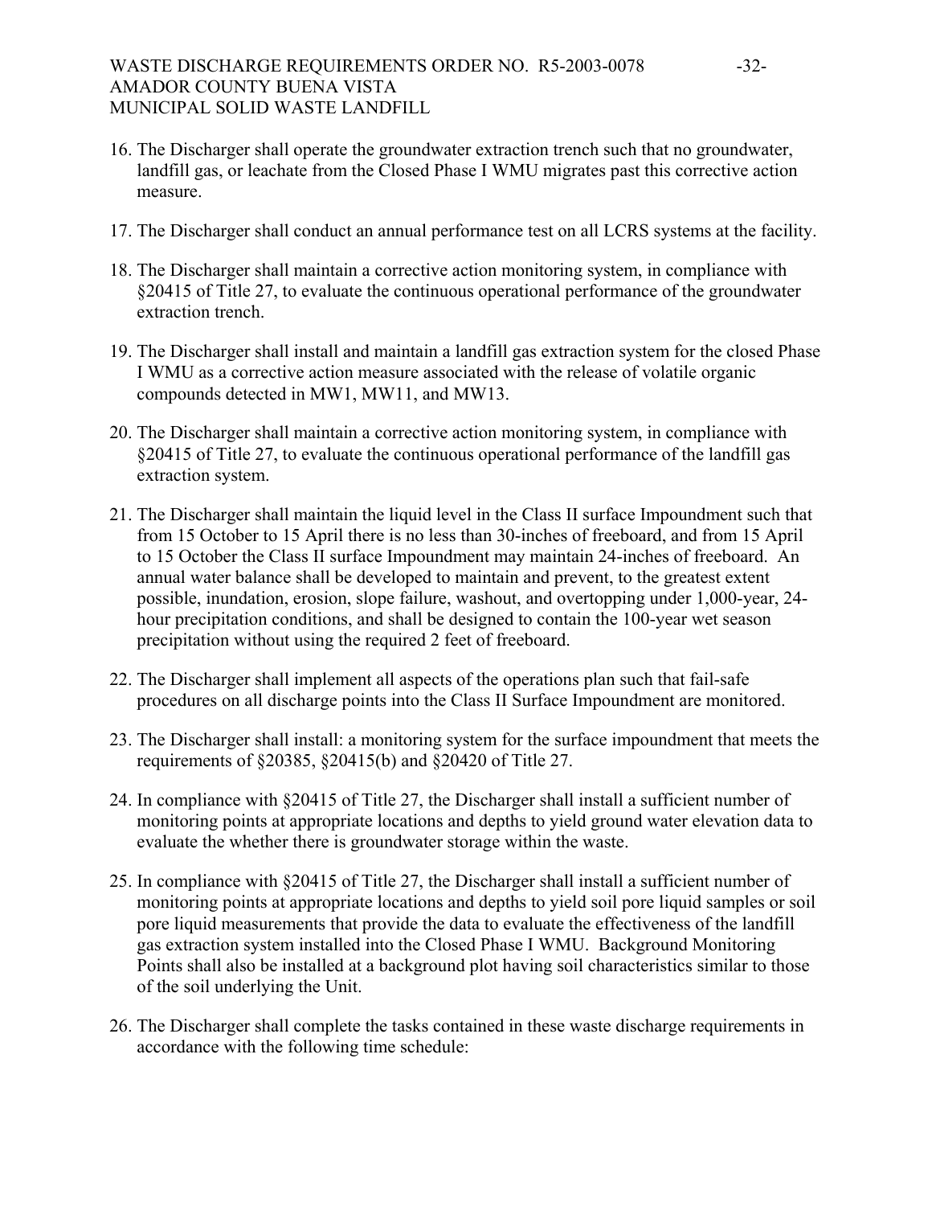16. The Discharger shall operate the groundwater extraction trench such that no groundwater, landfill gas, or leachate from the Closed Phase I WMU migrates past this corrective action measure.

17. The Discharger shall conduct an annual performance test on all LCRS systems at the facility.

18. The Discharger shall maintain a corrective action monitoring system, in compliance with §20415 of Title 27, to evaluate the continuous operational performance of the groundwater extraction trench.

19. The Discharger shall install and maintain a landfill gas extraction system for the closed Phase I WMU as a corrective action measure associated with the release of volatile organic compounds detected in MW1, MW11, and MW13.

20. The Discharger shall maintain a corrective action monitoring system, in compliance with §20415 of Title 27, to evaluate the continuous operational performance of the landfill gas extraction system.

21. The Discharger shall maintain the liquid level in the Class II surface Impoundment such that from 15 October to 15 April there is no less than 30-inches of freeboard, and from 15 April to 15 October the Class II surface Impoundment may maintain 24-inches of freeboard. An annual water balance shall be developed to maintain and prevent, to the greatest extent possible, inundation, erosion, slope failure, washout, and overtopping under 1,000-year, 24-hour precipitation conditions, and shall be designed to contain the 100-year wet season precipitation without using the required 2 feet of freeboard.

22. The Discharger shall implement all aspects of the operations plan such that fail-safe procedures on all discharge points into the Class II Surface Impoundment are monitored.

23. The Discharger shall install: a monitoring system for the surface impoundment that meets the requirements of §20385, §20415(b) and §20420 of Title 27.

24. In compliance with §20415 of Title 27, the Discharger shall install a sufficient number of monitoring points at appropriate locations and depths to yield ground water elevation data to evaluate the whether there is groundwater storage within the waste.

25. In compliance with §20415 of Title 27, the Discharger shall install a sufficient number of monitoring points at appropriate locations and depths to yield soil pore liquid samples or soil pore liquid measurements that provide the data to evaluate the effectiveness of the landfill gas extraction system installed into the Closed Phase I WMU. Background Monitoring Points shall also be installed at a background plot having soil characteristics similar to those of the soil underlying the Unit.

26. The Discharger shall complete the tasks contained in these waste discharge requirements in accordance with the following time schedule: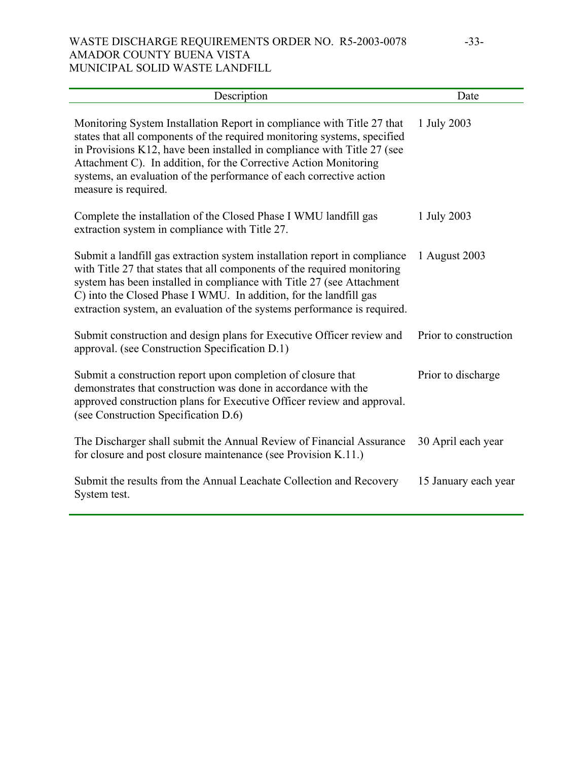| Description | Date |
|---|---|
| Monitoring System Installation Report in compliance with Title 27 that states that all components of the required monitoring systems, specified in Provisions K12, have been installed in compliance with Title 27 (see Attachment C). In addition, for the Corrective Action Monitoring systems, an evaluation of the performance of each corrective action measure is required. | 1 July 2003 |
| Complete the installation of the Closed Phase I WMU landfill gas extraction system in compliance with Title 27. | 1 July 2003 |
| Submit a landfill gas extraction system installation report in compliance with Title 27 that states that all components of the required monitoring system has been installed in compliance with Title 27 (see Attachment C) into the Closed Phase I WMU. In addition, for the landfill gas extraction system, an evaluation of the systems performance is required. | 1 August 2003 |
| Submit construction and design plans for Executive Officer review and approval. (see Construction Specification D.1) | Prior to construction |
| Submit a construction report upon completion of closure that demonstrates that construction was done in accordance with the approved construction plans for Executive Officer review and approval. (see Construction Specification D.6) | Prior to discharge |
| The Discharger shall submit the Annual Review of Financial Assurance for closure and post closure maintenance (see Provision K.11.) | 30 April each year |
| Submit the results from the Annual Leachate Collection and Recovery System test. | 15 January each year |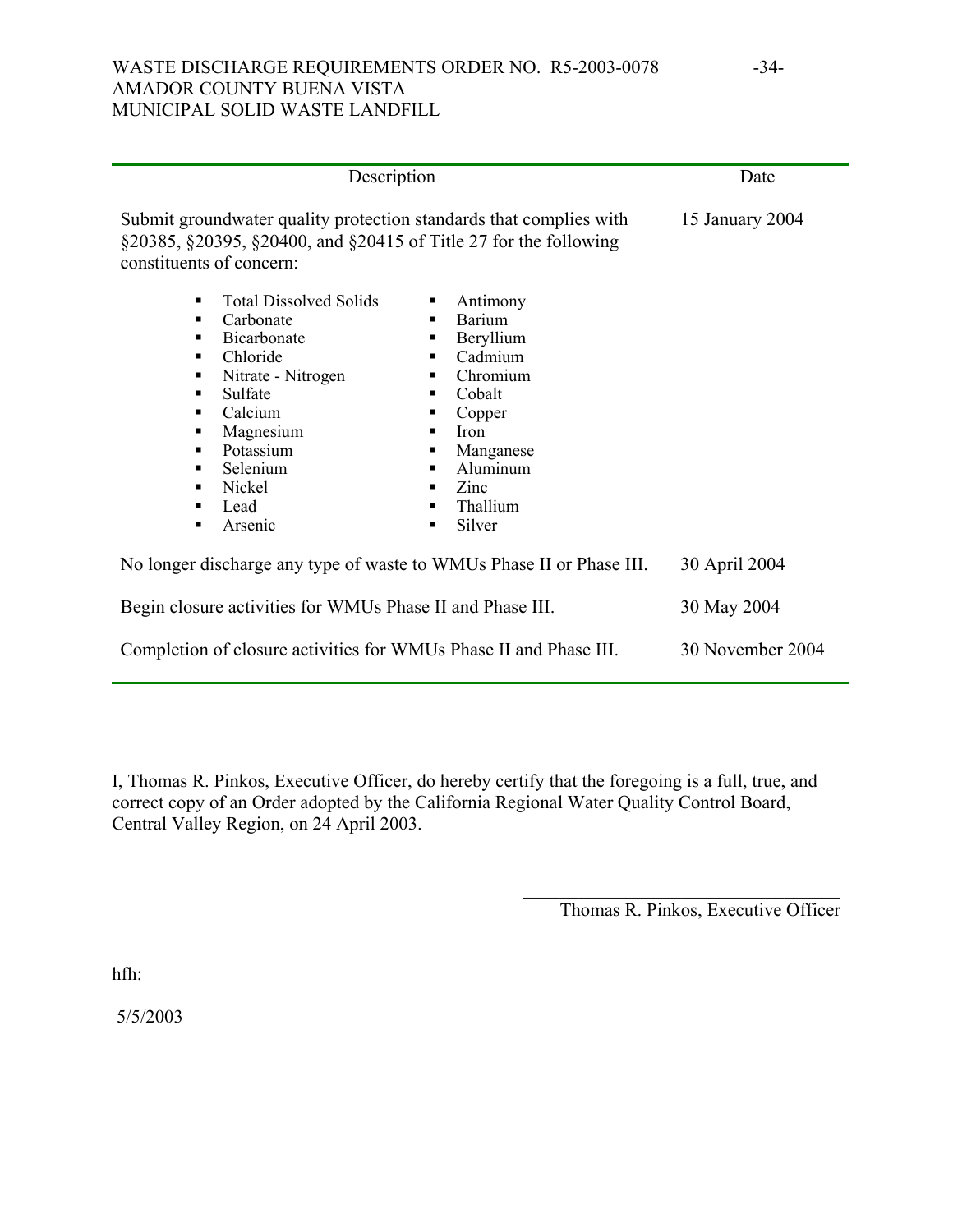| Description | Date |
|---|---|
| Submit groundwater quality protection standards that complies with §20385, §20395, §20400, and §20415 of Title 27 for the following constituents of concern: | 15 January 2004 |

- Total Dissolved Solids
- Carbonate
- Bicarbonate
- Chloride
- Nitrate - Nitrogen
- Sulfate
- Calcium
- Magnesium
- Potassium
- Selenium
- Nickel
- Lead
- Arsenic
- Antimony
- Barium
- Beryllium
- Cadmium
- Chromium
- Cobalt
- Copper
- Iron
- Manganese
- Aluminum
- Zinc
- Thallium
- Silver

| Description | Date |
|---|---|
| No longer discharge any type of waste to WMUs Phase II or Phase III. | 30 April 2004 |
| Begin closure activities for WMUs Phase II and Phase III. | 30 May 2004 |
| Completion of closure activities for WMUs Phase II and Phase III. | 30 November 2004 |

I, Thomas R. Pinkos, Executive Officer, do hereby certify that the foregoing is a full, true, and correct copy of an Order adopted by the California Regional Water Quality Control Board, Central Valley Region, on 24 April 2003.

\_\_\_\_\_\_\_\_\_\_\_\_\_\_\_\_\_\_\_\_\_\_\_\_\_\_\_\_\_\_\_\_\_\_\_

Thomas R. Pinkos, Executive Officer

hfh:

5/5/2003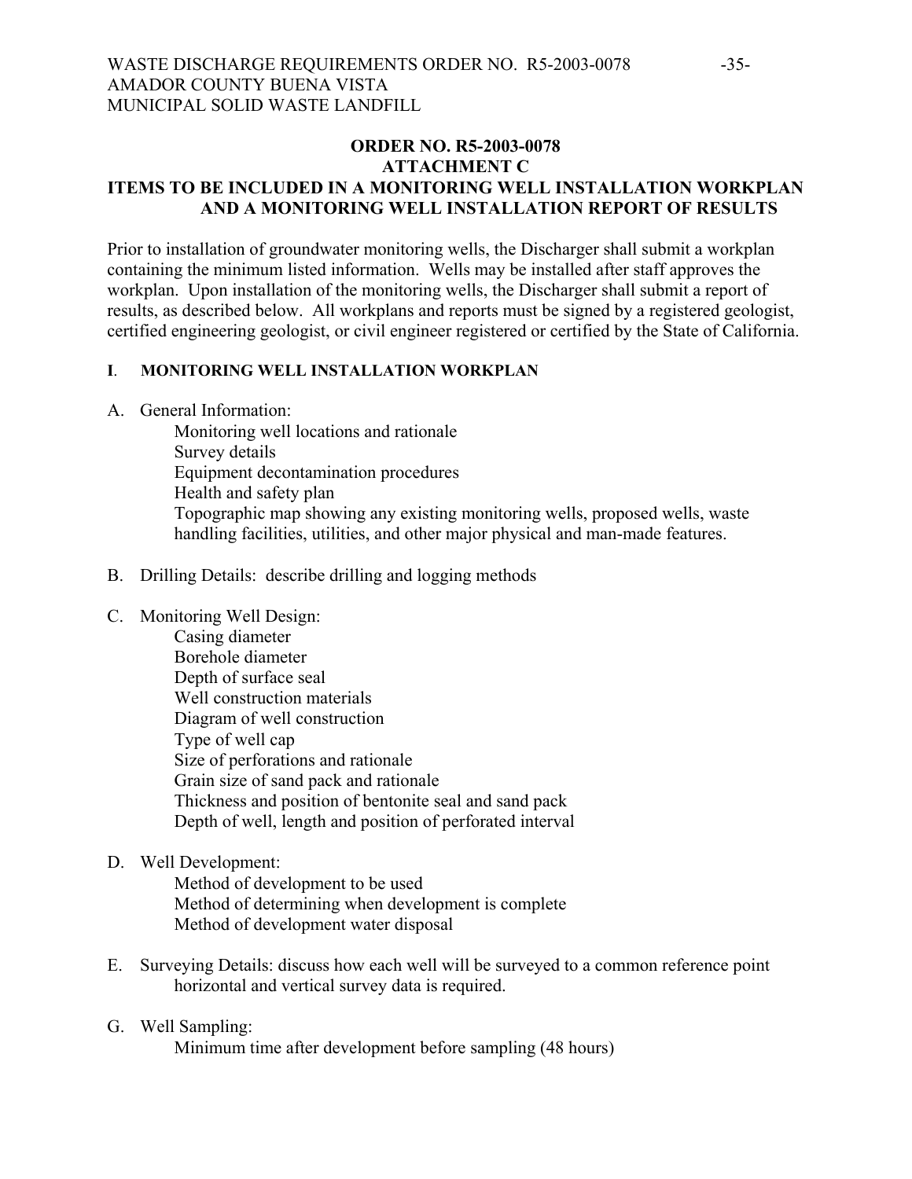**ORDER NO. R5-2003-0078**
**ATTACHMENT C**
**ITEMS TO BE INCLUDED IN A MONITORING WELL INSTALLATION WORKPLAN AND A MONITORING WELL INSTALLATION REPORT OF RESULTS**

Prior to installation of groundwater monitoring wells, the Discharger shall submit a workplan containing the minimum listed information. Wells may be installed after staff approves the workplan. Upon installation of the monitoring wells, the Discharger shall submit a report of results, as described below. All workplans and reports must be signed by a registered geologist, certified engineering geologist, or civil engineer registered or certified by the State of California.

**I. MONITORING WELL INSTALLATION WORKPLAN**

A. General Information:
  - Monitoring well locations and rationale
  - Survey details
  - Equipment decontamination procedures
  - Health and safety plan
  - Topographic map showing any existing monitoring wells, proposed wells, waste handling facilities, utilities, and other major physical and man-made features.

B. Drilling Details: describe drilling and logging methods

C. Monitoring Well Design:
  - Casing diameter
  - Borehole diameter
  - Depth of surface seal
  - Well construction materials
  - Diagram of well construction
  - Type of well cap
  - Size of perforations and rationale
  - Grain size of sand pack and rationale
  - Thickness and position of bentonite seal and sand pack
  - Depth of well, length and position of perforated interval

D. Well Development:
  - Method of development to be used
  - Method of determining when development is complete
  - Method of development water disposal

E. Surveying Details: discuss how each well will be surveyed to a common reference point horizontal and vertical survey data is required.

G. Well Sampling:
  - Minimum time after development before sampling (48 hours)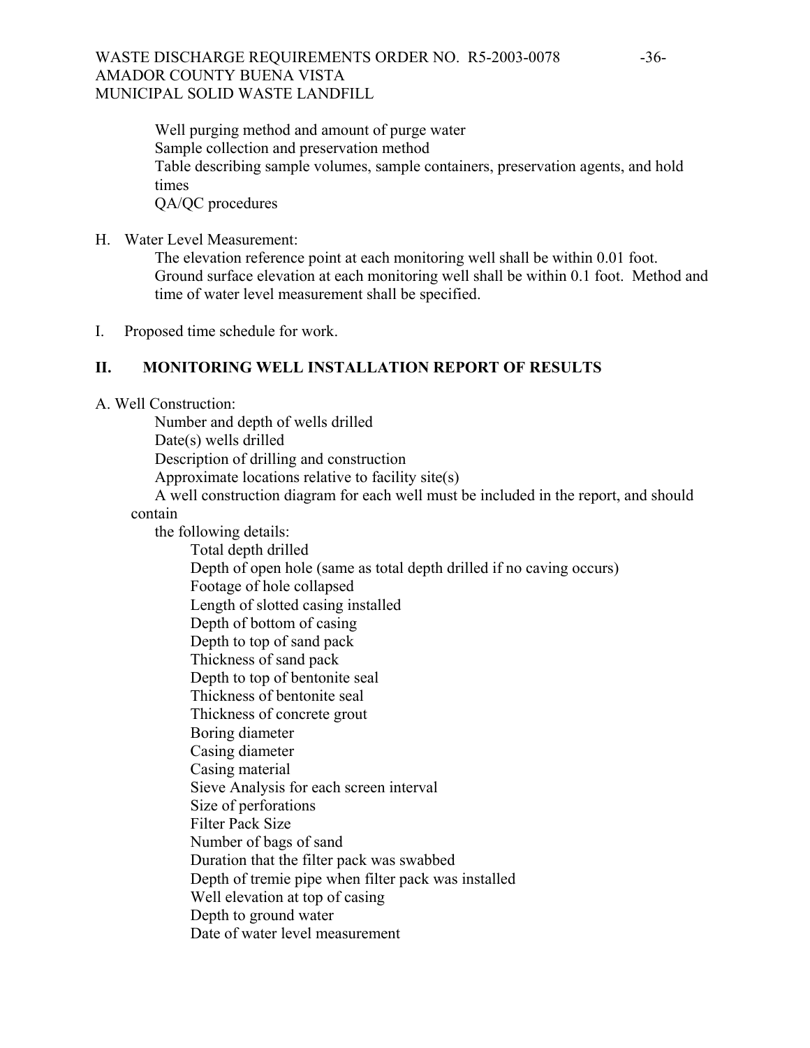Well purging method and amount of purge water
Sample collection and preservation method
Table describing sample volumes, sample containers, preservation agents, and hold times
QA/QC procedures

H. Water Level Measurement:

The elevation reference point at each monitoring well shall be within 0.01 foot. Ground surface elevation at each monitoring well shall be within 0.1 foot. Method and time of water level measurement shall be specified.

I. Proposed time schedule for work.

## II. MONITORING WELL INSTALLATION REPORT OF RESULTS

A. Well Construction:

Number and depth of wells drilled
Date(s) wells drilled
Description of drilling and construction
Approximate locations relative to facility site(s)
A well construction diagram for each well must be included in the report, and should contain the following details:

- Total depth drilled
- Depth of open hole (same as total depth drilled if no caving occurs)
- Footage of hole collapsed
- Length of slotted casing installed
- Depth of bottom of casing
- Depth to top of sand pack
- Thickness of sand pack
- Depth to top of bentonite seal
- Thickness of bentonite seal
- Thickness of concrete grout
- Boring diameter
- Casing diameter
- Casing material
- Sieve Analysis for each screen interval
- Size of perforations
- Filter Pack Size
- Number of bags of sand
- Duration that the filter pack was swabbed
- Depth of tremie pipe when filter pack was installed
- Well elevation at top of casing
- Depth to ground water
- Date of water level measurement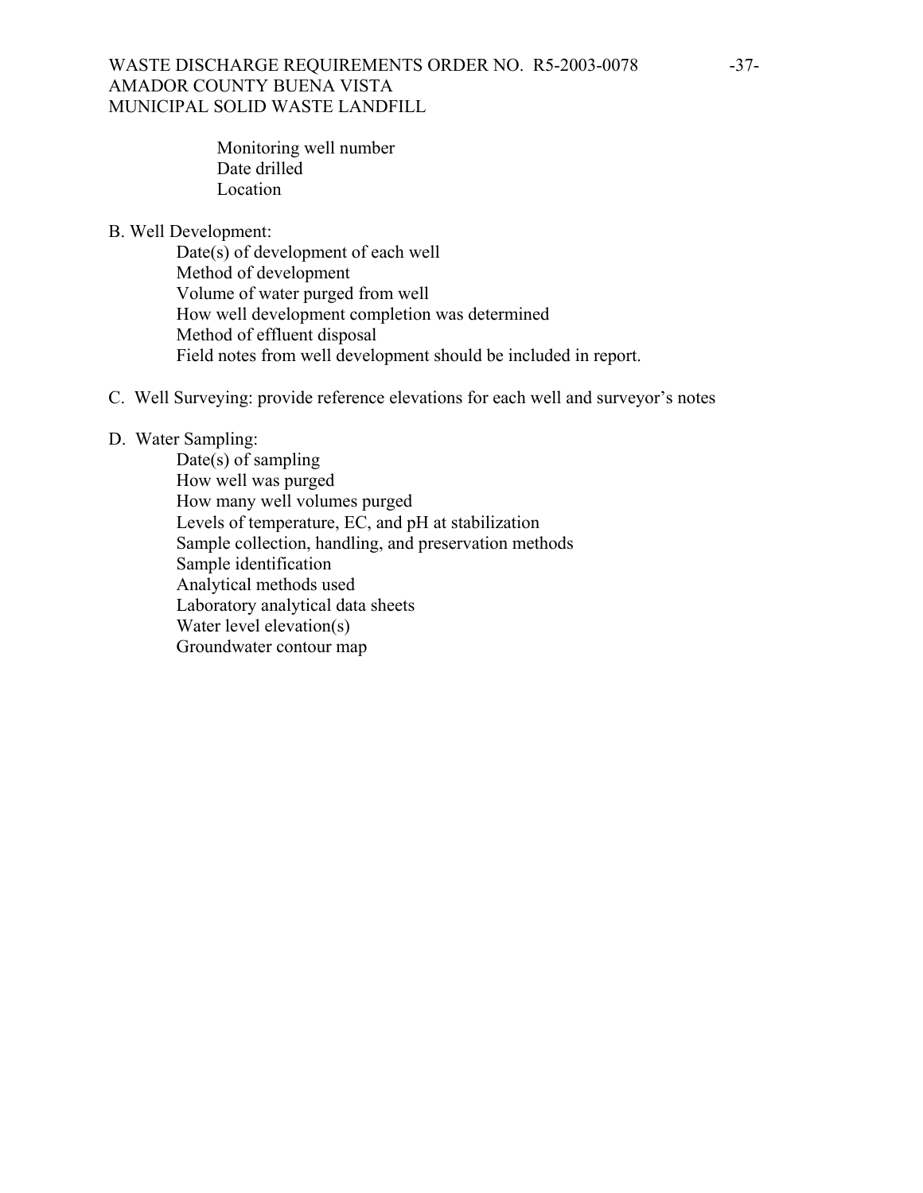Monitoring well number
Date drilled
Location

B. Well Development:

Date(s) of development of each well
Method of development
Volume of water purged from well
How well development completion was determined
Method of effluent disposal
Field notes from well development should be included in report.

C. Well Surveying: provide reference elevations for each well and surveyor's notes

D. Water Sampling:

Date(s) of sampling
How well was purged
How many well volumes purged
Levels of temperature, EC, and pH at stabilization
Sample collection, handling, and preservation methods
Sample identification
Analytical methods used
Laboratory analytical data sheets
Water level elevation(s)
Groundwater contour map